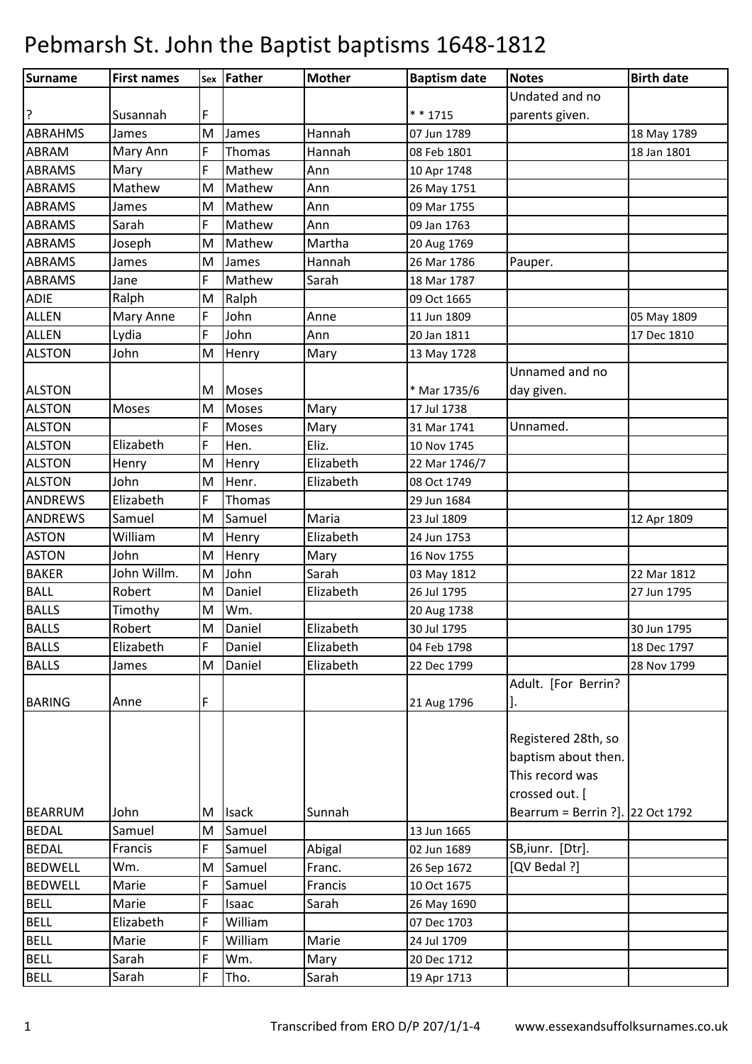# Pebmarsh St. John the Baptist baptisms 1648-1812

| Surname | First names | Sex | Father | Mother | Baptism date | Notes | Birth date |
|---|---|---|---|---|---|---|---|
| ? | Susannah | F | | | * * 1715 | Undated and no parents given. | |
| ABRAHMS | James | M | James | Hannah | 07 Jun 1789 | | 18 May 1789 |
| ABRAM | Mary Ann | F | Thomas | Hannah | 08 Feb 1801 | | 18 Jan 1801 |
| ABRAMS | Mary | F | Mathew | Ann | 10 Apr 1748 | | |
| ABRAMS | Mathew | M | Mathew | Ann | 26 May 1751 | | |
| ABRAMS | James | M | Mathew | Ann | 09 Mar 1755 | | |
| ABRAMS | Sarah | F | Mathew | Ann | 09 Jan 1763 | | |
| ABRAMS | Joseph | M | Mathew | Martha | 20 Aug 1769 | | |
| ABRAMS | James | M | James | Hannah | 26 Mar 1786 | Pauper. | |
| ABRAMS | Jane | F | Mathew | Sarah | 18 Mar 1787 | | |
| ADIE | Ralph | M | Ralph | | 09 Oct 1665 | | |
| ALLEN | Mary Anne | F | John | Anne | 11 Jun 1809 | | 05 May 1809 |
| ALLEN | Lydia | F | John | Ann | 20 Jan 1811 | | 17 Dec 1810 |
| ALSTON | John | M | Henry | Mary | 13 May 1728 | | |
| ALSTON | | M | Moses | | * Mar 1735/6 | Unnamed and no day given. | |
| ALSTON | Moses | M | Moses | Mary | 17 Jul 1738 | | |
| ALSTON | | F | Moses | Mary | 31 Mar 1741 | Unnamed. | |
| ALSTON | Elizabeth | F | Hen. | Eliz. | 10 Nov 1745 | | |
| ALSTON | Henry | M | Henry | Elizabeth | 22 Mar 1746/7 | | |
| ALSTON | John | M | Henr. | Elizabeth | 08 Oct 1749 | | |
| ANDREWS | Elizabeth | F | Thomas | | 29 Jun 1684 | | |
| ANDREWS | Samuel | M | Samuel | Maria | 23 Jul 1809 | | 12 Apr 1809 |
| ASTON | William | M | Henry | Elizabeth | 24 Jun 1753 | | |
| ASTON | John | M | Henry | Mary | 16 Nov 1755 | | |
| BAKER | John Willm. | M | John | Sarah | 03 May 1812 | | 22 Mar 1812 |
| BALL | Robert | M | Daniel | Elizabeth | 26 Jul 1795 | | 27 Jun 1795 |
| BALLS | Timothy | M | Wm. | | 20 Aug 1738 | | |
| BALLS | Robert | M | Daniel | Elizabeth | 30 Jul 1795 | | 30 Jun 1795 |
| BALLS | Elizabeth | F | Daniel | Elizabeth | 04 Feb 1798 | | 18 Dec 1797 |
| BALLS | James | M | Daniel | Elizabeth | 22 Dec 1799 | | 28 Nov 1799 |
| BARING | Anne | F | | | 21 Aug 1796 | Adult. [For Berrin? ]. | |
| BEARRUM | John | M | Isack | Sunnah | | Registered 28th, so baptism about then. This record was crossed out. [ Bearrum = Berrin ?]. | 22 Oct 1792 |
| BEDAL | Samuel | M | Samuel | | 13 Jun 1665 | | |
| BEDAL | Francis | F | Samuel | Abigal | 02 Jun 1689 | SB,iunr. [Dtr]. | |
| BEDWELL | Wm. | M | Samuel | Franc. | 26 Sep 1672 | [QV Bedal ?] | |
| BEDWELL | Marie | F | Samuel | Francis | 10 Oct 1675 | | |
| BELL | Marie | F | Isaac | Sarah | 26 May 1690 | | |
| BELL | Elizabeth | F | William | | 07 Dec 1703 | | |
| BELL | Marie | F | William | Marie | 24 Jul 1709 | | |
| BELL | Sarah | F | Wm. | Mary | 20 Dec 1712 | | |
| BELL | Sarah | F | Tho. | Sarah | 19 Apr 1713 | | |

Transcribed from ERO D/P 207/1/1-4 www.essexandsuffolksurnames.co.uk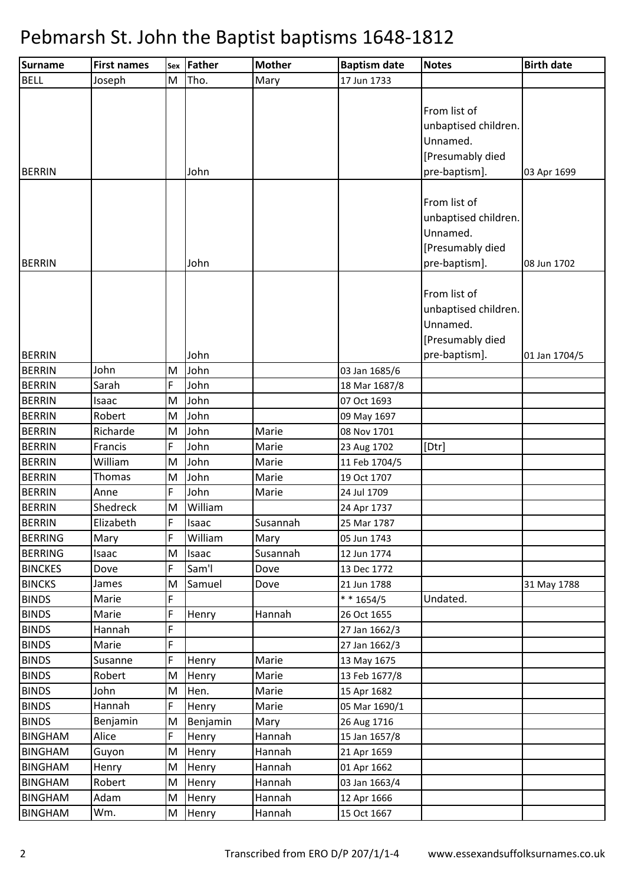# Pebmarsh St. John the Baptist baptisms 1648-1812

| Surname | First names | Sex | Father | Mother | Baptism date | Notes | Birth date |
|---|---|---|---|---|---|---|---|
| BELL | Joseph | M | Tho. | Mary | 17 Jun 1733 | | |
| BERRIN | | | John | | | From list of unbaptised children. Unnamed. [Presumably died pre-baptism]. | 03 Apr 1699 |
| BERRIN | | | John | | | From list of unbaptised children. Unnamed. [Presumably died pre-baptism]. | 08 Jun 1702 |
| BERRIN | | | John | | | From list of unbaptised children. Unnamed. [Presumably died pre-baptism]. | 01 Jan 1704/5 |
| BERRIN | John | M | John | | 03 Jan 1685/6 | | |
| BERRIN | Sarah | F | John | | 18 Mar 1687/8 | | |
| BERRIN | Isaac | M | John | | 07 Oct 1693 | | |
| BERRIN | Robert | M | John | | 09 May 1697 | | |
| BERRIN | Richarde | M | John | Marie | 08 Nov 1701 | | |
| BERRIN | Francis | F | John | Marie | 23 Aug 1702 | [Dtr] | |
| BERRIN | William | M | John | Marie | 11 Feb 1704/5 | | |
| BERRIN | Thomas | M | John | Marie | 19 Oct 1707 | | |
| BERRIN | Anne | F | John | Marie | 24 Jul 1709 | | |
| BERRIN | Shedreck | M | William | | 24 Apr 1737 | | |
| BERRIN | Elizabeth | F | Isaac | Susannah | 25 Mar 1787 | | |
| BERRING | Mary | F | William | Mary | 05 Jun 1743 | | |
| BERRING | Isaac | M | Isaac | Susannah | 12 Jun 1774 | | |
| BINCKES | Dove | F | Sam'l | Dove | 13 Dec 1772 | | |
| BINCKS | James | M | Samuel | Dove | 21 Jun 1788 | | 31 May 1788 |
| BINDS | Marie | F | | | * * 1654/5 | Undated. | |
| BINDS | Marie | F | Henry | Hannah | 26 Oct 1655 | | |
| BINDS | Hannah | F | | | 27 Jan 1662/3 | | |
| BINDS | Marie | F | | | 27 Jan 1662/3 | | |
| BINDS | Susanne | F | Henry | Marie | 13 May 1675 | | |
| BINDS | Robert | M | Henry | Marie | 13 Feb 1677/8 | | |
| BINDS | John | M | Hen. | Marie | 15 Apr 1682 | | |
| BINDS | Hannah | F | Henry | Marie | 05 Mar 1690/1 | | |
| BINDS | Benjamin | M | Benjamin | Mary | 26 Aug 1716 | | |
| BINGHAM | Alice | F | Henry | Hannah | 15 Jan 1657/8 | | |
| BINGHAM | Guyon | M | Henry | Hannah | 21 Apr 1659 | | |
| BINGHAM | Henry | M | Henry | Hannah | 01 Apr 1662 | | |
| BINGHAM | Robert | M | Henry | Hannah | 03 Jan 1663/4 | | |
| BINGHAM | Adam | M | Henry | Hannah | 12 Apr 1666 | | |
| BINGHAM | Wm. | M | Henry | Hannah | 15 Oct 1667 | | |

Transcribed from ERO D/P 207/1/1-4 www.essexandsuffolksurnames.co.uk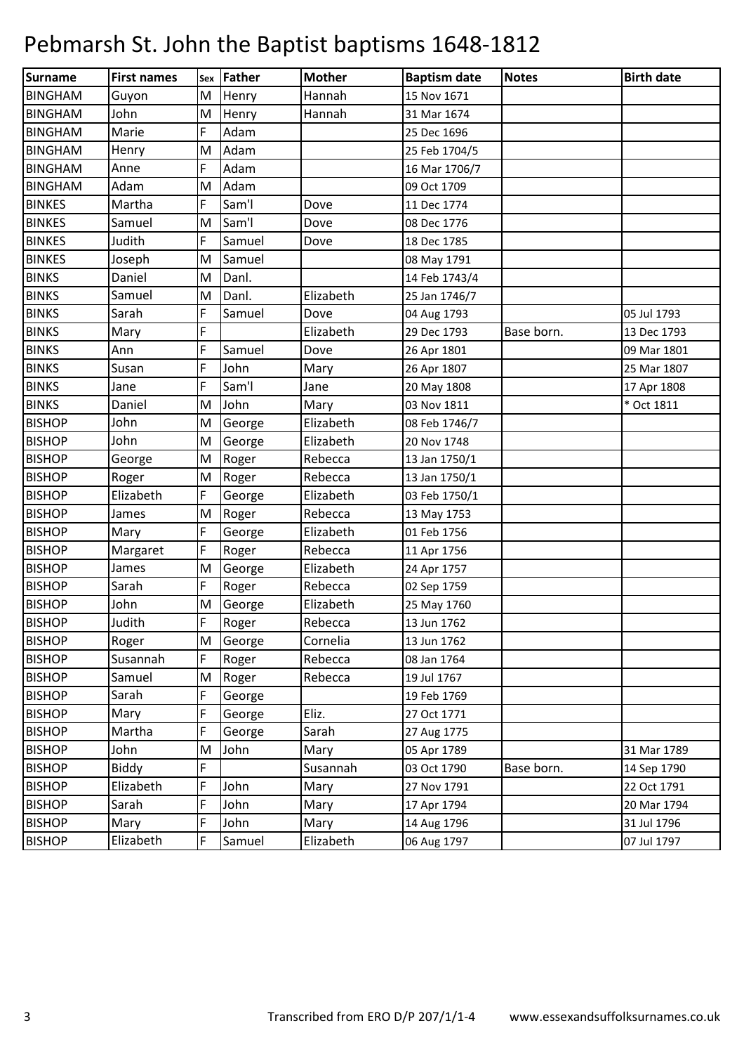# Pebmarsh St. John the Baptist baptisms 1648-1812

| Surname | First names | Sex | Father | Mother | Baptism date | Notes | Birth date |
|---|---|---|---|---|---|---|---|
| BINGHAM | Guyon | M | Henry | Hannah | 15 Nov 1671 | | |
| BINGHAM | John | M | Henry | Hannah | 31 Mar 1674 | | |
| BINGHAM | Marie | F | Adam | | 25 Dec 1696 | | |
| BINGHAM | Henry | M | Adam | | 25 Feb 1704/5 | | |
| BINGHAM | Anne | F | Adam | | 16 Mar 1706/7 | | |
| BINGHAM | Adam | M | Adam | | 09 Oct 1709 | | |
| BINKES | Martha | F | Sam'l | Dove | 11 Dec 1774 | | |
| BINKES | Samuel | M | Sam'l | Dove | 08 Dec 1776 | | |
| BINKES | Judith | F | Samuel | Dove | 18 Dec 1785 | | |
| BINKES | Joseph | M | Samuel | | 08 May 1791 | | |
| BINKS | Daniel | M | Danl. | | 14 Feb 1743/4 | | |
| BINKS | Samuel | M | Danl. | Elizabeth | 25 Jan 1746/7 | | |
| BINKS | Sarah | F | Samuel | Dove | 04 Aug 1793 | | 05 Jul 1793 |
| BINKS | Mary | F | | Elizabeth | 29 Dec 1793 | Base born. | 13 Dec 1793 |
| BINKS | Ann | F | Samuel | Dove | 26 Apr 1801 | | 09 Mar 1801 |
| BINKS | Susan | F | John | Mary | 26 Apr 1807 | | 25 Mar 1807 |
| BINKS | Jane | F | Sam'l | Jane | 20 May 1808 | | 17 Apr 1808 |
| BINKS | Daniel | M | John | Mary | 03 Nov 1811 | | * Oct 1811 |
| BISHOP | John | M | George | Elizabeth | 08 Feb 1746/7 | | |
| BISHOP | John | M | George | Elizabeth | 20 Nov 1748 | | |
| BISHOP | George | M | Roger | Rebecca | 13 Jan 1750/1 | | |
| BISHOP | Roger | M | Roger | Rebecca | 13 Jan 1750/1 | | |
| BISHOP | Elizabeth | F | George | Elizabeth | 03 Feb 1750/1 | | |
| BISHOP | James | M | Roger | Rebecca | 13 May 1753 | | |
| BISHOP | Mary | F | George | Elizabeth | 01 Feb 1756 | | |
| BISHOP | Margaret | F | Roger | Rebecca | 11 Apr 1756 | | |
| BISHOP | James | M | George | Elizabeth | 24 Apr 1757 | | |
| BISHOP | Sarah | F | Roger | Rebecca | 02 Sep 1759 | | |
| BISHOP | John | M | George | Elizabeth | 25 May 1760 | | |
| BISHOP | Judith | F | Roger | Rebecca | 13 Jun 1762 | | |
| BISHOP | Roger | M | George | Cornelia | 13 Jun 1762 | | |
| BISHOP | Susannah | F | Roger | Rebecca | 08 Jan 1764 | | |
| BISHOP | Samuel | M | Roger | Rebecca | 19 Jul 1767 | | |
| BISHOP | Sarah | F | George | | 19 Feb 1769 | | |
| BISHOP | Mary | F | George | Eliz. | 27 Oct 1771 | | |
| BISHOP | Martha | F | George | Sarah | 27 Aug 1775 | | |
| BISHOP | John | M | John | Mary | 05 Apr 1789 | | 31 Mar 1789 |
| BISHOP | Biddy | F | | Susannah | 03 Oct 1790 | Base born. | 14 Sep 1790 |
| BISHOP | Elizabeth | F | John | Mary | 27 Nov 1791 | | 22 Oct 1791 |
| BISHOP | Sarah | F | John | Mary | 17 Apr 1794 | | 20 Mar 1794 |
| BISHOP | Mary | F | John | Mary | 14 Aug 1796 | | 31 Jul 1796 |
| BISHOP | Elizabeth | F | Samuel | Elizabeth | 06 Aug 1797 | | 07 Jul 1797 |

Transcribed from ERO D/P 207/1/1-4 www.essexandsuffolksurnames.co.uk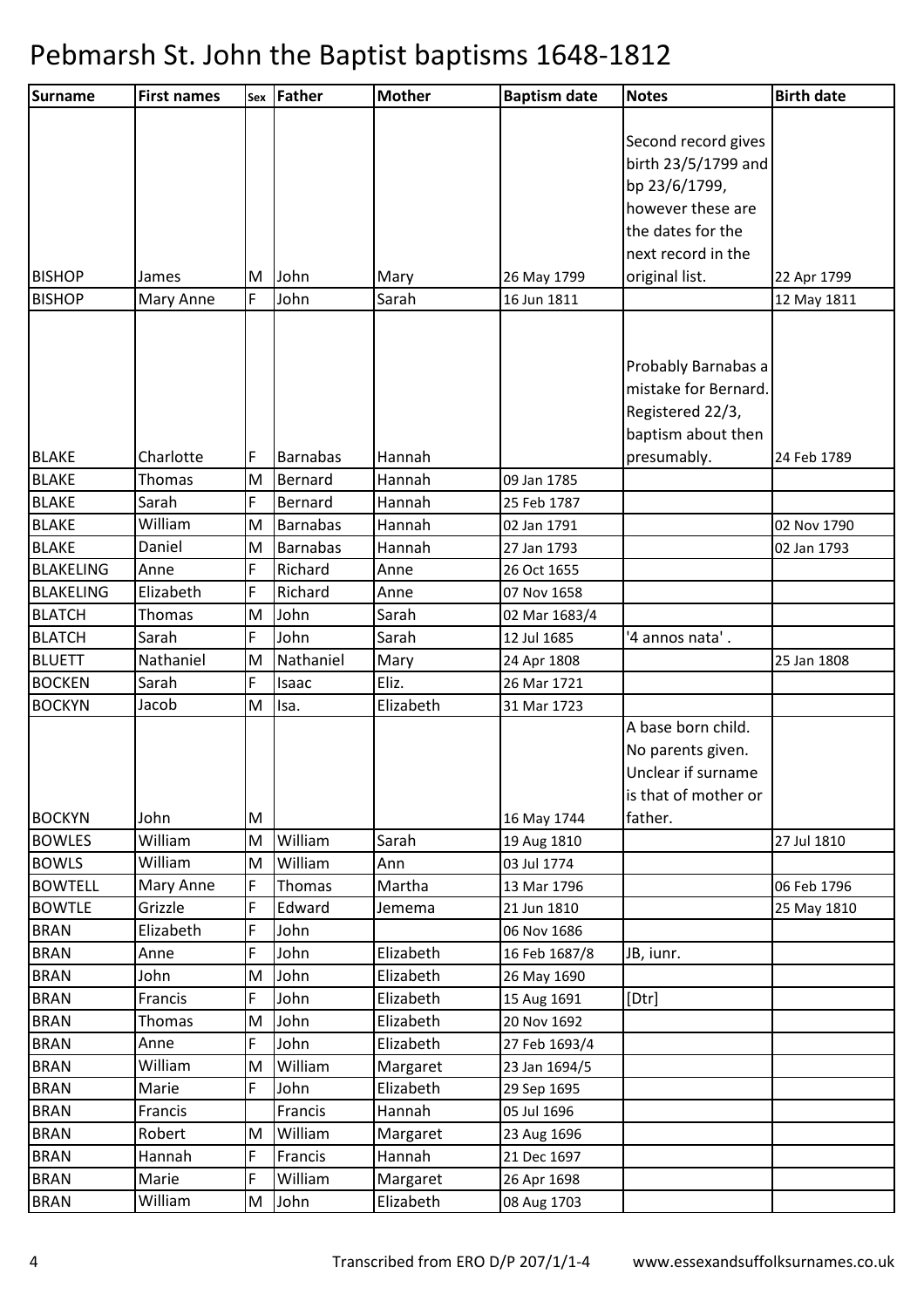# Pebmarsh St. John the Baptist baptisms 1648-1812

| Surname | First names | Sex | Father | Mother | Baptism date | Notes | Birth date |
|---|---|---|---|---|---|---|---|
| BISHOP | James | M | John | Mary | 26 May 1799 | Second record gives birth 23/5/1799 and bp 23/6/1799, however these are the dates for the next record in the original list. | 22 Apr 1799 |
| BISHOP | Mary Anne | F | John | Sarah | 16 Jun 1811 | | 12 May 1811 |
| BLAKE | Charlotte | F | Barnabas | Hannah | | Probably Barnabas a mistake for Bernard. Registered 22/3, baptism about then presumably. | 24 Feb 1789 |
| BLAKE | Thomas | M | Bernard | Hannah | 09 Jan 1785 | | |
| BLAKE | Sarah | F | Bernard | Hannah | 25 Feb 1787 | | |
| BLAKE | William | M | Barnabas | Hannah | 02 Jan 1791 | | 02 Nov 1790 |
| BLAKE | Daniel | M | Barnabas | Hannah | 27 Jan 1793 | | 02 Jan 1793 |
| BLAKELING | Anne | F | Richard | Anne | 26 Oct 1655 | | |
| BLAKELING | Elizabeth | F | Richard | Anne | 07 Nov 1658 | | |
| BLATCH | Thomas | M | John | Sarah | 02 Mar 1683/4 | | |
| BLATCH | Sarah | F | John | Sarah | 12 Jul 1685 | '4 annos nata' . | |
| BLUETT | Nathaniel | M | Nathaniel | Mary | 24 Apr 1808 | | 25 Jan 1808 |
| BOCKEN | Sarah | F | Isaac | Eliz. | 26 Mar 1721 | | |
| BOCKYN | Jacob | M | Isa. | Elizabeth | 31 Mar 1723 | | |
| BOCKYN | John | M | | | 16 May 1744 | A base born child. No parents given. Unclear if surname is that of mother or father. | |
| BOWLES | William | M | William | Sarah | 19 Aug 1810 | | 27 Jul 1810 |
| BOWLS | William | M | William | Ann | 03 Jul 1774 | | |
| BOWTELL | Mary Anne | F | Thomas | Martha | 13 Mar 1796 | | 06 Feb 1796 |
| BOWTLE | Grizzle | F | Edward | Jemema | 21 Jun 1810 | | 25 May 1810 |
| BRAN | Elizabeth | F | John | | 06 Nov 1686 | | |
| BRAN | Anne | F | John | Elizabeth | 16 Feb 1687/8 | JB, iunr. | |
| BRAN | John | M | John | Elizabeth | 26 May 1690 | | |
| BRAN | Francis | F | John | Elizabeth | 15 Aug 1691 | [Dtr] | |
| BRAN | Thomas | M | John | Elizabeth | 20 Nov 1692 | | |
| BRAN | Anne | F | John | Elizabeth | 27 Feb 1693/4 | | |
| BRAN | William | M | William | Margaret | 23 Jan 1694/5 | | |
| BRAN | Marie | F | John | Elizabeth | 29 Sep 1695 | | |
| BRAN | Francis | | Francis | Hannah | 05 Jul 1696 | | |
| BRAN | Robert | M | William | Margaret | 23 Aug 1696 | | |
| BRAN | Hannah | F | Francis | Hannah | 21 Dec 1697 | | |
| BRAN | Marie | F | William | Margaret | 26 Apr 1698 | | |
| BRAN | William | M | John | Elizabeth | 08 Aug 1703 | | |

Transcribed from ERO D/P 207/1/1-4 www.essexandsuffolksurnames.co.uk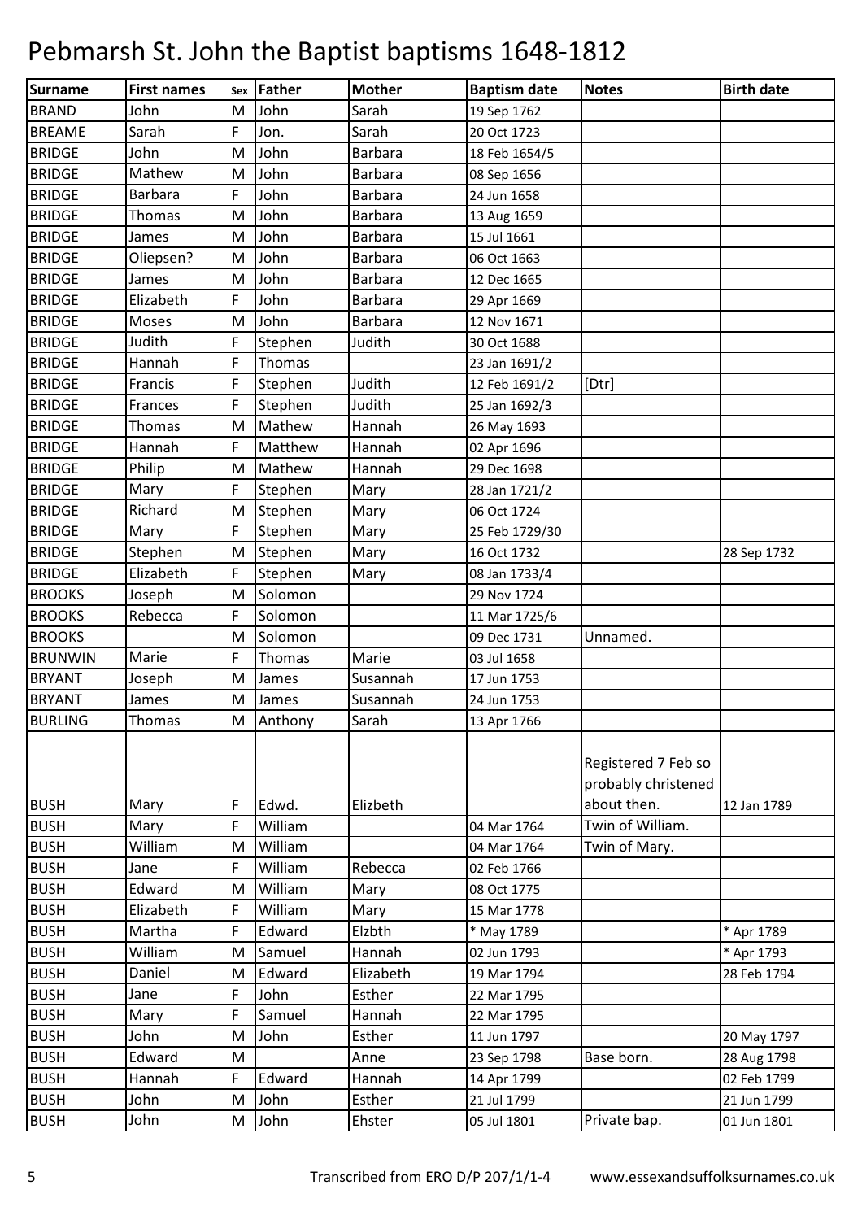# Pebmarsh St. John the Baptist baptisms 1648-1812

| Surname | First names | Sex | Father | Mother | Baptism date | Notes | Birth date |
|---|---|---|---|---|---|---|---|
| BRAND | John | M | John | Sarah | 19 Sep 1762 | | |
| BREAME | Sarah | F | Jon. | Sarah | 20 Oct 1723 | | |
| BRIDGE | John | M | John | Barbara | 18 Feb 1654/5 | | |
| BRIDGE | Mathew | M | John | Barbara | 08 Sep 1656 | | |
| BRIDGE | Barbara | F | John | Barbara | 24 Jun 1658 | | |
| BRIDGE | Thomas | M | John | Barbara | 13 Aug 1659 | | |
| BRIDGE | James | M | John | Barbara | 15 Jul 1661 | | |
| BRIDGE | Oliepsen? | M | John | Barbara | 06 Oct 1663 | | |
| BRIDGE | James | M | John | Barbara | 12 Dec 1665 | | |
| BRIDGE | Elizabeth | F | John | Barbara | 29 Apr 1669 | | |
| BRIDGE | Moses | M | John | Barbara | 12 Nov 1671 | | |
| BRIDGE | Judith | F | Stephen | Judith | 30 Oct 1688 | | |
| BRIDGE | Hannah | F | Thomas | | 23 Jan 1691/2 | | |
| BRIDGE | Francis | F | Stephen | Judith | 12 Feb 1691/2 | [Dtr] | |
| BRIDGE | Frances | F | Stephen | Judith | 25 Jan 1692/3 | | |
| BRIDGE | Thomas | M | Mathew | Hannah | 26 May 1693 | | |
| BRIDGE | Hannah | F | Matthew | Hannah | 02 Apr 1696 | | |
| BRIDGE | Philip | M | Mathew | Hannah | 29 Dec 1698 | | |
| BRIDGE | Mary | F | Stephen | Mary | 28 Jan 1721/2 | | |
| BRIDGE | Richard | M | Stephen | Mary | 06 Oct 1724 | | |
| BRIDGE | Mary | F | Stephen | Mary | 25 Feb 1729/30 | | |
| BRIDGE | Stephen | M | Stephen | Mary | 16 Oct 1732 | | 28 Sep 1732 |
| BRIDGE | Elizabeth | F | Stephen | Mary | 08 Jan 1733/4 | | |
| BROOKS | Joseph | M | Solomon | | 29 Nov 1724 | | |
| BROOKS | Rebecca | F | Solomon | | 11 Mar 1725/6 | | |
| BROOKS | | M | Solomon | | 09 Dec 1731 | Unnamed. | |
| BRUNWIN | Marie | F | Thomas | Marie | 03 Jul 1658 | | |
| BRYANT | Joseph | M | James | Susannah | 17 Jun 1753 | | |
| BRYANT | James | M | James | Susannah | 24 Jun 1753 | | |
| BURLING | Thomas | M | Anthony | Sarah | 13 Apr 1766 | | |
| BUSH | Mary | F | Edwd. | Elizbeth | | Registered 7 Feb so probably christened about then. | 12 Jan 1789 |
| BUSH | Mary | F | William | | 04 Mar 1764 | Twin of William. | |
| BUSH | William | M | William | | 04 Mar 1764 | Twin of Mary. | |
| BUSH | Jane | F | William | Rebecca | 02 Feb 1766 | | |
| BUSH | Edward | M | William | Mary | 08 Oct 1775 | | |
| BUSH | Elizabeth | F | William | Mary | 15 Mar 1778 | | |
| BUSH | Martha | F | Edward | Elzbth | * May 1789 | | * Apr 1789 |
| BUSH | William | M | Samuel | Hannah | 02 Jun 1793 | | * Apr 1793 |
| BUSH | Daniel | M | Edward | Elizabeth | 19 Mar 1794 | | 28 Feb 1794 |
| BUSH | Jane | F | John | Esther | 22 Mar 1795 | | |
| BUSH | Mary | F | Samuel | Hannah | 22 Mar 1795 | | |
| BUSH | John | M | John | Esther | 11 Jun 1797 | | 20 May 1797 |
| BUSH | Edward | M | | Anne | 23 Sep 1798 | Base born. | 28 Aug 1798 |
| BUSH | Hannah | F | Edward | Hannah | 14 Apr 1799 | | 02 Feb 1799 |
| BUSH | John | M | John | Esther | 21 Jul 1799 | | 21 Jun 1799 |
| BUSH | John | M | John | Ehster | 05 Jul 1801 | Private bap. | 01 Jun 1801 |

Transcribed from ERO D/P 207/1/1-4 www.essexandsuffolksurnames.co.uk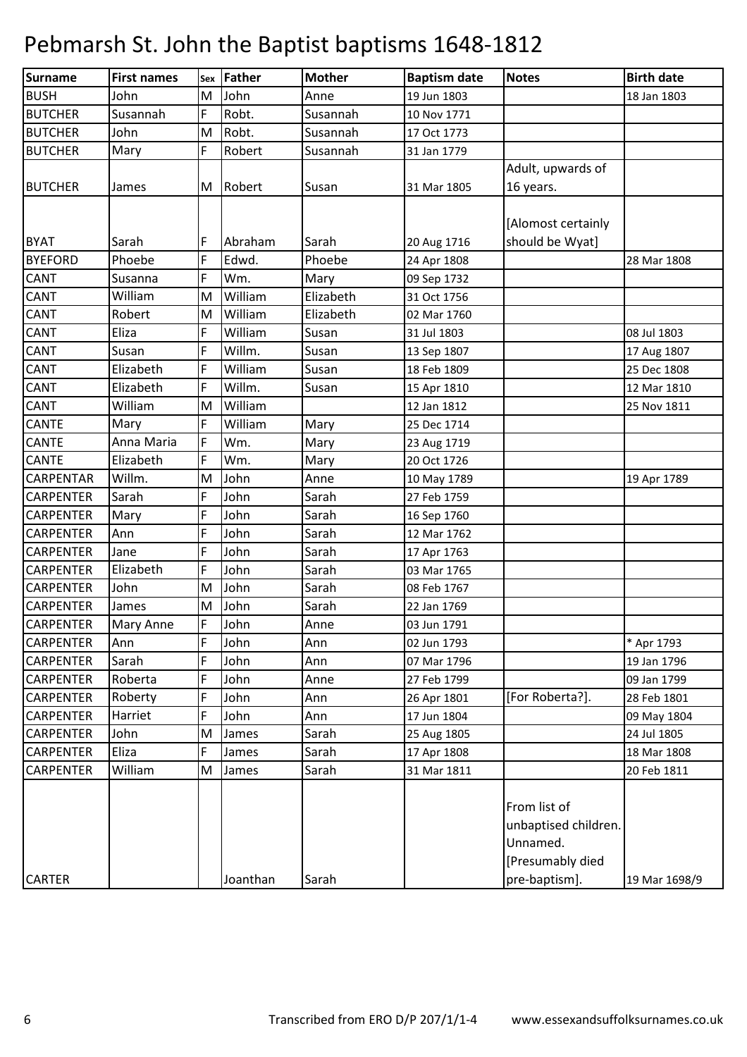# Pebmarsh St. John the Baptist baptisms 1648-1812

| Surname | First names | Sex | Father | Mother | Baptism date | Notes | Birth date |
|---|---|---|---|---|---|---|---|
| BUSH | John | M | John | Anne | 19 Jun 1803 | | 18 Jan 1803 |
| BUTCHER | Susannah | F | Robt. | Susannah | 10 Nov 1771 | | |
| BUTCHER | John | M | Robt. | Susannah | 17 Oct 1773 | | |
| BUTCHER | Mary | F | Robert | Susannah | 31 Jan 1779 | | |
| BUTCHER | James | M | Robert | Susan | 31 Mar 1805 | Adult, upwards of 16 years. | |
| BYAT | Sarah | F | Abraham | Sarah | 20 Aug 1716 | [Alomost certainly should be Wyat] | |
| BYEFORD | Phoebe | F | Edwd. | Phoebe | 24 Apr 1808 | | 28 Mar 1808 |
| CANT | Susanna | F | Wm. | Mary | 09 Sep 1732 | | |
| CANT | William | M | William | Elizabeth | 31 Oct 1756 | | |
| CANT | Robert | M | William | Elizabeth | 02 Mar 1760 | | |
| CANT | Eliza | F | William | Susan | 31 Jul 1803 | | 08 Jul 1803 |
| CANT | Susan | F | Willm. | Susan | 13 Sep 1807 | | 17 Aug 1807 |
| CANT | Elizabeth | F | William | Susan | 18 Feb 1809 | | 25 Dec 1808 |
| CANT | Elizabeth | F | Willm. | Susan | 15 Apr 1810 | | 12 Mar 1810 |
| CANT | William | M | William | | 12 Jan 1812 | | 25 Nov 1811 |
| CANTE | Mary | F | William | Mary | 25 Dec 1714 | | |
| CANTE | Anna Maria | F | Wm. | Mary | 23 Aug 1719 | | |
| CANTE | Elizabeth | F | Wm. | Mary | 20 Oct 1726 | | |
| CARPENTAR | Willm. | M | John | Anne | 10 May 1789 | | 19 Apr 1789 |
| CARPENTER | Sarah | F | John | Sarah | 27 Feb 1759 | | |
| CARPENTER | Mary | F | John | Sarah | 16 Sep 1760 | | |
| CARPENTER | Ann | F | John | Sarah | 12 Mar 1762 | | |
| CARPENTER | Jane | F | John | Sarah | 17 Apr 1763 | | |
| CARPENTER | Elizabeth | F | John | Sarah | 03 Mar 1765 | | |
| CARPENTER | John | M | John | Sarah | 08 Feb 1767 | | |
| CARPENTER | James | M | John | Sarah | 22 Jan 1769 | | |
| CARPENTER | Mary Anne | F | John | Anne | 03 Jun 1791 | | |
| CARPENTER | Ann | F | John | Ann | 02 Jun 1793 | | * Apr 1793 |
| CARPENTER | Sarah | F | John | Ann | 07 Mar 1796 | | 19 Jan 1796 |
| CARPENTER | Roberta | F | John | Anne | 27 Feb 1799 | | 09 Jan 1799 |
| CARPENTER | Roberty | F | John | Ann | 26 Apr 1801 | [For Roberta?]. | 28 Feb 1801 |
| CARPENTER | Harriet | F | John | Ann | 17 Jun 1804 | | 09 May 1804 |
| CARPENTER | John | M | James | Sarah | 25 Aug 1805 | | 24 Jul 1805 |
| CARPENTER | Eliza | F | James | Sarah | 17 Apr 1808 | | 18 Mar 1808 |
| CARPENTER | William | M | James | Sarah | 31 Mar 1811 | | 20 Feb 1811 |
| CARTER | | | Joanthan | Sarah | | From list of unbaptised children. Unnamed. [Presumably died pre-baptism]. | 19 Mar 1698/9 |

Transcribed from ERO D/P 207/1/1-4 www.essexandsuffolksurnames.co.uk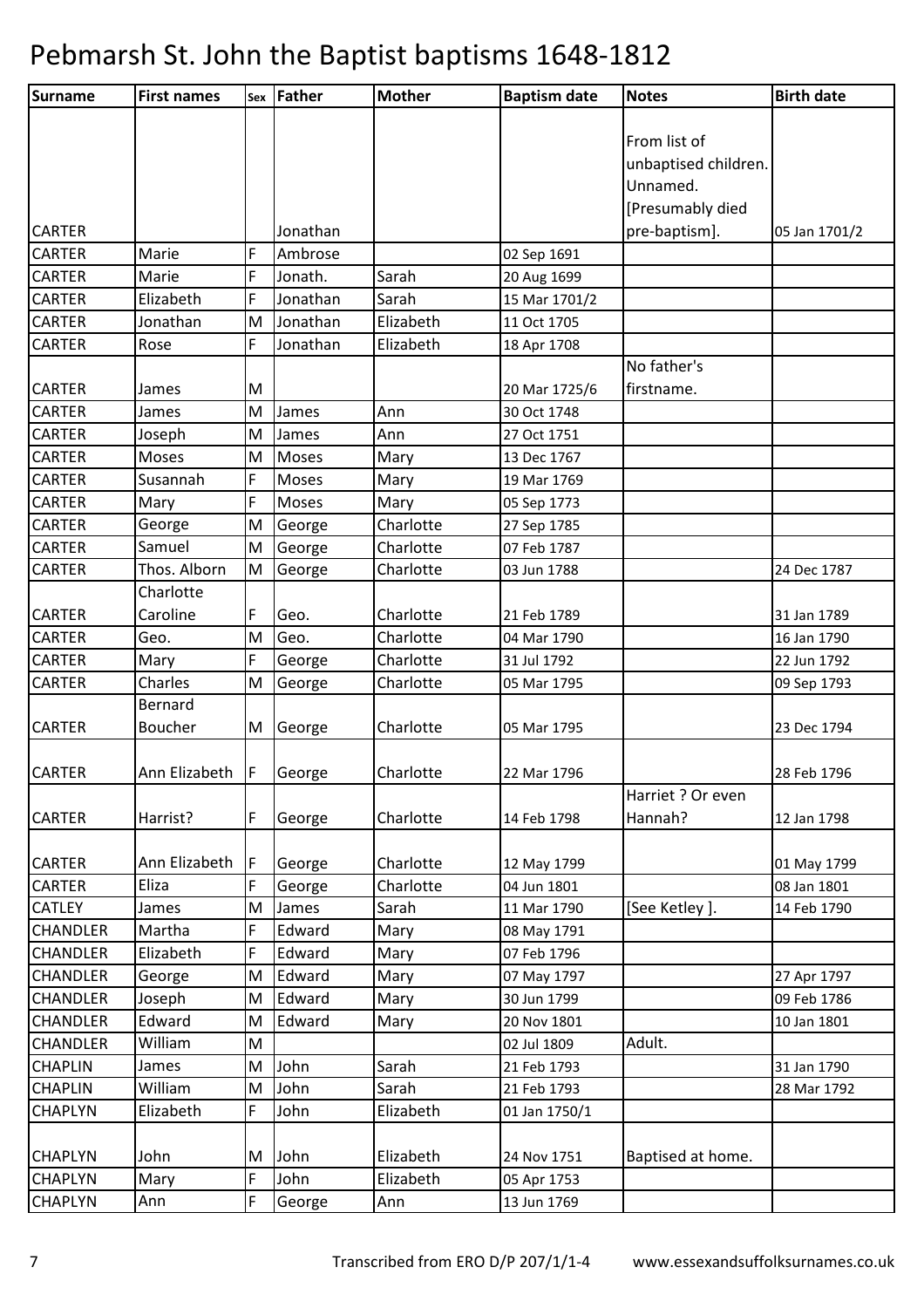# Pebmarsh St. John the Baptist baptisms 1648-1812

| Surname | First names | Sex | Father | Mother | Baptism date | Notes | Birth date |
|---|---|---|---|---|---|---|---|
| CARTER | | | Jonathan | | | From list of unbaptised children. Unnamed. [Presumably died pre-baptism]. | 05 Jan 1701/2 |
| CARTER | Marie | F | Ambrose | | 02 Sep 1691 | | |
| CARTER | Marie | F | Jonath. | Sarah | 20 Aug 1699 | | |
| CARTER | Elizabeth | F | Jonathan | Sarah | 15 Mar 1701/2 | | |
| CARTER | Jonathan | M | Jonathan | Elizabeth | 11 Oct 1705 | | |
| CARTER | Rose | F | Jonathan | Elizabeth | 18 Apr 1708 | | |
| CARTER | James | M | | | 20 Mar 1725/6 | No father's firstname. | |
| CARTER | James | M | James | Ann | 30 Oct 1748 | | |
| CARTER | Joseph | M | James | Ann | 27 Oct 1751 | | |
| CARTER | Moses | M | Moses | Mary | 13 Dec 1767 | | |
| CARTER | Susannah | F | Moses | Mary | 19 Mar 1769 | | |
| CARTER | Mary | F | Moses | Mary | 05 Sep 1773 | | |
| CARTER | George | M | George | Charlotte | 27 Sep 1785 | | |
| CARTER | Samuel | M | George | Charlotte | 07 Feb 1787 | | |
| CARTER | Thos. Alborn | M | George | Charlotte | 03 Jun 1788 | | 24 Dec 1787 |
| CARTER | Charlotte Caroline | F | Geo. | Charlotte | 21 Feb 1789 | | 31 Jan 1789 |
| CARTER | Geo. | M | Geo. | Charlotte | 04 Mar 1790 | | 16 Jan 1790 |
| CARTER | Mary | F | George | Charlotte | 31 Jul 1792 | | 22 Jun 1792 |
| CARTER | Charles | M | George | Charlotte | 05 Mar 1795 | | 09 Sep 1793 |
| CARTER | Bernard Boucher | M | George | Charlotte | 05 Mar 1795 | | 23 Dec 1794 |
| CARTER | Ann Elizabeth | F | George | Charlotte | 22 Mar 1796 | | 28 Feb 1796 |
| CARTER | Harrist? | F | George | Charlotte | 14 Feb 1798 | Harriet ? Or even Hannah? | 12 Jan 1798 |
| CARTER | Ann Elizabeth | F | George | Charlotte | 12 May 1799 | | 01 May 1799 |
| CARTER | Eliza | F | George | Charlotte | 04 Jun 1801 | | 08 Jan 1801 |
| CATLEY | James | M | James | Sarah | 11 Mar 1790 | [See Ketley ]. | 14 Feb 1790 |
| CHANDLER | Martha | F | Edward | Mary | 08 May 1791 | | |
| CHANDLER | Elizabeth | F | Edward | Mary | 07 Feb 1796 | | |
| CHANDLER | George | M | Edward | Mary | 07 May 1797 | | 27 Apr 1797 |
| CHANDLER | Joseph | M | Edward | Mary | 30 Jun 1799 | | 09 Feb 1786 |
| CHANDLER | Edward | M | Edward | Mary | 20 Nov 1801 | | 10 Jan 1801 |
| CHANDLER | William | M | | | 02 Jul 1809 | Adult. | |
| CHAPLIN | James | M | John | Sarah | 21 Feb 1793 | | 31 Jan 1790 |
| CHAPLIN | William | M | John | Sarah | 21 Feb 1793 | | 28 Mar 1792 |
| CHAPLYN | Elizabeth | F | John | Elizabeth | 01 Jan 1750/1 | | |
| CHAPLYN | John | M | John | Elizabeth | 24 Nov 1751 | Baptised at home. | |
| CHAPLYN | Mary | F | John | Elizabeth | 05 Apr 1753 | | |
| CHAPLYN | Ann | F | George | Ann | 13 Jun 1769 | | |

Transcribed from ERO D/P 207/1/1-4 www.essexandsuffolksurnames.co.uk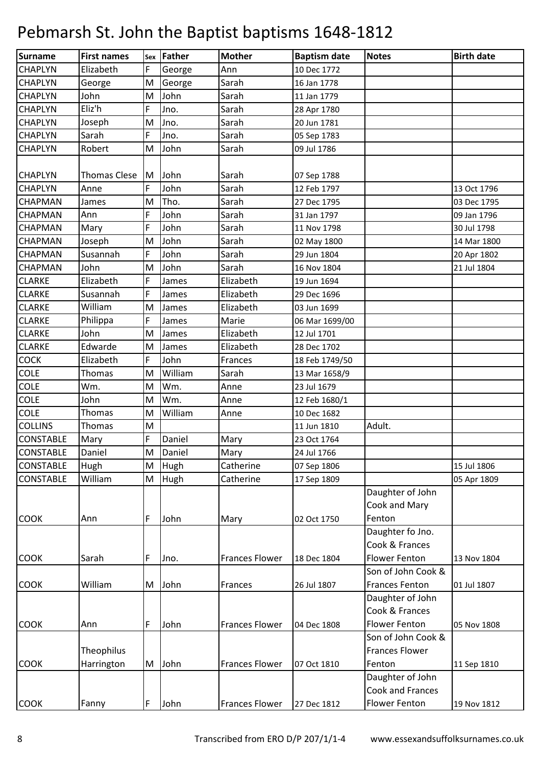# Pebmarsh St. John the Baptist baptisms 1648-1812

| Surname | First names | Sex | Father | Mother | Baptism date | Notes | Birth date |
|---|---|---|---|---|---|---|---|
| CHAPLYN | Elizabeth | F | George | Ann | 10 Dec 1772 | | |
| CHAPLYN | George | M | George | Sarah | 16 Jan 1778 | | |
| CHAPLYN | John | M | John | Sarah | 11 Jan 1779 | | |
| CHAPLYN | Eliz'h | F | Jno. | Sarah | 28 Apr 1780 | | |
| CHAPLYN | Joseph | M | Jno. | Sarah | 20 Jun 1781 | | |
| CHAPLYN | Sarah | F | Jno. | Sarah | 05 Sep 1783 | | |
| CHAPLYN | Robert | M | John | Sarah | 09 Jul 1786 | | |
| CHAPLYN | Thomas Clese | M | John | Sarah | 07 Sep 1788 | | |
| CHAPLYN | Anne | F | John | Sarah | 12 Feb 1797 | | 13 Oct 1796 |
| CHAPMAN | James | M | Tho. | Sarah | 27 Dec 1795 | | 03 Dec 1795 |
| CHAPMAN | Ann | F | John | Sarah | 31 Jan 1797 | | 09 Jan 1796 |
| CHAPMAN | Mary | F | John | Sarah | 11 Nov 1798 | | 30 Jul 1798 |
| CHAPMAN | Joseph | M | John | Sarah | 02 May 1800 | | 14 Mar 1800 |
| CHAPMAN | Susannah | F | John | Sarah | 29 Jun 1804 | | 20 Apr 1802 |
| CHAPMAN | John | M | John | Sarah | 16 Nov 1804 | | 21 Jul 1804 |
| CLARKE | Elizabeth | F | James | Elizabeth | 19 Jun 1694 | | |
| CLARKE | Susannah | F | James | Elizabeth | 29 Dec 1696 | | |
| CLARKE | William | M | James | Elizabeth | 03 Jun 1699 | | |
| CLARKE | Philippa | F | James | Marie | 06 Mar 1699/00 | | |
| CLARKE | John | M | James | Elizabeth | 12 Jul 1701 | | |
| CLARKE | Edwarde | M | James | Elizabeth | 28 Dec 1702 | | |
| COCK | Elizabeth | F | John | Frances | 18 Feb 1749/50 | | |
| COLE | Thomas | M | William | Sarah | 13 Mar 1658/9 | | |
| COLE | Wm. | M | Wm. | Anne | 23 Jul 1679 | | |
| COLE | John | M | Wm. | Anne | 12 Feb 1680/1 | | |
| COLE | Thomas | M | William | Anne | 10 Dec 1682 | | |
| COLLINS | Thomas | M | | | 11 Jun 1810 | Adult. | |
| CONSTABLE | Mary | F | Daniel | Mary | 23 Oct 1764 | | |
| CONSTABLE | Daniel | M | Daniel | Mary | 24 Jul 1766 | | |
| CONSTABLE | Hugh | M | Hugh | Catherine | 07 Sep 1806 | | 15 Jul 1806 |
| CONSTABLE | William | M | Hugh | Catherine | 17 Sep 1809 | | 05 Apr 1809 |
| COOK | Ann | F | John | Mary | 02 Oct 1750 | Daughter of John Cook and Mary Fenton | |
| COOK | Sarah | F | Jno. | Frances Flower | 18 Dec 1804 | Daughter fo Jno. Cook & Frances Flower Fenton | 13 Nov 1804 |
| COOK | William | M | John | Frances | 26 Jul 1807 | Son of John Cook & Frances Fenton | 01 Jul 1807 |
| COOK | Ann | F | John | Frances Flower | 04 Dec 1808 | Daughter of John Cook & Frances Flower Fenton | 05 Nov 1808 |
| COOK | Theophilus Harrington | M | John | Frances Flower | 07 Oct 1810 | Son of John Cook & Frances Flower Fenton | 11 Sep 1810 |
| COOK | Fanny | F | John | Frances Flower | 27 Dec 1812 | Daughter of John Cook and Frances Flower Fenton | 19 Nov 1812 |

Transcribed from ERO D/P 207/1/1-4 www.essexandsuffolksurnames.co.uk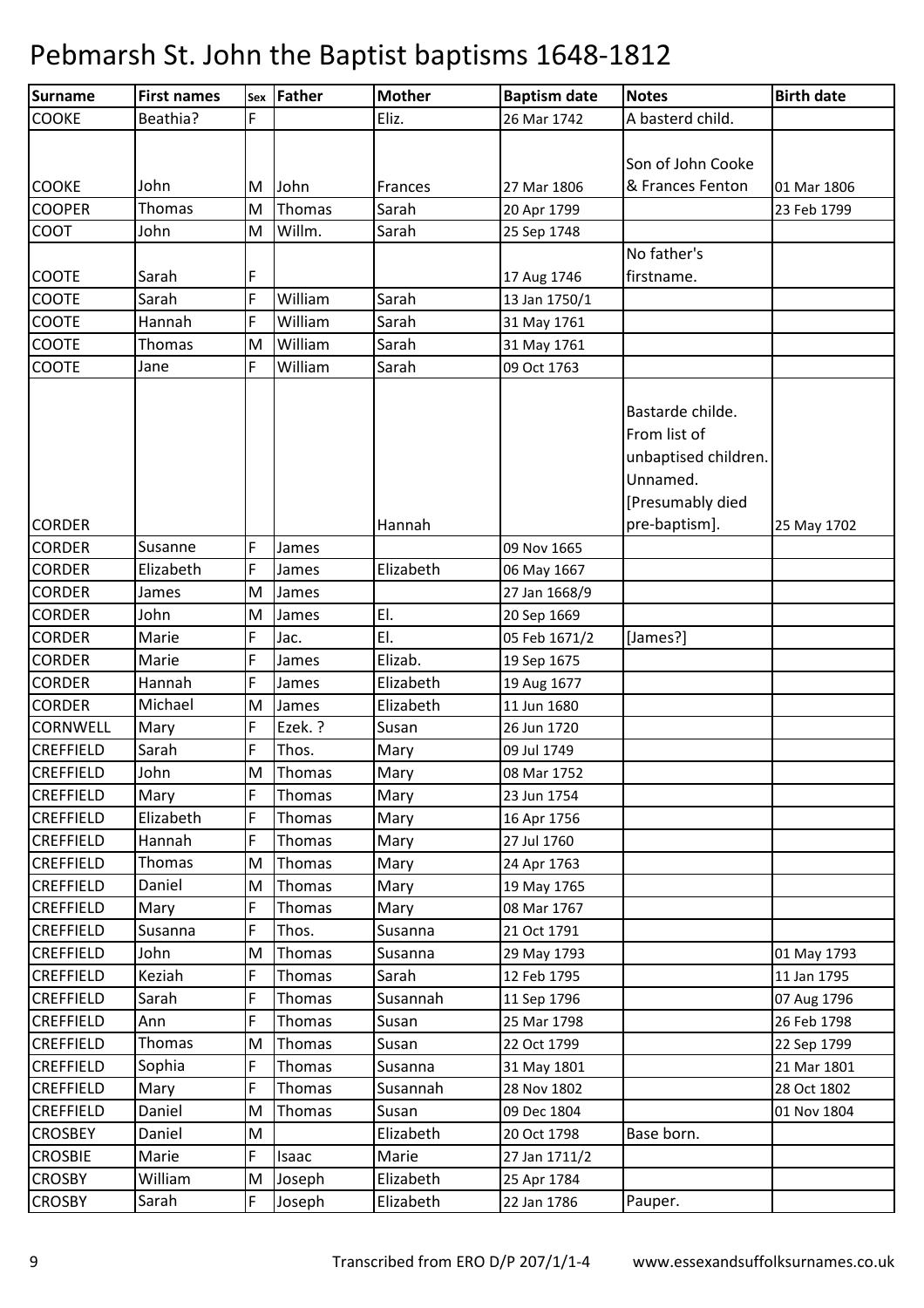# Pebmarsh St. John the Baptist baptisms 1648-1812

| Surname | First names | Sex | Father | Mother | Baptism date | Notes | Birth date |
|---|---|---|---|---|---|---|---|
| COOKE | Beathia? | F | | Eliz. | 26 Mar 1742 | A basterd child. | |
| COOKE | John | M | John | Frances | 27 Mar 1806 | Son of John Cooke & Frances Fenton | 01 Mar 1806 |
| COOPER | Thomas | M | Thomas | Sarah | 20 Apr 1799 | | 23 Feb 1799 |
| COOT | John | M | Willm. | Sarah | 25 Sep 1748 | | |
| COOTE | Sarah | F | | | 17 Aug 1746 | No father's firstname. | |
| COOTE | Sarah | F | William | Sarah | 13 Jan 1750/1 | | |
| COOTE | Hannah | F | William | Sarah | 31 May 1761 | | |
| COOTE | Thomas | M | William | Sarah | 31 May 1761 | | |
| COOTE | Jane | F | William | Sarah | 09 Oct 1763 | | |
| CORDER | | | | Hannah | | Bastarde childe. From list of unbaptised children. Unnamed. [Presumably died pre-baptism]. | 25 May 1702 |
| CORDER | Susanne | F | James | | 09 Nov 1665 | | |
| CORDER | Elizabeth | F | James | Elizabeth | 06 May 1667 | | |
| CORDER | James | M | James | | 27 Jan 1668/9 | | |
| CORDER | John | M | James | El. | 20 Sep 1669 | | |
| CORDER | Marie | F | Jac. | El. | 05 Feb 1671/2 | [James?] | |
| CORDER | Marie | F | James | Elizab. | 19 Sep 1675 | | |
| CORDER | Hannah | F | James | Elizabeth | 19 Aug 1677 | | |
| CORDER | Michael | M | James | Elizabeth | 11 Jun 1680 | | |
| CORNWELL | Mary | F | Ezek. ? | Susan | 26 Jun 1720 | | |
| CREFFIELD | Sarah | F | Thos. | Mary | 09 Jul 1749 | | |
| CREFFIELD | John | M | Thomas | Mary | 08 Mar 1752 | | |
| CREFFIELD | Mary | F | Thomas | Mary | 23 Jun 1754 | | |
| CREFFIELD | Elizabeth | F | Thomas | Mary | 16 Apr 1756 | | |
| CREFFIELD | Hannah | F | Thomas | Mary | 27 Jul 1760 | | |
| CREFFIELD | Thomas | M | Thomas | Mary | 24 Apr 1763 | | |
| CREFFIELD | Daniel | M | Thomas | Mary | 19 May 1765 | | |
| CREFFIELD | Mary | F | Thomas | Mary | 08 Mar 1767 | | |
| CREFFIELD | Susanna | F | Thos. | Susanna | 21 Oct 1791 | | |
| CREFFIELD | John | M | Thomas | Susanna | 29 May 1793 | | 01 May 1793 |
| CREFFIELD | Keziah | F | Thomas | Sarah | 12 Feb 1795 | | 11 Jan 1795 |
| CREFFIELD | Sarah | F | Thomas | Susannah | 11 Sep 1796 | | 07 Aug 1796 |
| CREFFIELD | Ann | F | Thomas | Susan | 25 Mar 1798 | | 26 Feb 1798 |
| CREFFIELD | Thomas | M | Thomas | Susan | 22 Oct 1799 | | 22 Sep 1799 |
| CREFFIELD | Sophia | F | Thomas | Susanna | 31 May 1801 | | 21 Mar 1801 |
| CREFFIELD | Mary | F | Thomas | Susannah | 28 Nov 1802 | | 28 Oct 1802 |
| CREFFIELD | Daniel | M | Thomas | Susan | 09 Dec 1804 | | 01 Nov 1804 |
| CROSBEY | Daniel | M | | Elizabeth | 20 Oct 1798 | Base born. | |
| CROSBIE | Marie | F | Isaac | Marie | 27 Jan 1711/2 | | |
| CROSBY | William | M | Joseph | Elizabeth | 25 Apr 1784 | | |
| CROSBY | Sarah | F | Joseph | Elizabeth | 22 Jan 1786 | Pauper. | |

Transcribed from ERO D/P 207/1/1-4 www.essexandsuffolksurnames.co.uk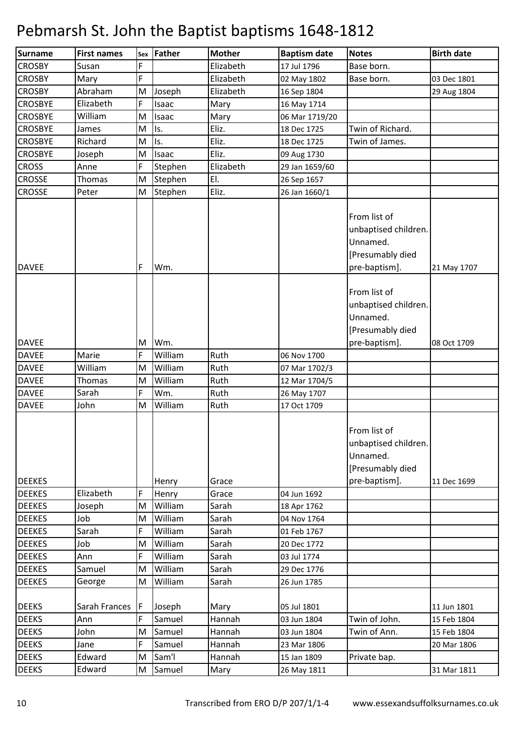# Pebmarsh St. John the Baptist baptisms 1648-1812

| Surname | First names | Sex | Father | Mother | Baptism date | Notes | Birth date |
|---|---|---|---|---|---|---|---|
| CROSBY | Susan | F | | Elizabeth | 17 Jul 1796 | Base born. | |
| CROSBY | Mary | F | | Elizabeth | 02 May 1802 | Base born. | 03 Dec 1801 |
| CROSBY | Abraham | M | Joseph | Elizabeth | 16 Sep 1804 | | 29 Aug 1804 |
| CROSBYE | Elizabeth | F | Isaac | Mary | 16 May 1714 | | |
| CROSBYE | William | M | Isaac | Mary | 06 Mar 1719/20 | | |
| CROSBYE | James | M | Is. | Eliz. | 18 Dec 1725 | Twin of Richard. | |
| CROSBYE | Richard | M | Is. | Eliz. | 18 Dec 1725 | Twin of James. | |
| CROSBYE | Joseph | M | Isaac | Eliz. | 09 Aug 1730 | | |
| CROSS | Anne | F | Stephen | Elizabeth | 29 Jan 1659/60 | | |
| CROSSE | Thomas | M | Stephen | El. | 26 Sep 1657 | | |
| CROSSE | Peter | M | Stephen | Eliz. | 26 Jan 1660/1 | | |
| DAVEE | | F | Wm. | | | From list of unbaptised children. Unnamed. [Presumably died pre-baptism]. | 21 May 1707 |
| DAVEE | | M | Wm. | | | From list of unbaptised children. Unnamed. [Presumably died pre-baptism]. | 08 Oct 1709 |
| DAVEE | Marie | F | William | Ruth | 06 Nov 1700 | | |
| DAVEE | William | M | William | Ruth | 07 Mar 1702/3 | | |
| DAVEE | Thomas | M | William | Ruth | 12 Mar 1704/5 | | |
| DAVEE | Sarah | F | Wm. | Ruth | 26 May 1707 | | |
| DAVEE | John | M | William | Ruth | 17 Oct 1709 | | |
| DEEKES | | | Henry | Grace | | From list of unbaptised children. Unnamed. [Presumably died pre-baptism]. | 11 Dec 1699 |
| DEEKES | Elizabeth | F | Henry | Grace | 04 Jun 1692 | | |
| DEEKES | Joseph | M | William | Sarah | 18 Apr 1762 | | |
| DEEKES | Job | M | William | Sarah | 04 Nov 1764 | | |
| DEEKES | Sarah | F | William | Sarah | 01 Feb 1767 | | |
| DEEKES | Job | M | William | Sarah | 20 Dec 1772 | | |
| DEEKES | Ann | F | William | Sarah | 03 Jul 1774 | | |
| DEEKES | Samuel | M | William | Sarah | 29 Dec 1776 | | |
| DEEKES | George | M | William | Sarah | 26 Jun 1785 | | |
| DEEKS | Sarah Frances | F | Joseph | Mary | 05 Jul 1801 | | 11 Jun 1801 |
| DEEKS | Ann | F | Samuel | Hannah | 03 Jun 1804 | Twin of John. | 15 Feb 1804 |
| DEEKS | John | M | Samuel | Hannah | 03 Jun 1804 | Twin of Ann. | 15 Feb 1804 |
| DEEKS | Jane | F | Samuel | Hannah | 23 Mar 1806 | | 20 Mar 1806 |
| DEEKS | Edward | M | Sam'l | Hannah | 15 Jan 1809 | Private bap. | |
| DEEKS | Edward | M | Samuel | Mary | 26 May 1811 | | 31 Mar 1811 |

Transcribed from ERO D/P 207/1/1-4 www.essexandsuffolksurnames.co.uk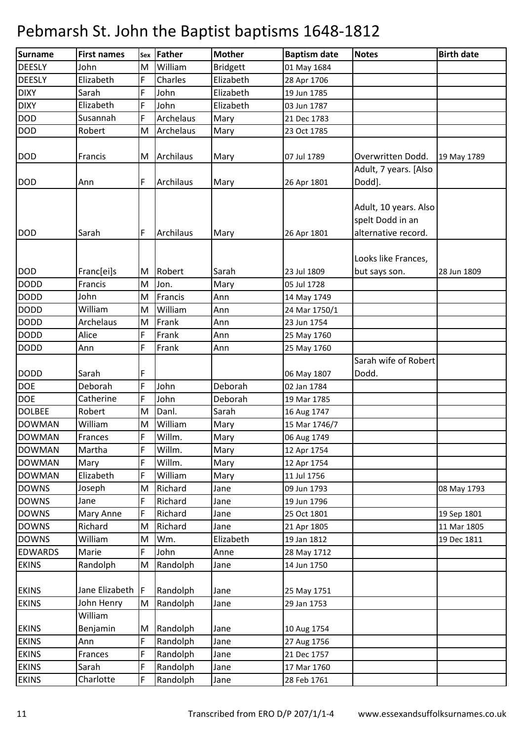# Pebmarsh St. John the Baptist baptisms 1648-1812

| Surname | First names | Sex | Father | Mother | Baptism date | Notes | Birth date |
|---|---|---|---|---|---|---|---|
| DEESLY | John | M | William | Bridgett | 01 May 1684 | | |
| DEESLY | Elizabeth | F | Charles | Elizabeth | 28 Apr 1706 | | |
| DIXY | Sarah | F | John | Elizabeth | 19 Jun 1785 | | |
| DIXY | Elizabeth | F | John | Elizabeth | 03 Jun 1787 | | |
| DOD | Susannah | F | Archelaus | Mary | 21 Dec 1783 | | |
| DOD | Robert | M | Archelaus | Mary | 23 Oct 1785 | | |
| DOD | Francis | M | Archilaus | Mary | 07 Jul 1789 | Overwritten Dodd. | 19 May 1789 |
| DOD | Ann | F | Archilaus | Mary | 26 Apr 1801 | Adult, 7 years. [Also Dodd]. | |
| DOD | Sarah | F | Archilaus | Mary | 26 Apr 1801 | Adult, 10 years. Also spelt Dodd in an alternative record. | |
| DOD | Franc[ei]s | M | Robert | Sarah | 23 Jul 1809 | Looks like Frances, but says son. | 28 Jun 1809 |
| DODD | Francis | M | Jon. | Mary | 05 Jul 1728 | | |
| DODD | John | M | Francis | Ann | 14 May 1749 | | |
| DODD | William | M | William | Ann | 24 Mar 1750/1 | | |
| DODD | Archelaus | M | Frank | Ann | 23 Jun 1754 | | |
| DODD | Alice | F | Frank | Ann | 25 May 1760 | | |
| DODD | Ann | F | Frank | Ann | 25 May 1760 | | |
| DODD | Sarah | F | | | 06 May 1807 | Sarah wife of Robert Dodd. | |
| DOE | Deborah | F | John | Deborah | 02 Jan 1784 | | |
| DOE | Catherine | F | John | Deborah | 19 Mar 1785 | | |
| DOLBEE | Robert | M | Danl. | Sarah | 16 Aug 1747 | | |
| DOWMAN | William | M | William | Mary | 15 Mar 1746/7 | | |
| DOWMAN | Frances | F | Willm. | Mary | 06 Aug 1749 | | |
| DOWMAN | Martha | F | Willm. | Mary | 12 Apr 1754 | | |
| DOWMAN | Mary | F | Willm. | Mary | 12 Apr 1754 | | |
| DOWMAN | Elizabeth | F | William | Mary | 11 Jul 1756 | | |
| DOWNS | Joseph | M | Richard | Jane | 09 Jun 1793 | | 08 May 1793 |
| DOWNS | Jane | F | Richard | Jane | 19 Jun 1796 | | |
| DOWNS | Mary Anne | F | Richard | Jane | 25 Oct 1801 | | 19 Sep 1801 |
| DOWNS | Richard | M | Richard | Jane | 21 Apr 1805 | | 11 Mar 1805 |
| DOWNS | William | M | Wm. | Elizabeth | 19 Jan 1812 | | 19 Dec 1811 |
| EDWARDS | Marie | F | John | Anne | 28 May 1712 | | |
| EKINS | Randolph | M | Randolph | Jane | 14 Jun 1750 | | |
| EKINS | Jane Elizabeth | F | Randolph | Jane | 25 May 1751 | | |
| EKINS | John Henry | M | Randolph | Jane | 29 Jan 1753 | | |
| EKINS | William Benjamin | M | Randolph | Jane | 10 Aug 1754 | | |
| EKINS | Ann | F | Randolph | Jane | 27 Aug 1756 | | |
| EKINS | Frances | F | Randolph | Jane | 21 Dec 1757 | | |
| EKINS | Sarah | F | Randolph | Jane | 17 Mar 1760 | | |
| EKINS | Charlotte | F | Randolph | Jane | 28 Feb 1761 | | |

Transcribed from ERO D/P 207/1/1-4 www.essexandsuffolksurnames.co.uk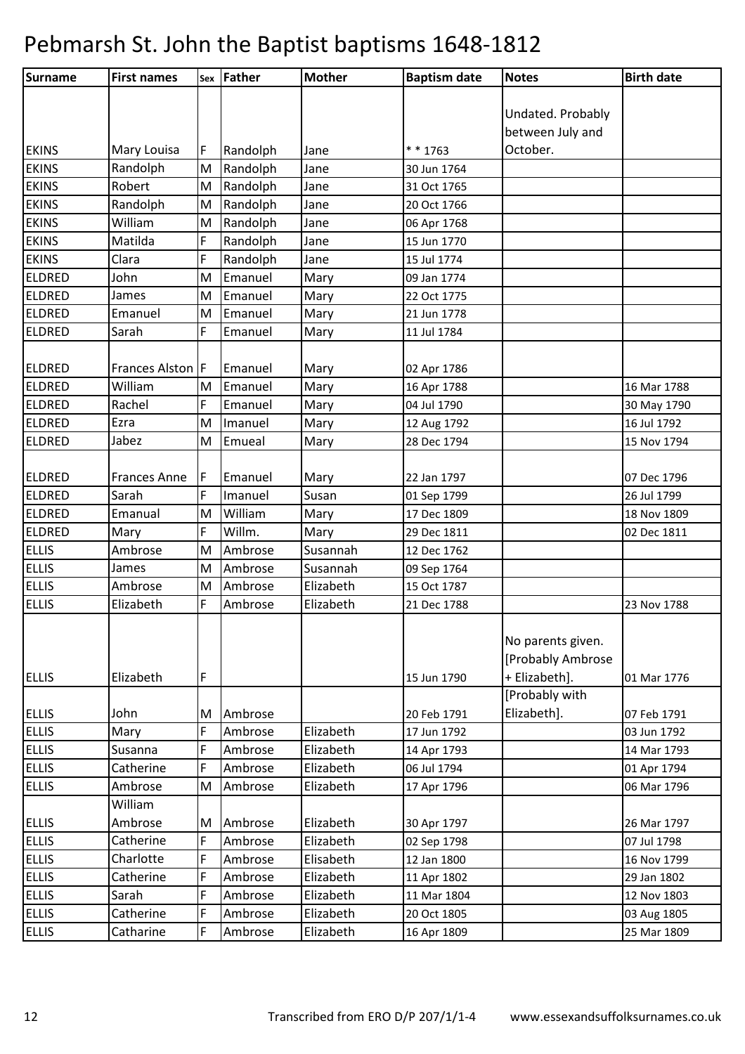# Pebmarsh St. John the Baptist baptisms 1648-1812

| Surname | First names | Sex | Father | Mother | Baptism date | Notes | Birth date |
|---|---|---|---|---|---|---|---|
| EKINS | Mary Louisa | F | Randolph | Jane | * * 1763 | Undated. Probably between July and October. | |
| EKINS | Randolph | M | Randolph | Jane | 30 Jun 1764 | | |
| EKINS | Robert | M | Randolph | Jane | 31 Oct 1765 | | |
| EKINS | Randolph | M | Randolph | Jane | 20 Oct 1766 | | |
| EKINS | William | M | Randolph | Jane | 06 Apr 1768 | | |
| EKINS | Matilda | F | Randolph | Jane | 15 Jun 1770 | | |
| EKINS | Clara | F | Randolph | Jane | 15 Jul 1774 | | |
| ELDRED | John | M | Emanuel | Mary | 09 Jan 1774 | | |
| ELDRED | James | M | Emanuel | Mary | 22 Oct 1775 | | |
| ELDRED | Emanuel | M | Emanuel | Mary | 21 Jun 1778 | | |
| ELDRED | Sarah | F | Emanuel | Mary | 11 Jul 1784 | | |
| ELDRED | Frances Alston | F | Emanuel | Mary | 02 Apr 1786 | | |
| ELDRED | William | M | Emanuel | Mary | 16 Apr 1788 | | 16 Mar 1788 |
| ELDRED | Rachel | F | Emanuel | Mary | 04 Jul 1790 | | 30 May 1790 |
| ELDRED | Ezra | M | Imanuel | Mary | 12 Aug 1792 | | 16 Jul 1792 |
| ELDRED | Jabez | M | Emueal | Mary | 28 Dec 1794 | | 15 Nov 1794 |
| ELDRED | Frances Anne | F | Emanuel | Mary | 22 Jan 1797 | | 07 Dec 1796 |
| ELDRED | Sarah | F | Imanuel | Susan | 01 Sep 1799 | | 26 Jul 1799 |
| ELDRED | Emanual | M | William | Mary | 17 Dec 1809 | | 18 Nov 1809 |
| ELDRED | Mary | F | Willm. | Mary | 29 Dec 1811 | | 02 Dec 1811 |
| ELLIS | Ambrose | M | Ambrose | Susannah | 12 Dec 1762 | | |
| ELLIS | James | M | Ambrose | Susannah | 09 Sep 1764 | | |
| ELLIS | Ambrose | M | Ambrose | Elizabeth | 15 Oct 1787 | | |
| ELLIS | Elizabeth | F | Ambrose | Elizabeth | 21 Dec 1788 | | 23 Nov 1788 |
| ELLIS | Elizabeth | F | | | 15 Jun 1790 | No parents given. [Probably Ambrose + Elizabeth]. | 01 Mar 1776 |
| ELLIS | John | M | Ambrose | | 20 Feb 1791 | [Probably with Elizabeth]. | 07 Feb 1791 |
| ELLIS | Mary | F | Ambrose | Elizabeth | 17 Jun 1792 | | 03 Jun 1792 |
| ELLIS | Susanna | F | Ambrose | Elizabeth | 14 Apr 1793 | | 14 Mar 1793 |
| ELLIS | Catherine | F | Ambrose | Elizabeth | 06 Jul 1794 | | 01 Apr 1794 |
| ELLIS | Ambrose | M | Ambrose | Elizabeth | 17 Apr 1796 | | 06 Mar 1796 |
| ELLIS | William Ambrose | M | Ambrose | Elizabeth | 30 Apr 1797 | | 26 Mar 1797 |
| ELLIS | Catherine | F | Ambrose | Elizabeth | 02 Sep 1798 | | 07 Jul 1798 |
| ELLIS | Charlotte | F | Ambrose | Elisabeth | 12 Jan 1800 | | 16 Nov 1799 |
| ELLIS | Catherine | F | Ambrose | Elizabeth | 11 Apr 1802 | | 29 Jan 1802 |
| ELLIS | Sarah | F | Ambrose | Elizabeth | 11 Mar 1804 | | 12 Nov 1803 |
| ELLIS | Catherine | F | Ambrose | Elizabeth | 20 Oct 1805 | | 03 Aug 1805 |
| ELLIS | Catharine | F | Ambrose | Elizabeth | 16 Apr 1809 | | 25 Mar 1809 |

Transcribed from ERO D/P 207/1/1-4 www.essexandsuffolksurnames.co.uk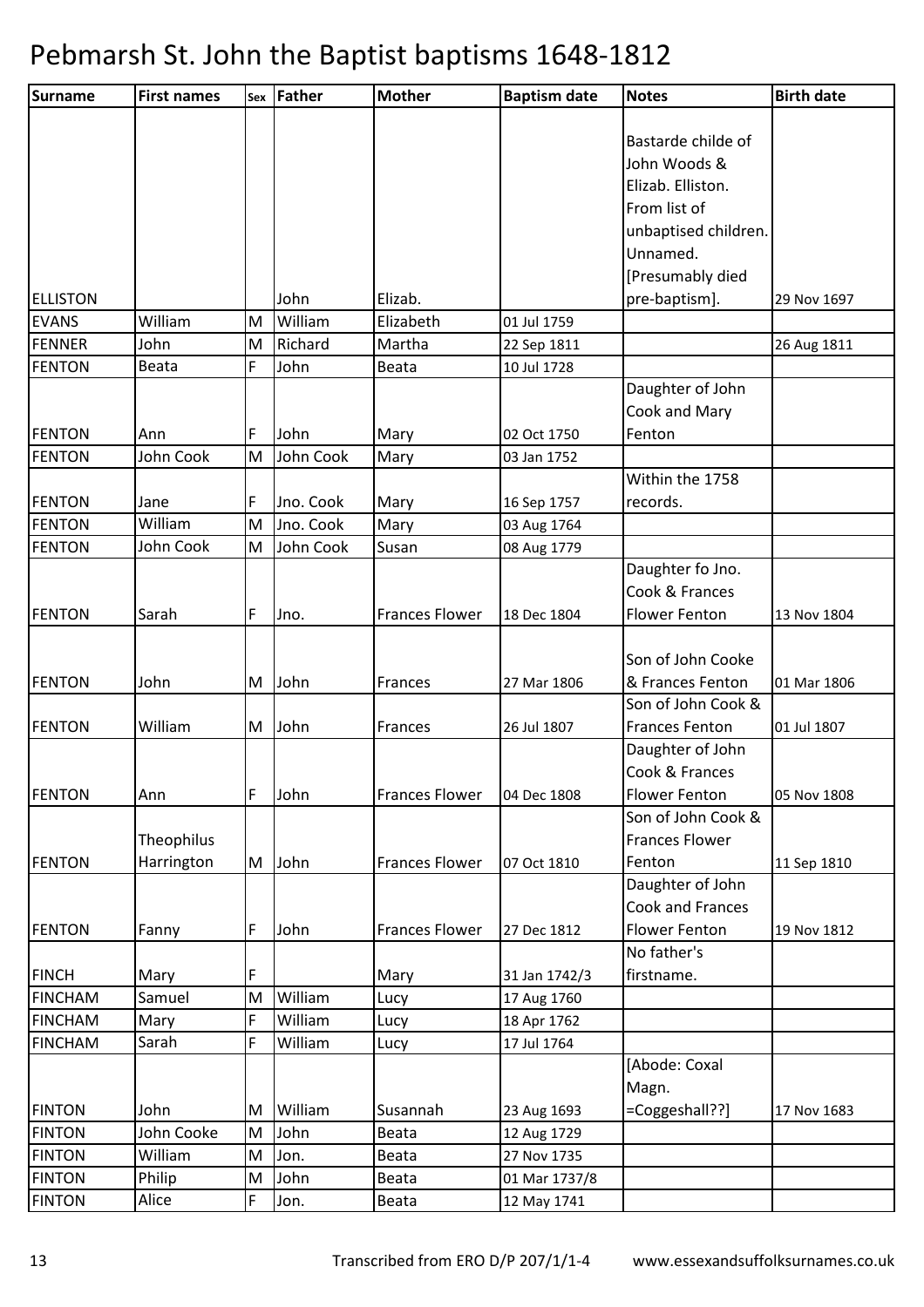# Pebmarsh St. John the Baptist baptisms 1648-1812

| Surname | First names | Sex | Father | Mother | Baptism date | Notes | Birth date |
|---|---|---|---|---|---|---|---|
| ELLISTON | | | John | Elizab. | | Bastarde childe of John Woods & Elizab. Elliston. From list of unbaptised children. Unnamed. [Presumably died pre-baptism]. | 29 Nov 1697 |
| EVANS | William | M | William | Elizabeth | 01 Jul 1759 | | |
| FENNER | John | M | Richard | Martha | 22 Sep 1811 | | 26 Aug 1811 |
| FENTON | Beata | F | John | Beata | 10 Jul 1728 | | |
| FENTON | Ann | F | John | Mary | 02 Oct 1750 | Daughter of John Cook and Mary Fenton | |
| FENTON | John Cook | M | John Cook | Mary | 03 Jan 1752 | | |
| FENTON | Jane | F | Jno. Cook | Mary | 16 Sep 1757 | Within the 1758 records. | |
| FENTON | William | M | Jno. Cook | Mary | 03 Aug 1764 | | |
| FENTON | John Cook | M | John Cook | Susan | 08 Aug 1779 | | |
| FENTON | Sarah | F | Jno. | Frances Flower | 18 Dec 1804 | Daughter fo Jno. Cook & Frances Flower Fenton | 13 Nov 1804 |
| FENTON | John | M | John | Frances | 27 Mar 1806 | Son of John Cooke & Frances Fenton | 01 Mar 1806 |
| FENTON | William | M | John | Frances | 26 Jul 1807 | Son of John Cook & Frances Fenton | 01 Jul 1807 |
| FENTON | Ann | F | John | Frances Flower | 04 Dec 1808 | Daughter of John Cook & Frances Flower Fenton | 05 Nov 1808 |
| FENTON | Theophilus Harrington | M | John | Frances Flower | 07 Oct 1810 | Son of John Cook & Frances Flower Fenton | 11 Sep 1810 |
| FENTON | Fanny | F | John | Frances Flower | 27 Dec 1812 | Daughter of John Cook and Frances Flower Fenton | 19 Nov 1812 |
| FINCH | Mary | F | | Mary | 31 Jan 1742/3 | No father's firstname. | |
| FINCHAM | Samuel | M | William | Lucy | 17 Aug 1760 | | |
| FINCHAM | Mary | F | William | Lucy | 18 Apr 1762 | | |
| FINCHAM | Sarah | F | William | Lucy | 17 Jul 1764 | | |
| FINTON | John | M | William | Susannah | 23 Aug 1693 | [Abode: Coxal Magn. =Coggeshall??] | 17 Nov 1683 |
| FINTON | John Cooke | M | John | Beata | 12 Aug 1729 | | |
| FINTON | William | M | Jon. | Beata | 27 Nov 1735 | | |
| FINTON | Philip | M | John | Beata | 01 Mar 1737/8 | | |
| FINTON | Alice | F | Jon. | Beata | 12 May 1741 | | |

Transcribed from ERO D/P 207/1/1-4 www.essexandsuffolksurnames.co.uk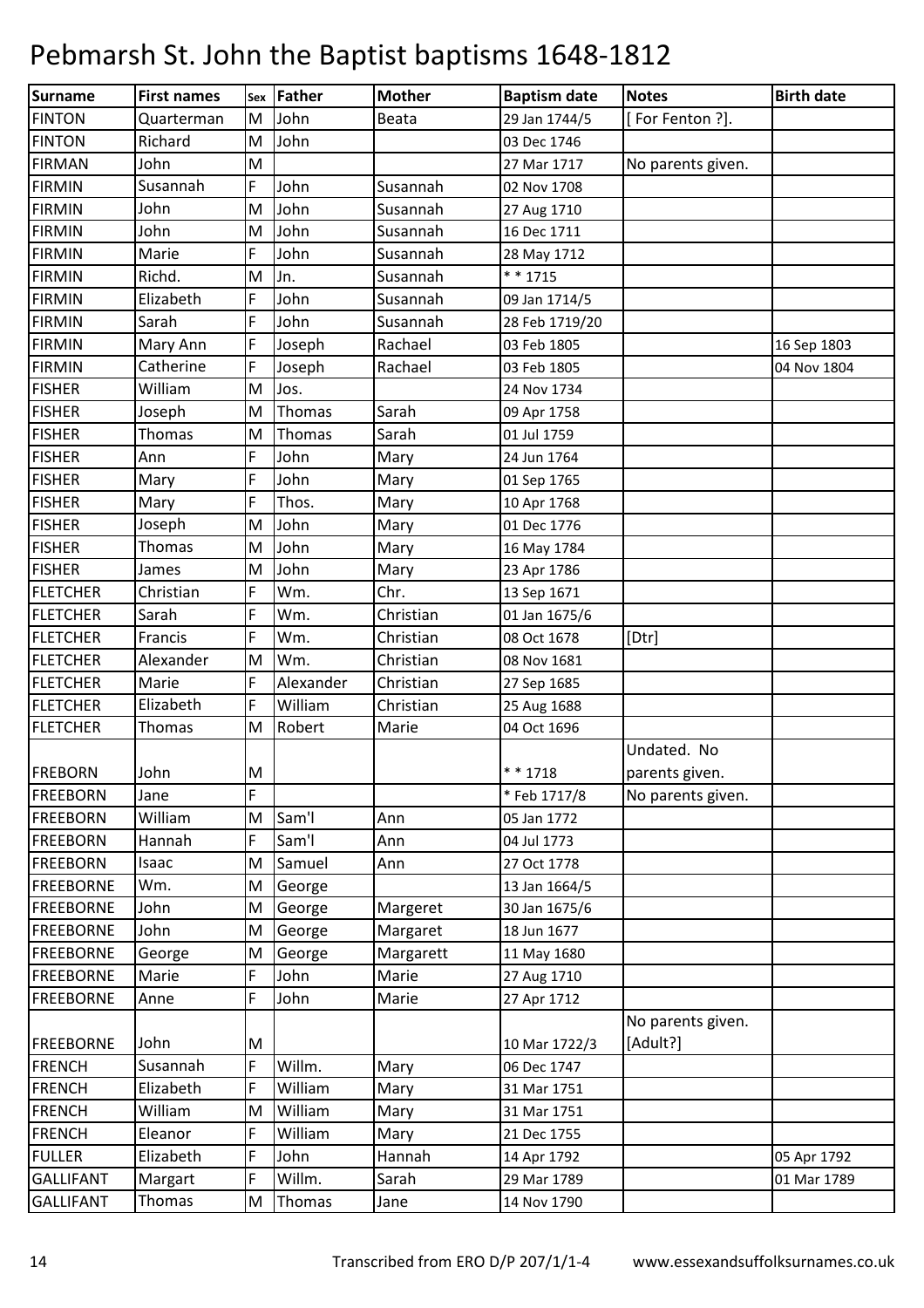# Pebmarsh St. John the Baptist baptisms 1648-1812

| Surname | First names | Sex | Father | Mother | Baptism date | Notes | Birth date |
|---|---|---|---|---|---|---|---|
| FINTON | Quarterman | M | John | Beata | 29 Jan 1744/5 | [ For Fenton ?]. | |
| FINTON | Richard | M | John | | 03 Dec 1746 | | |
| FIRMAN | John | M | | | 27 Mar 1717 | No parents given. | |
| FIRMIN | Susannah | F | John | Susannah | 02 Nov 1708 | | |
| FIRMIN | John | M | John | Susannah | 27 Aug 1710 | | |
| FIRMIN | John | M | John | Susannah | 16 Dec 1711 | | |
| FIRMIN | Marie | F | John | Susannah | 28 May 1712 | | |
| FIRMIN | Richd. | M | Jn. | Susannah | * * 1715 | | |
| FIRMIN | Elizabeth | F | John | Susannah | 09 Jan 1714/5 | | |
| FIRMIN | Sarah | F | John | Susannah | 28 Feb 1719/20 | | |
| FIRMIN | Mary Ann | F | Joseph | Rachael | 03 Feb 1805 | | 16 Sep 1803 |
| FIRMIN | Catherine | F | Joseph | Rachael | 03 Feb 1805 | | 04 Nov 1804 |
| FISHER | William | M | Jos. | | 24 Nov 1734 | | |
| FISHER | Joseph | M | Thomas | Sarah | 09 Apr 1758 | | |
| FISHER | Thomas | M | Thomas | Sarah | 01 Jul 1759 | | |
| FISHER | Ann | F | John | Mary | 24 Jun 1764 | | |
| FISHER | Mary | F | John | Mary | 01 Sep 1765 | | |
| FISHER | Mary | F | Thos. | Mary | 10 Apr 1768 | | |
| FISHER | Joseph | M | John | Mary | 01 Dec 1776 | | |
| FISHER | Thomas | M | John | Mary | 16 May 1784 | | |
| FISHER | James | M | John | Mary | 23 Apr 1786 | | |
| FLETCHER | Christian | F | Wm. | Chr. | 13 Sep 1671 | | |
| FLETCHER | Sarah | F | Wm. | Christian | 01 Jan 1675/6 | | |
| FLETCHER | Francis | F | Wm. | Christian | 08 Oct 1678 | [Dtr] | |
| FLETCHER | Alexander | M | Wm. | Christian | 08 Nov 1681 | | |
| FLETCHER | Marie | F | Alexander | Christian | 27 Sep 1685 | | |
| FLETCHER | Elizabeth | F | William | Christian | 25 Aug 1688 | | |
| FLETCHER | Thomas | M | Robert | Marie | 04 Oct 1696 | | |
| FREBORN | John | M | | | * * 1718 | Undated. No parents given. | |
| FREEBORN | Jane | F | | | * Feb 1717/8 | No parents given. | |
| FREEBORN | William | M | Sam'l | Ann | 05 Jan 1772 | | |
| FREEBORN | Hannah | F | Sam'l | Ann | 04 Jul 1773 | | |
| FREEBORN | Isaac | M | Samuel | Ann | 27 Oct 1778 | | |
| FREEBORNE | Wm. | M | George | | 13 Jan 1664/5 | | |
| FREEBORNE | John | M | George | Margeret | 30 Jan 1675/6 | | |
| FREEBORNE | John | M | George | Margaret | 18 Jun 1677 | | |
| FREEBORNE | George | M | George | Margarett | 11 May 1680 | | |
| FREEBORNE | Marie | F | John | Marie | 27 Aug 1710 | | |
| FREEBORNE | Anne | F | John | Marie | 27 Apr 1712 | | |
| FREEBORNE | John | M | | | 10 Mar 1722/3 | No parents given. [Adult?] | |
| FRENCH | Susannah | F | Willm. | Mary | 06 Dec 1747 | | |
| FRENCH | Elizabeth | F | William | Mary | 31 Mar 1751 | | |
| FRENCH | William | M | William | Mary | 31 Mar 1751 | | |
| FRENCH | Eleanor | F | William | Mary | 21 Dec 1755 | | |
| FULLER | Elizabeth | F | John | Hannah | 14 Apr 1792 | | 05 Apr 1792 |
| GALLIFANT | Margart | F | Willm. | Sarah | 29 Mar 1789 | | 01 Mar 1789 |
| GALLIFANT | Thomas | M | Thomas | Jane | 14 Nov 1790 | | |

Transcribed from ERO D/P 207/1/1-4 www.essexandsuffolksurnames.co.uk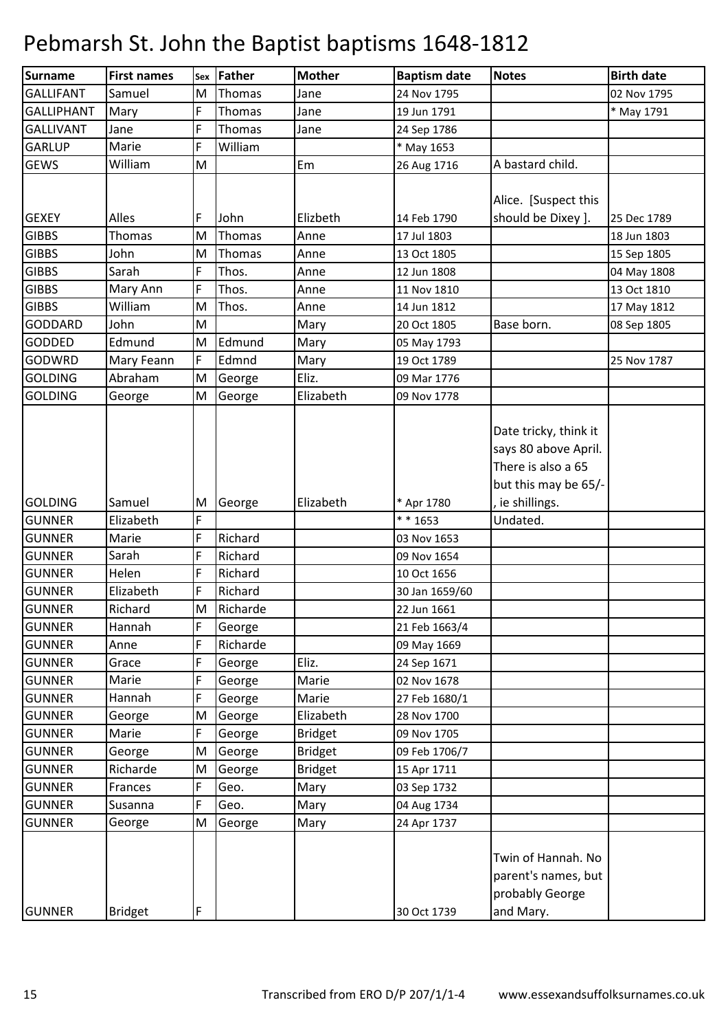# Pebmarsh St. John the Baptist baptisms 1648-1812

| Surname | First names | Sex | Father | Mother | Baptism date | Notes | Birth date |
|---|---|---|---|---|---|---|---|
| GALLIFANT | Samuel | M | Thomas | Jane | 24 Nov 1795 | | 02 Nov 1795 |
| GALLIPHANT | Mary | F | Thomas | Jane | 19 Jun 1791 | | * May 1791 |
| GALLIVANT | Jane | F | Thomas | Jane | 24 Sep 1786 | | |
| GARLUP | Marie | F | William | | * May 1653 | | |
| GEWS | William | M | | Em | 26 Aug 1716 | A bastard child. | |
| GEXEY | Alles | F | John | Elizbeth | 14 Feb 1790 | Alice. [Suspect this should be Dixey ]. | 25 Dec 1789 |
| GIBBS | Thomas | M | Thomas | Anne | 17 Jul 1803 | | 18 Jun 1803 |
| GIBBS | John | M | Thomas | Anne | 13 Oct 1805 | | 15 Sep 1805 |
| GIBBS | Sarah | F | Thos. | Anne | 12 Jun 1808 | | 04 May 1808 |
| GIBBS | Mary Ann | F | Thos. | Anne | 11 Nov 1810 | | 13 Oct 1810 |
| GIBBS | William | M | Thos. | Anne | 14 Jun 1812 | | 17 May 1812 |
| GODDARD | John | M | | Mary | 20 Oct 1805 | Base born. | 08 Sep 1805 |
| GODDED | Edmund | M | Edmund | Mary | 05 May 1793 | | |
| GODWRD | Mary Feann | F | Edmnd | Mary | 19 Oct 1789 | | 25 Nov 1787 |
| GOLDING | Abraham | M | George | Eliz. | 09 Mar 1776 | | |
| GOLDING | George | M | George | Elizabeth | 09 Nov 1778 | | |
| GOLDING | Samuel | M | George | Elizabeth | * Apr 1780 | Date tricky, think it says 80 above April. There is also a 65 but this may be 65/-, ie shillings. | |
| GUNNER | Elizabeth | F | | | * * 1653 | Undated. | |
| GUNNER | Marie | F | Richard | | 03 Nov 1653 | | |
| GUNNER | Sarah | F | Richard | | 09 Nov 1654 | | |
| GUNNER | Helen | F | Richard | | 10 Oct 1656 | | |
| GUNNER | Elizabeth | F | Richard | | 30 Jan 1659/60 | | |
| GUNNER | Richard | M | Richarde | | 22 Jun 1661 | | |
| GUNNER | Hannah | F | George | | 21 Feb 1663/4 | | |
| GUNNER | Anne | F | Richarde | | 09 May 1669 | | |
| GUNNER | Grace | F | George | Eliz. | 24 Sep 1671 | | |
| GUNNER | Marie | F | George | Marie | 02 Nov 1678 | | |
| GUNNER | Hannah | F | George | Marie | 27 Feb 1680/1 | | |
| GUNNER | George | M | George | Elizabeth | 28 Nov 1700 | | |
| GUNNER | Marie | F | George | Bridget | 09 Nov 1705 | | |
| GUNNER | George | M | George | Bridget | 09 Feb 1706/7 | | |
| GUNNER | Richarde | M | George | Bridget | 15 Apr 1711 | | |
| GUNNER | Frances | F | Geo. | Mary | 03 Sep 1732 | | |
| GUNNER | Susanna | F | Geo. | Mary | 04 Aug 1734 | | |
| GUNNER | George | M | George | Mary | 24 Apr 1737 | | |
| GUNNER | Bridget | F | | | 30 Oct 1739 | Twin of Hannah. No parent's names, but probably George and Mary. | |

Transcribed from ERO D/P 207/1/1-4 www.essexandsuffolksurnames.co.uk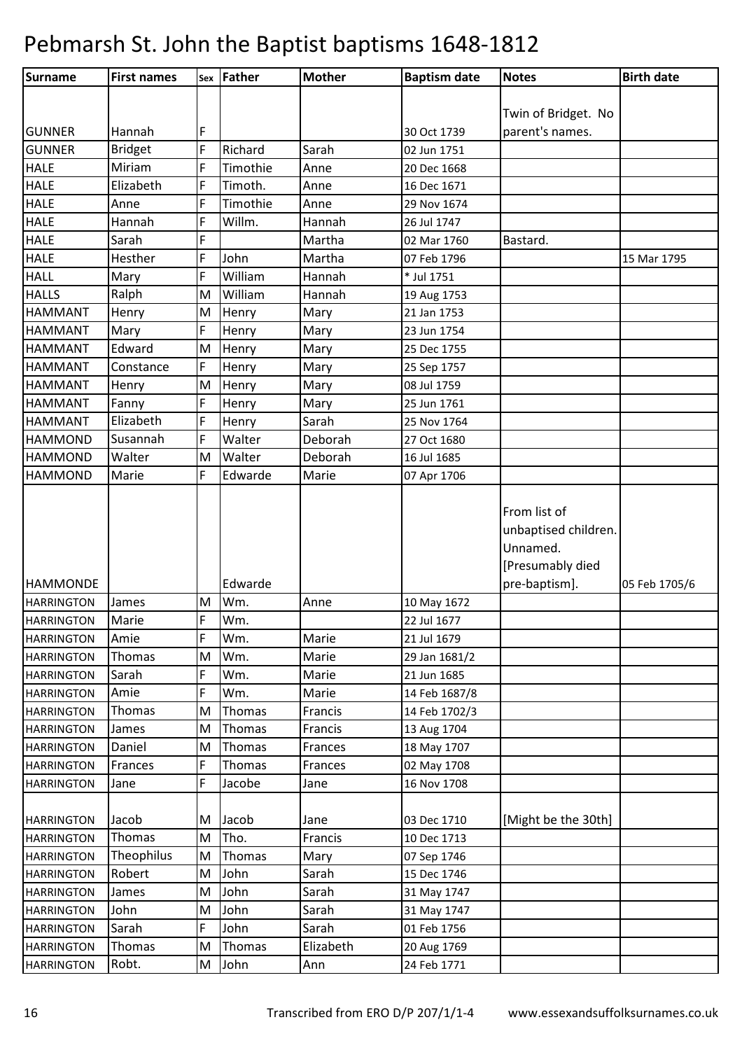# Pebmarsh St. John the Baptist baptisms 1648-1812

| Surname | First names | Sex | Father | Mother | Baptism date | Notes | Birth date |
|---|---|---|---|---|---|---|---|
| GUNNER | Hannah | F | | | 30 Oct 1739 | Twin of Bridget. No parent's names. | |
| GUNNER | Bridget | F | Richard | Sarah | 02 Jun 1751 | | |
| HALE | Miriam | F | Timothie | Anne | 20 Dec 1668 | | |
| HALE | Elizabeth | F | Timoth. | Anne | 16 Dec 1671 | | |
| HALE | Anne | F | Timothie | Anne | 29 Nov 1674 | | |
| HALE | Hannah | F | Willm. | Hannah | 26 Jul 1747 | | |
| HALE | Sarah | F | | Martha | 02 Mar 1760 | Bastard. | |
| HALE | Hesther | F | John | Martha | 07 Feb 1796 | | 15 Mar 1795 |
| HALL | Mary | F | William | Hannah | * Jul 1751 | | |
| HALLS | Ralph | M | William | Hannah | 19 Aug 1753 | | |
| HAMMANT | Henry | M | Henry | Mary | 21 Jan 1753 | | |
| HAMMANT | Mary | F | Henry | Mary | 23 Jun 1754 | | |
| HAMMANT | Edward | M | Henry | Mary | 25 Dec 1755 | | |
| HAMMANT | Constance | F | Henry | Mary | 25 Sep 1757 | | |
| HAMMANT | Henry | M | Henry | Mary | 08 Jul 1759 | | |
| HAMMANT | Fanny | F | Henry | Mary | 25 Jun 1761 | | |
| HAMMANT | Elizabeth | F | Henry | Sarah | 25 Nov 1764 | | |
| HAMMOND | Susannah | F | Walter | Deborah | 27 Oct 1680 | | |
| HAMMOND | Walter | M | Walter | Deborah | 16 Jul 1685 | | |
| HAMMOND | Marie | F | Edwarde | Marie | 07 Apr 1706 | | |
| HAMMONDE | | | Edwarde | | | From list of unbaptised children. Unnamed. [Presumably died pre-baptism]. | 05 Feb 1705/6 |
| HARRINGTON | James | M | Wm. | Anne | 10 May 1672 | | |
| HARRINGTON | Marie | F | Wm. | | 22 Jul 1677 | | |
| HARRINGTON | Amie | F | Wm. | Marie | 21 Jul 1679 | | |
| HARRINGTON | Thomas | M | Wm. | Marie | 29 Jan 1681/2 | | |
| HARRINGTON | Sarah | F | Wm. | Marie | 21 Jun 1685 | | |
| HARRINGTON | Amie | F | Wm. | Marie | 14 Feb 1687/8 | | |
| HARRINGTON | Thomas | M | Thomas | Francis | 14 Feb 1702/3 | | |
| HARRINGTON | James | M | Thomas | Francis | 13 Aug 1704 | | |
| HARRINGTON | Daniel | M | Thomas | Frances | 18 May 1707 | | |
| HARRINGTON | Frances | F | Thomas | Frances | 02 May 1708 | | |
| HARRINGTON | Jane | F | Jacobe | Jane | 16 Nov 1708 | | |
| HARRINGTON | Jacob | M | Jacob | Jane | 03 Dec 1710 | [Might be the 30th] | |
| HARRINGTON | Thomas | M | Tho. | Francis | 10 Dec 1713 | | |
| HARRINGTON | Theophilus | M | Thomas | Mary | 07 Sep 1746 | | |
| HARRINGTON | Robert | M | John | Sarah | 15 Dec 1746 | | |
| HARRINGTON | James | M | John | Sarah | 31 May 1747 | | |
| HARRINGTON | John | M | John | Sarah | 31 May 1747 | | |
| HARRINGTON | Sarah | F | John | Sarah | 01 Feb 1756 | | |
| HARRINGTON | Thomas | M | Thomas | Elizabeth | 20 Aug 1769 | | |
| HARRINGTON | Robt. | M | John | Ann | 24 Feb 1771 | | |

Transcribed from ERO D/P 207/1/1-4 www.essexandsuffolksurnames.co.uk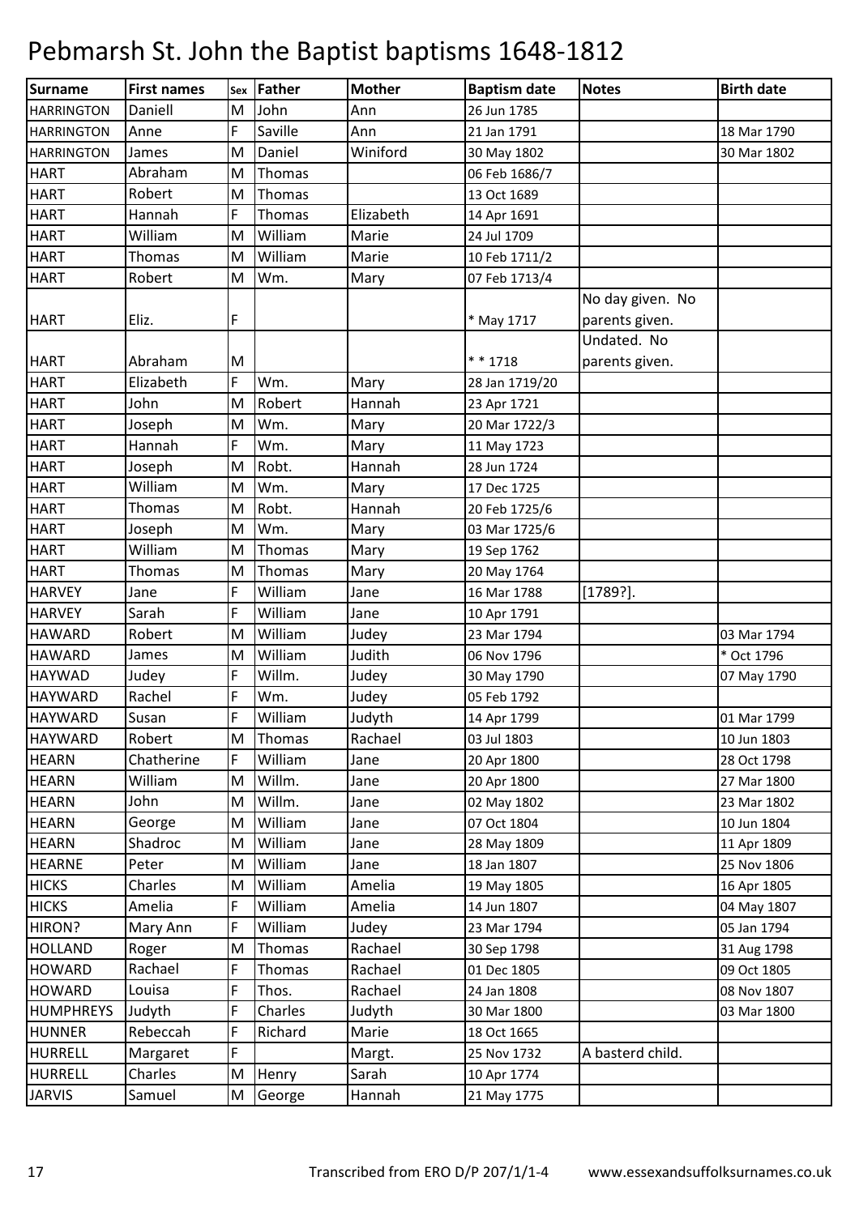# Pebmarsh St. John the Baptist baptisms 1648-1812

| Surname | First names | Sex | Father | Mother | Baptism date | Notes | Birth date |
|---|---|---|---|---|---|---|---|
| HARRINGTON | Daniell | M | John | Ann | 26 Jun 1785 | | |
| HARRINGTON | Anne | F | Saville | Ann | 21 Jan 1791 | | 18 Mar 1790 |
| HARRINGTON | James | M | Daniel | Winiford | 30 May 1802 | | 30 Mar 1802 |
| HART | Abraham | M | Thomas | | 06 Feb 1686/7 | | |
| HART | Robert | M | Thomas | | 13 Oct 1689 | | |
| HART | Hannah | F | Thomas | Elizabeth | 14 Apr 1691 | | |
| HART | William | M | William | Marie | 24 Jul 1709 | | |
| HART | Thomas | M | William | Marie | 10 Feb 1711/2 | | |
| HART | Robert | M | Wm. | Mary | 07 Feb 1713/4 | | |
| HART | Eliz. | F | | | * May 1717 | No day given. No parents given. | |
| HART | Abraham | M | | | * * 1718 | Undated. No parents given. | |
| HART | Elizabeth | F | Wm. | Mary | 28 Jan 1719/20 | | |
| HART | John | M | Robert | Hannah | 23 Apr 1721 | | |
| HART | Joseph | M | Wm. | Mary | 20 Mar 1722/3 | | |
| HART | Hannah | F | Wm. | Mary | 11 May 1723 | | |
| HART | Joseph | M | Robt. | Hannah | 28 Jun 1724 | | |
| HART | William | M | Wm. | Mary | 17 Dec 1725 | | |
| HART | Thomas | M | Robt. | Hannah | 20 Feb 1725/6 | | |
| HART | Joseph | M | Wm. | Mary | 03 Mar 1725/6 | | |
| HART | William | M | Thomas | Mary | 19 Sep 1762 | | |
| HART | Thomas | M | Thomas | Mary | 20 May 1764 | | |
| HARVEY | Jane | F | William | Jane | 16 Mar 1788 | [1789?]. | |
| HARVEY | Sarah | F | William | Jane | 10 Apr 1791 | | |
| HAWARD | Robert | M | William | Judey | 23 Mar 1794 | | 03 Mar 1794 |
| HAWARD | James | M | William | Judith | 06 Nov 1796 | | * Oct 1796 |
| HAYWAD | Judey | F | Willm. | Judey | 30 May 1790 | | 07 May 1790 |
| HAYWARD | Rachel | F | Wm. | Judey | 05 Feb 1792 | | |
| HAYWARD | Susan | F | William | Judyth | 14 Apr 1799 | | 01 Mar 1799 |
| HAYWARD | Robert | M | Thomas | Rachael | 03 Jul 1803 | | 10 Jun 1803 |
| HEARN | Chatherine | F | William | Jane | 20 Apr 1800 | | 28 Oct 1798 |
| HEARN | William | M | Willm. | Jane | 20 Apr 1800 | | 27 Mar 1800 |
| HEARN | John | M | Willm. | Jane | 02 May 1802 | | 23 Mar 1802 |
| HEARN | George | M | William | Jane | 07 Oct 1804 | | 10 Jun 1804 |
| HEARN | Shadroc | M | William | Jane | 28 May 1809 | | 11 Apr 1809 |
| HEARNE | Peter | M | William | Jane | 18 Jan 1807 | | 25 Nov 1806 |
| HICKS | Charles | M | William | Amelia | 19 May 1805 | | 16 Apr 1805 |
| HICKS | Amelia | F | William | Amelia | 14 Jun 1807 | | 04 May 1807 |
| HIRON? | Mary Ann | F | William | Judey | 23 Mar 1794 | | 05 Jan 1794 |
| HOLLAND | Roger | M | Thomas | Rachael | 30 Sep 1798 | | 31 Aug 1798 |
| HOWARD | Rachael | F | Thomas | Rachael | 01 Dec 1805 | | 09 Oct 1805 |
| HOWARD | Louisa | F | Thos. | Rachael | 24 Jan 1808 | | 08 Nov 1807 |
| HUMPHREYS | Judyth | F | Charles | Judyth | 30 Mar 1800 | | 03 Mar 1800 |
| HUNNER | Rebeccah | F | Richard | Marie | 18 Oct 1665 | | |
| HURRELL | Margaret | F | | Margt. | 25 Nov 1732 | A basterd child. | |
| HURRELL | Charles | M | Henry | Sarah | 10 Apr 1774 | | |
| JARVIS | Samuel | M | George | Hannah | 21 May 1775 | | |

Transcribed from ERO D/P 207/1/1-4 www.essexandsuffolksurnames.co.uk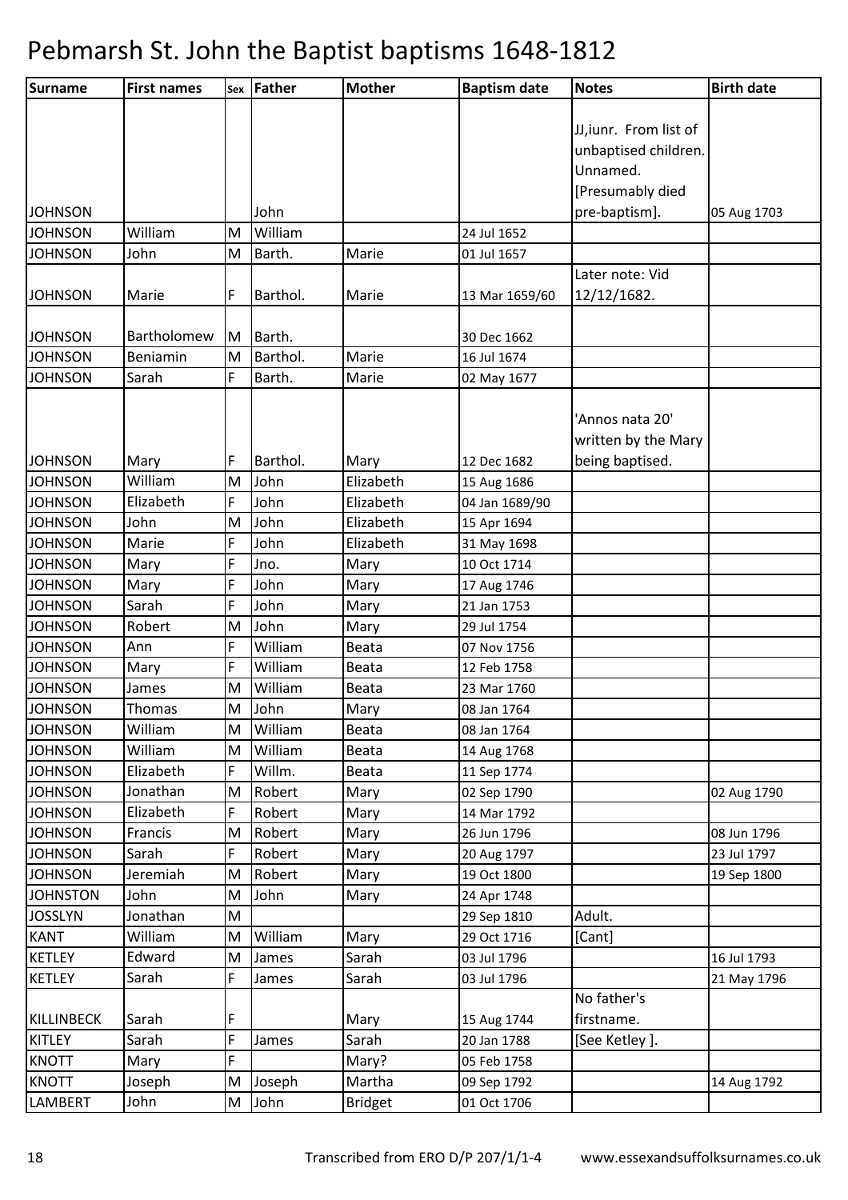# Pebmarsh St. John the Baptist baptisms 1648-1812

| Surname | First names | Sex | Father | Mother | Baptism date | Notes | Birth date |
|---|---|---|---|---|---|---|---|
| JOHNSON | | | John | | | JJ,iunr. From list of unbaptised children. Unnamed. [Presumably died pre-baptism]. | 05 Aug 1703 |
| JOHNSON | William | M | William | | 24 Jul 1652 | | |
| JOHNSON | John | M | Barth. | Marie | 01 Jul 1657 | | |
| JOHNSON | Marie | F | Barthol. | Marie | 13 Mar 1659/60 | Later note: Vid 12/12/1682. | |
| JOHNSON | Bartholomew | M | Barth. | | 30 Dec 1662 | | |
| JOHNSON | Beniamin | M | Barthol. | Marie | 16 Jul 1674 | | |
| JOHNSON | Sarah | F | Barth. | Marie | 02 May 1677 | | |
| JOHNSON | Mary | F | Barthol. | Mary | 12 Dec 1682 | 'Annos nata 20' written by the Mary being baptised. | |
| JOHNSON | William | M | John | Elizabeth | 15 Aug 1686 | | |
| JOHNSON | Elizabeth | F | John | Elizabeth | 04 Jan 1689/90 | | |
| JOHNSON | John | M | John | Elizabeth | 15 Apr 1694 | | |
| JOHNSON | Marie | F | John | Elizabeth | 31 May 1698 | | |
| JOHNSON | Mary | F | Jno. | Mary | 10 Oct 1714 | | |
| JOHNSON | Mary | F | John | Mary | 17 Aug 1746 | | |
| JOHNSON | Sarah | F | John | Mary | 21 Jan 1753 | | |
| JOHNSON | Robert | M | John | Mary | 29 Jul 1754 | | |
| JOHNSON | Ann | F | William | Beata | 07 Nov 1756 | | |
| JOHNSON | Mary | F | William | Beata | 12 Feb 1758 | | |
| JOHNSON | James | M | William | Beata | 23 Mar 1760 | | |
| JOHNSON | Thomas | M | John | Mary | 08 Jan 1764 | | |
| JOHNSON | William | M | William | Beata | 08 Jan 1764 | | |
| JOHNSON | William | M | William | Beata | 14 Aug 1768 | | |
| JOHNSON | Elizabeth | F | Willm. | Beata | 11 Sep 1774 | | |
| JOHNSON | Jonathan | M | Robert | Mary | 02 Sep 1790 | | 02 Aug 1790 |
| JOHNSON | Elizabeth | F | Robert | Mary | 14 Mar 1792 | | |
| JOHNSON | Francis | M | Robert | Mary | 26 Jun 1796 | | 08 Jun 1796 |
| JOHNSON | Sarah | F | Robert | Mary | 20 Aug 1797 | | 23 Jul 1797 |
| JOHNSON | Jeremiah | M | Robert | Mary | 19 Oct 1800 | | 19 Sep 1800 |
| JOHNSTON | John | M | John | Mary | 24 Apr 1748 | | |
| JOSSLYN | Jonathan | M | | | 29 Sep 1810 | Adult. | |
| KANT | William | M | William | Mary | 29 Oct 1716 | [Cant] | |
| KETLEY | Edward | M | James | Sarah | 03 Jul 1796 | | 16 Jul 1793 |
| KETLEY | Sarah | F | James | Sarah | 03 Jul 1796 | | 21 May 1796 |
| KILLINBECK | Sarah | F | | Mary | 15 Aug 1744 | No father's firstname. | |
| KITLEY | Sarah | F | James | Sarah | 20 Jan 1788 | [See Ketley ]. | |
| KNOTT | Mary | F | | Mary? | 05 Feb 1758 | | |
| KNOTT | Joseph | M | Joseph | Martha | 09 Sep 1792 | | 14 Aug 1792 |
| LAMBERT | John | M | John | Bridget | 01 Oct 1706 | | |

Transcribed from ERO D/P 207/1/1-4 www.essexandsuffolksurnames.co.uk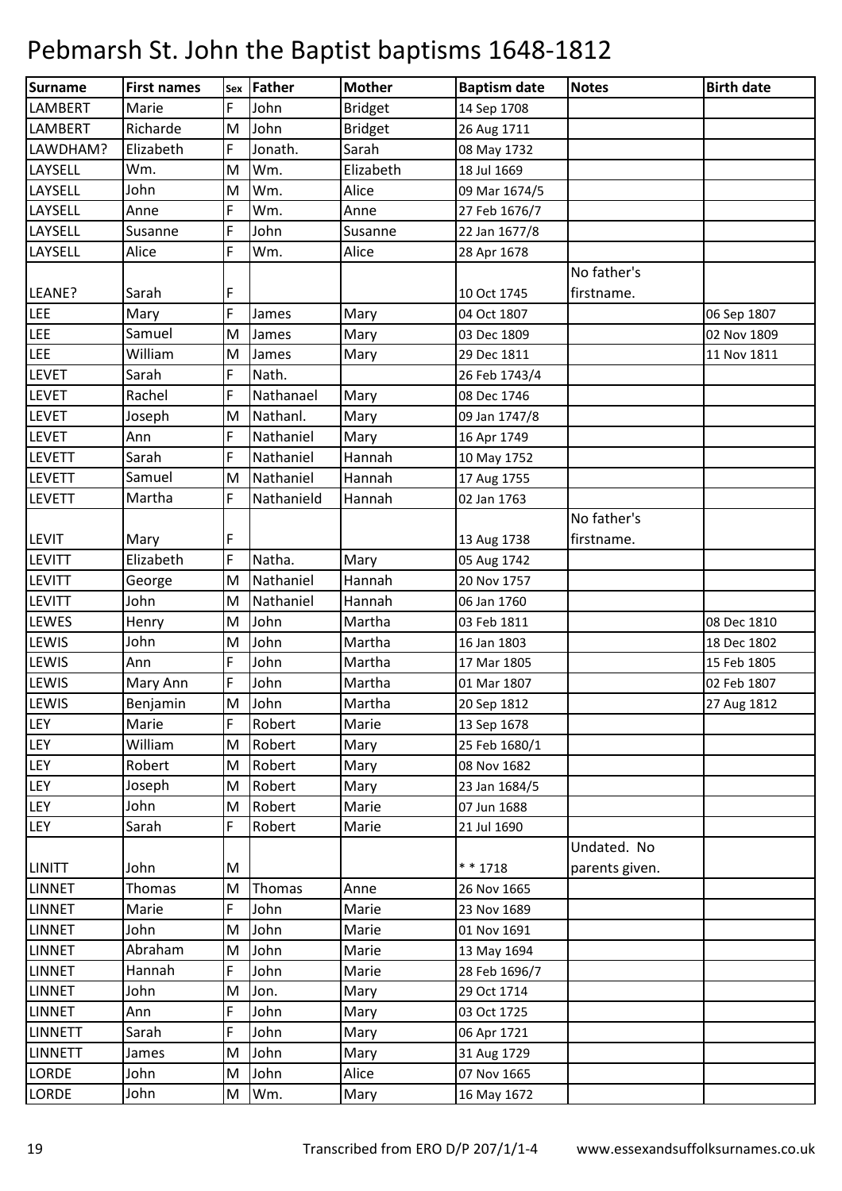# Pebmarsh St. John the Baptist baptisms 1648-1812

| Surname | First names | Sex | Father | Mother | Baptism date | Notes | Birth date |
|---|---|---|---|---|---|---|---|
| LAMBERT | Marie | F | John | Bridget | 14 Sep 1708 | | |
| LAMBERT | Richarde | M | John | Bridget | 26 Aug 1711 | | |
| LAWDHAM? | Elizabeth | F | Jonath. | Sarah | 08 May 1732 | | |
| LAYSELL | Wm. | M | Wm. | Elizabeth | 18 Jul 1669 | | |
| LAYSELL | John | M | Wm. | Alice | 09 Mar 1674/5 | | |
| LAYSELL | Anne | F | Wm. | Anne | 27 Feb 1676/7 | | |
| LAYSELL | Susanne | F | John | Susanne | 22 Jan 1677/8 | | |
| LAYSELL | Alice | F | Wm. | Alice | 28 Apr 1678 | | |
| LEANE? | Sarah | F | | | 10 Oct 1745 | No father's firstname. | |
| LEE | Mary | F | James | Mary | 04 Oct 1807 | | 06 Sep 1807 |
| LEE | Samuel | M | James | Mary | 03 Dec 1809 | | 02 Nov 1809 |
| LEE | William | M | James | Mary | 29 Dec 1811 | | 11 Nov 1811 |
| LEVET | Sarah | F | Nath. | | 26 Feb 1743/4 | | |
| LEVET | Rachel | F | Nathanael | Mary | 08 Dec 1746 | | |
| LEVET | Joseph | M | Nathanl. | Mary | 09 Jan 1747/8 | | |
| LEVET | Ann | F | Nathaniel | Mary | 16 Apr 1749 | | |
| LEVETT | Sarah | F | Nathaniel | Hannah | 10 May 1752 | | |
| LEVETT | Samuel | M | Nathaniel | Hannah | 17 Aug 1755 | | |
| LEVETT | Martha | F | Nathanield | Hannah | 02 Jan 1763 | | |
| LEVIT | Mary | F | | | 13 Aug 1738 | No father's firstname. | |
| LEVITT | Elizabeth | F | Natha. | Mary | 05 Aug 1742 | | |
| LEVITT | George | M | Nathaniel | Hannah | 20 Nov 1757 | | |
| LEVITT | John | M | Nathaniel | Hannah | 06 Jan 1760 | | |
| LEWES | Henry | M | John | Martha | 03 Feb 1811 | | 08 Dec 1810 |
| LEWIS | John | M | John | Martha | 16 Jan 1803 | | 18 Dec 1802 |
| LEWIS | Ann | F | John | Martha | 17 Mar 1805 | | 15 Feb 1805 |
| LEWIS | Mary Ann | F | John | Martha | 01 Mar 1807 | | 02 Feb 1807 |
| LEWIS | Benjamin | M | John | Martha | 20 Sep 1812 | | 27 Aug 1812 |
| LEY | Marie | F | Robert | Marie | 13 Sep 1678 | | |
| LEY | William | M | Robert | Mary | 25 Feb 1680/1 | | |
| LEY | Robert | M | Robert | Mary | 08 Nov 1682 | | |
| LEY | Joseph | M | Robert | Mary | 23 Jan 1684/5 | | |
| LEY | John | M | Robert | Marie | 07 Jun 1688 | | |
| LEY | Sarah | F | Robert | Marie | 21 Jul 1690 | | |
| LINITT | John | M | | | * * 1718 | Undated. No parents given. | |
| LINNET | Thomas | M | Thomas | Anne | 26 Nov 1665 | | |
| LINNET | Marie | F | John | Marie | 23 Nov 1689 | | |
| LINNET | John | M | John | Marie | 01 Nov 1691 | | |
| LINNET | Abraham | M | John | Marie | 13 May 1694 | | |
| LINNET | Hannah | F | John | Marie | 28 Feb 1696/7 | | |
| LINNET | John | M | Jon. | Mary | 29 Oct 1714 | | |
| LINNET | Ann | F | John | Mary | 03 Oct 1725 | | |
| LINNETT | Sarah | F | John | Mary | 06 Apr 1721 | | |
| LINNETT | James | M | John | Mary | 31 Aug 1729 | | |
| LORDE | John | M | John | Alice | 07 Nov 1665 | | |
| LORDE | John | M | Wm. | Mary | 16 May 1672 | | |

Transcribed from ERO D/P 207/1/1-4 www.essexandsuffolksurnames.co.uk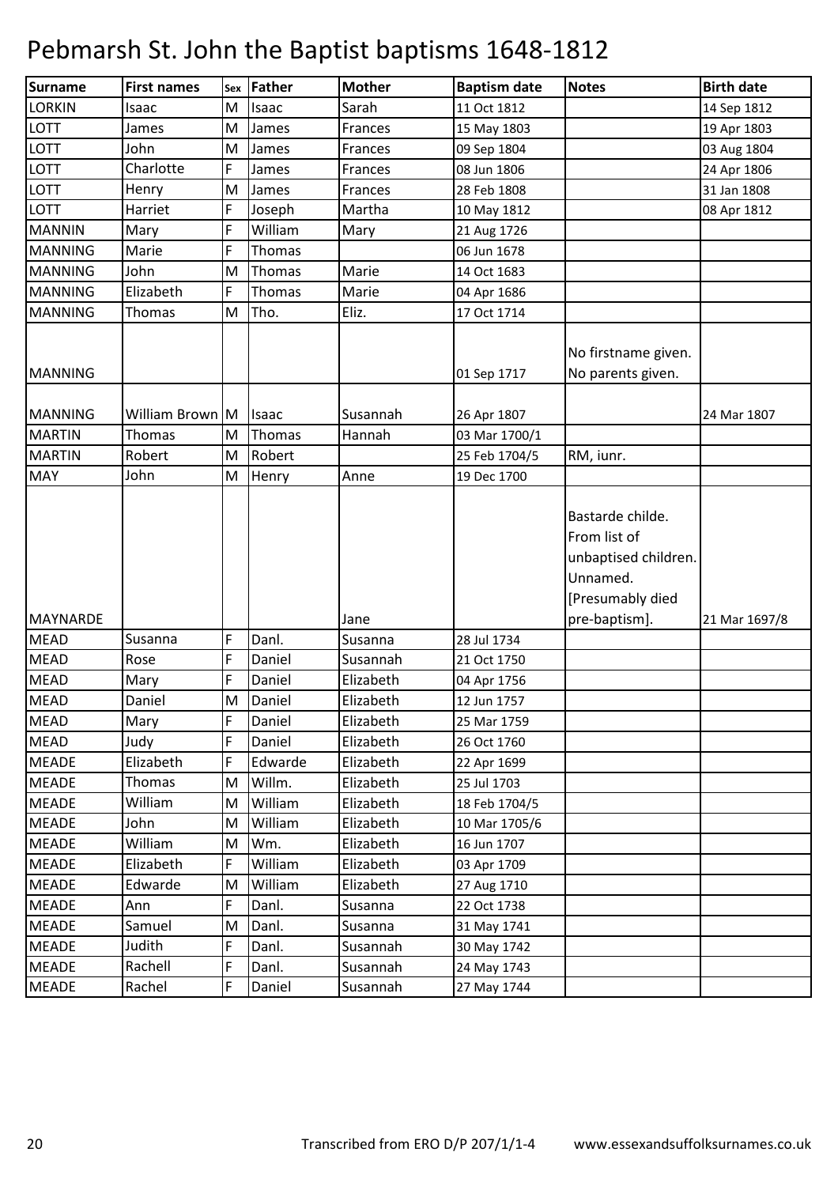# Pebmarsh St. John the Baptist baptisms 1648-1812

| Surname | First names | Sex | Father | Mother | Baptism date | Notes | Birth date |
|---|---|---|---|---|---|---|---|
| LORKIN | Isaac | M | Isaac | Sarah | 11 Oct 1812 | | 14 Sep 1812 |
| LOTT | James | M | James | Frances | 15 May 1803 | | 19 Apr 1803 |
| LOTT | John | M | James | Frances | 09 Sep 1804 | | 03 Aug 1804 |
| LOTT | Charlotte | F | James | Frances | 08 Jun 1806 | | 24 Apr 1806 |
| LOTT | Henry | M | James | Frances | 28 Feb 1808 | | 31 Jan 1808 |
| LOTT | Harriet | F | Joseph | Martha | 10 May 1812 | | 08 Apr 1812 |
| MANNIN | Mary | F | William | Mary | 21 Aug 1726 | | |
| MANNING | Marie | F | Thomas | | 06 Jun 1678 | | |
| MANNING | John | M | Thomas | Marie | 14 Oct 1683 | | |
| MANNING | Elizabeth | F | Thomas | Marie | 04 Apr 1686 | | |
| MANNING | Thomas | M | Tho. | Eliz. | 17 Oct 1714 | | |
| MANNING | | | | | 01 Sep 1717 | No firstname given. No parents given. | |
| MANNING | William Brown | M | Isaac | Susannah | 26 Apr 1807 | | 24 Mar 1807 |
| MARTIN | Thomas | M | Thomas | Hannah | 03 Mar 1700/1 | | |
| MARTIN | Robert | M | Robert | | 25 Feb 1704/5 | RM, iunr. | |
| MAY | John | M | Henry | Anne | 19 Dec 1700 | | |
| MAYNARDE | | | | Jane | | Bastarde childe. From list of unbaptised children. Unnamed. [Presumably died pre-baptism]. | 21 Mar 1697/8 |
| MEAD | Susanna | F | Danl. | Susanna | 28 Jul 1734 | | |
| MEAD | Rose | F | Daniel | Susannah | 21 Oct 1750 | | |
| MEAD | Mary | F | Daniel | Elizabeth | 04 Apr 1756 | | |
| MEAD | Daniel | M | Daniel | Elizabeth | 12 Jun 1757 | | |
| MEAD | Mary | F | Daniel | Elizabeth | 25 Mar 1759 | | |
| MEAD | Judy | F | Daniel | Elizabeth | 26 Oct 1760 | | |
| MEADE | Elizabeth | F | Edwarde | Elizabeth | 22 Apr 1699 | | |
| MEADE | Thomas | M | Willm. | Elizabeth | 25 Jul 1703 | | |
| MEADE | William | M | William | Elizabeth | 18 Feb 1704/5 | | |
| MEADE | John | M | William | Elizabeth | 10 Mar 1705/6 | | |
| MEADE | William | M | Wm. | Elizabeth | 16 Jun 1707 | | |
| MEADE | Elizabeth | F | William | Elizabeth | 03 Apr 1709 | | |
| MEADE | Edwarde | M | William | Elizabeth | 27 Aug 1710 | | |
| MEADE | Ann | F | Danl. | Susanna | 22 Oct 1738 | | |
| MEADE | Samuel | M | Danl. | Susanna | 31 May 1741 | | |
| MEADE | Judith | F | Danl. | Susannah | 30 May 1742 | | |
| MEADE | Rachell | F | Danl. | Susannah | 24 May 1743 | | |
| MEADE | Rachel | F | Daniel | Susannah | 27 May 1744 | | |

Transcribed from ERO D/P 207/1/1-4 www.essexandsuffolksurnames.co.uk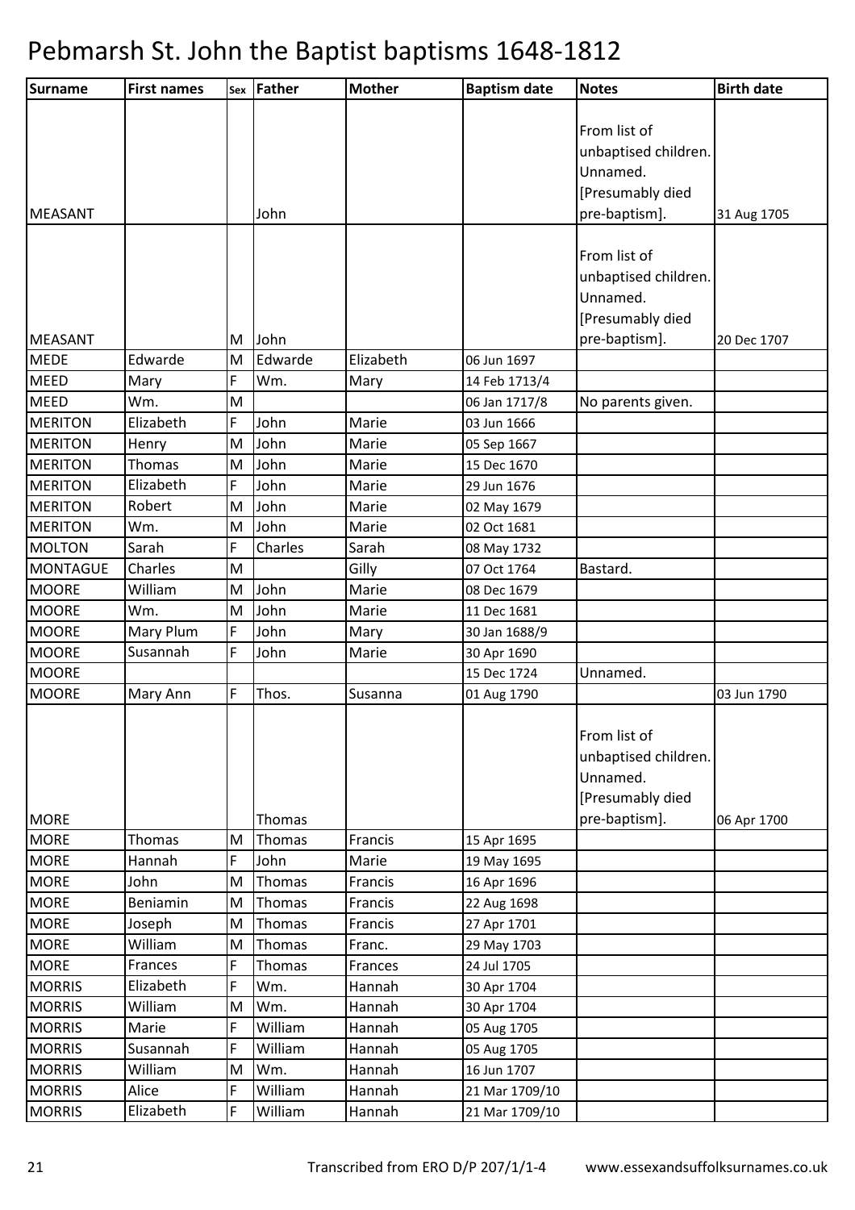# Pebmarsh St. John the Baptist baptisms 1648-1812

| Surname | First names | Sex | Father | Mother | Baptism date | Notes | Birth date |
|---|---|---|---|---|---|---|---|
| MEASANT | | | John | | | From list of unbaptised children. Unnamed. [Presumably died pre-baptism]. | 31 Aug 1705 |
| MEASANT | | M | John | | | From list of unbaptised children. Unnamed. [Presumably died pre-baptism]. | 20 Dec 1707 |
| MEDE | Edwarde | M | Edwarde | Elizabeth | 06 Jun 1697 | | |
| MEED | Mary | F | Wm. | Mary | 14 Feb 1713/4 | | |
| MEED | Wm. | M | | | 06 Jan 1717/8 | No parents given. | |
| MERITON | Elizabeth | F | John | Marie | 03 Jun 1666 | | |
| MERITON | Henry | M | John | Marie | 05 Sep 1667 | | |
| MERITON | Thomas | M | John | Marie | 15 Dec 1670 | | |
| MERITON | Elizabeth | F | John | Marie | 29 Jun 1676 | | |
| MERITON | Robert | M | John | Marie | 02 May 1679 | | |
| MERITON | Wm. | M | John | Marie | 02 Oct 1681 | | |
| MOLTON | Sarah | F | Charles | Sarah | 08 May 1732 | | |
| MONTAGUE | Charles | M | | Gilly | 07 Oct 1764 | Bastard. | |
| MOORE | William | M | John | Marie | 08 Dec 1679 | | |
| MOORE | Wm. | M | John | Marie | 11 Dec 1681 | | |
| MOORE | Mary Plum | F | John | Mary | 30 Jan 1688/9 | | |
| MOORE | Susannah | F | John | Marie | 30 Apr 1690 | | |
| MOORE | | | | | 15 Dec 1724 | Unnamed. | |
| MOORE | Mary Ann | F | Thos. | Susanna | 01 Aug 1790 | | 03 Jun 1790 |
| MORE | | | Thomas | | | From list of unbaptised children. Unnamed. [Presumably died pre-baptism]. | 06 Apr 1700 |
| MORE | Thomas | M | Thomas | Francis | 15 Apr 1695 | | |
| MORE | Hannah | F | John | Marie | 19 May 1695 | | |
| MORE | John | M | Thomas | Francis | 16 Apr 1696 | | |
| MORE | Beniamin | M | Thomas | Francis | 22 Aug 1698 | | |
| MORE | Joseph | M | Thomas | Francis | 27 Apr 1701 | | |
| MORE | William | M | Thomas | Franc. | 29 May 1703 | | |
| MORE | Frances | F | Thomas | Frances | 24 Jul 1705 | | |
| MORRIS | Elizabeth | F | Wm. | Hannah | 30 Apr 1704 | | |
| MORRIS | William | M | Wm. | Hannah | 30 Apr 1704 | | |
| MORRIS | Marie | F | William | Hannah | 05 Aug 1705 | | |
| MORRIS | Susannah | F | William | Hannah | 05 Aug 1705 | | |
| MORRIS | William | M | Wm. | Hannah | 16 Jun 1707 | | |
| MORRIS | Alice | F | William | Hannah | 21 Mar 1709/10 | | |
| MORRIS | Elizabeth | F | William | Hannah | 21 Mar 1709/10 | | |

Transcribed from ERO D/P 207/1/1-4 www.essexandsuffolksurnames.co.uk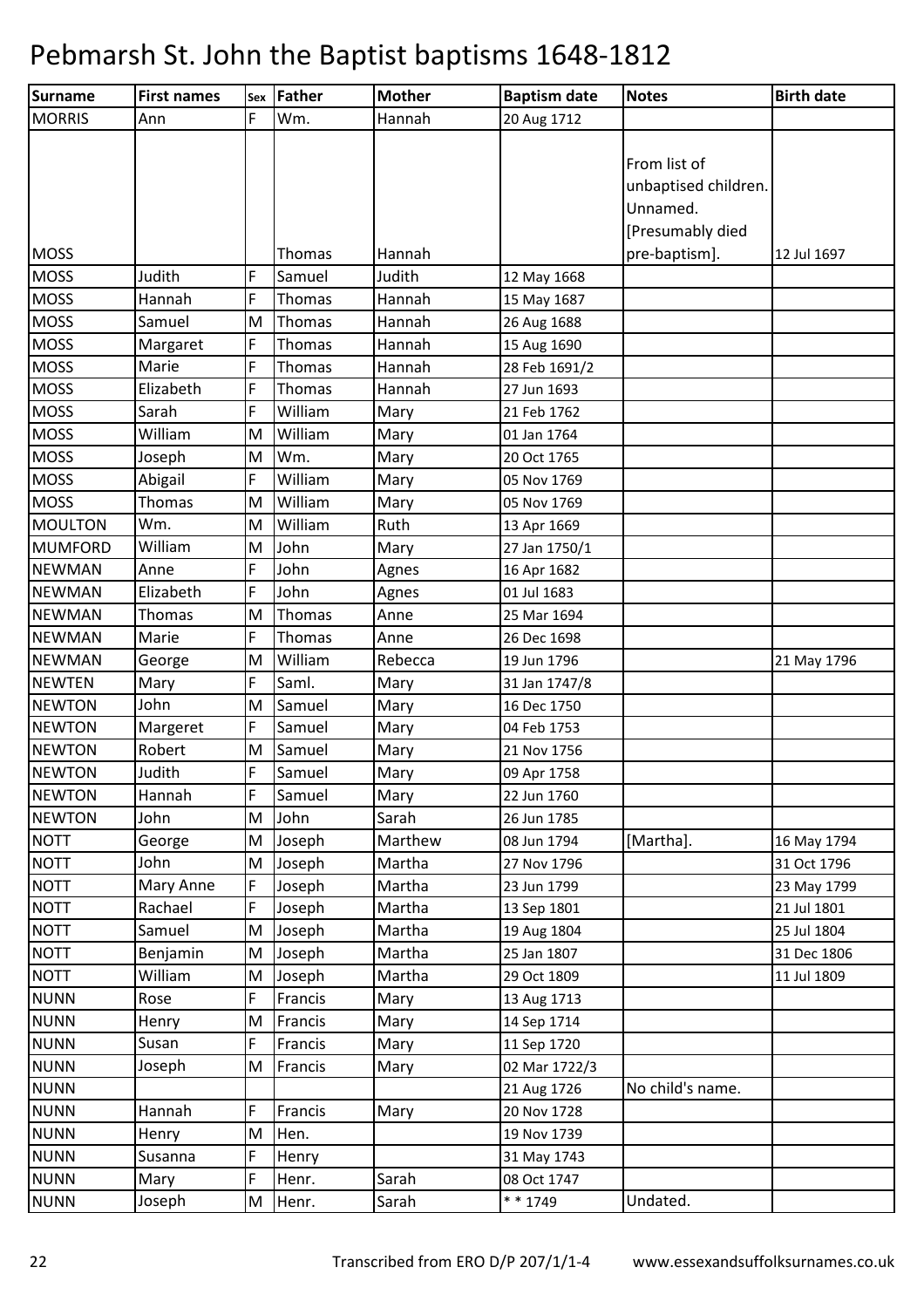# Pebmarsh St. John the Baptist baptisms 1648-1812

| Surname | First names | Sex | Father | Mother | Baptism date | Notes | Birth date |
|---|---|---|---|---|---|---|---|
| MORRIS | Ann | F | Wm. | Hannah | 20 Aug 1712 | | |
| MOSS | | | Thomas | Hannah | | From list of unbaptised children. Unnamed. [Presumably died pre-baptism]. | 12 Jul 1697 |
| MOSS | Judith | F | Samuel | Judith | 12 May 1668 | | |
| MOSS | Hannah | F | Thomas | Hannah | 15 May 1687 | | |
| MOSS | Samuel | M | Thomas | Hannah | 26 Aug 1688 | | |
| MOSS | Margaret | F | Thomas | Hannah | 15 Aug 1690 | | |
| MOSS | Marie | F | Thomas | Hannah | 28 Feb 1691/2 | | |
| MOSS | Elizabeth | F | Thomas | Hannah | 27 Jun 1693 | | |
| MOSS | Sarah | F | William | Mary | 21 Feb 1762 | | |
| MOSS | William | M | William | Mary | 01 Jan 1764 | | |
| MOSS | Joseph | M | Wm. | Mary | 20 Oct 1765 | | |
| MOSS | Abigail | F | William | Mary | 05 Nov 1769 | | |
| MOSS | Thomas | M | William | Mary | 05 Nov 1769 | | |
| MOULTON | Wm. | M | William | Ruth | 13 Apr 1669 | | |
| MUMFORD | William | M | John | Mary | 27 Jan 1750/1 | | |
| NEWMAN | Anne | F | John | Agnes | 16 Apr 1682 | | |
| NEWMAN | Elizabeth | F | John | Agnes | 01 Jul 1683 | | |
| NEWMAN | Thomas | M | Thomas | Anne | 25 Mar 1694 | | |
| NEWMAN | Marie | F | Thomas | Anne | 26 Dec 1698 | | |
| NEWMAN | George | M | William | Rebecca | 19 Jun 1796 | | 21 May 1796 |
| NEWTEN | Mary | F | Saml. | Mary | 31 Jan 1747/8 | | |
| NEWTON | John | M | Samuel | Mary | 16 Dec 1750 | | |
| NEWTON | Margeret | F | Samuel | Mary | 04 Feb 1753 | | |
| NEWTON | Robert | M | Samuel | Mary | 21 Nov 1756 | | |
| NEWTON | Judith | F | Samuel | Mary | 09 Apr 1758 | | |
| NEWTON | Hannah | F | Samuel | Mary | 22 Jun 1760 | | |
| NEWTON | John | M | John | Sarah | 26 Jun 1785 | | |
| NOTT | George | M | Joseph | Marthew | 08 Jun 1794 | [Martha]. | 16 May 1794 |
| NOTT | John | M | Joseph | Martha | 27 Nov 1796 | | 31 Oct 1796 |
| NOTT | Mary Anne | F | Joseph | Martha | 23 Jun 1799 | | 23 May 1799 |
| NOTT | Rachael | F | Joseph | Martha | 13 Sep 1801 | | 21 Jul 1801 |
| NOTT | Samuel | M | Joseph | Martha | 19 Aug 1804 | | 25 Jul 1804 |
| NOTT | Benjamin | M | Joseph | Martha | 25 Jan 1807 | | 31 Dec 1806 |
| NOTT | William | M | Joseph | Martha | 29 Oct 1809 | | 11 Jul 1809 |
| NUNN | Rose | F | Francis | Mary | 13 Aug 1713 | | |
| NUNN | Henry | M | Francis | Mary | 14 Sep 1714 | | |
| NUNN | Susan | F | Francis | Mary | 11 Sep 1720 | | |
| NUNN | Joseph | M | Francis | Mary | 02 Mar 1722/3 | | |
| NUNN | | | | | 21 Aug 1726 | No child's name. | |
| NUNN | Hannah | F | Francis | Mary | 20 Nov 1728 | | |
| NUNN | Henry | M | Hen. | | 19 Nov 1739 | | |
| NUNN | Susanna | F | Henry | | 31 May 1743 | | |
| NUNN | Mary | F | Henr. | Sarah | 08 Oct 1747 | | |
| NUNN | Joseph | M | Henr. | Sarah | * * 1749 | Undated. | |

Transcribed from ERO D/P 207/1/1-4 www.essexandsuffolksurnames.co.uk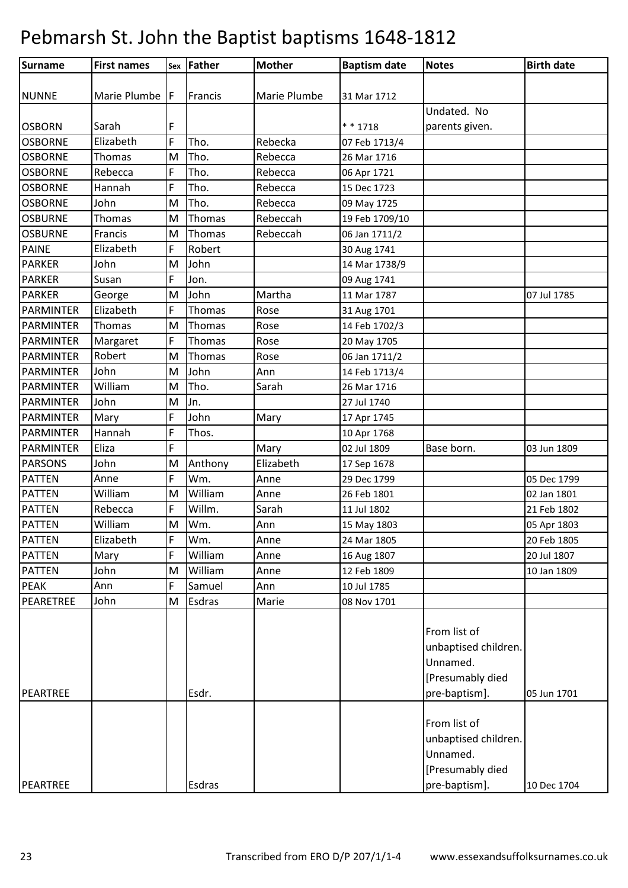# Pebmarsh St. John the Baptist baptisms 1648-1812

| Surname | First names | Sex | Father | Mother | Baptism date | Notes | Birth date |
|---|---|---|---|---|---|---|---|
| NUNNE | Marie Plumbe | F | Francis | Marie Plumbe | 31 Mar 1712 | | |
| OSBORN | Sarah | F | | | * * 1718 | Undated. No parents given. | |
| OSBORNE | Elizabeth | F | Tho. | Rebecka | 07 Feb 1713/4 | | |
| OSBORNE | Thomas | M | Tho. | Rebecca | 26 Mar 1716 | | |
| OSBORNE | Rebecca | F | Tho. | Rebecca | 06 Apr 1721 | | |
| OSBORNE | Hannah | F | Tho. | Rebecca | 15 Dec 1723 | | |
| OSBORNE | John | M | Tho. | Rebecca | 09 May 1725 | | |
| OSBURNE | Thomas | M | Thomas | Rebeccah | 19 Feb 1709/10 | | |
| OSBURNE | Francis | M | Thomas | Rebeccah | 06 Jan 1711/2 | | |
| PAINE | Elizabeth | F | Robert | | 30 Aug 1741 | | |
| PARKER | John | M | John | | 14 Mar 1738/9 | | |
| PARKER | Susan | F | Jon. | | 09 Aug 1741 | | |
| PARKER | George | M | John | Martha | 11 Mar 1787 | | 07 Jul 1785 |
| PARMINTER | Elizabeth | F | Thomas | Rose | 31 Aug 1701 | | |
| PARMINTER | Thomas | M | Thomas | Rose | 14 Feb 1702/3 | | |
| PARMINTER | Margaret | F | Thomas | Rose | 20 May 1705 | | |
| PARMINTER | Robert | M | Thomas | Rose | 06 Jan 1711/2 | | |
| PARMINTER | John | M | John | Ann | 14 Feb 1713/4 | | |
| PARMINTER | William | M | Tho. | Sarah | 26 Mar 1716 | | |
| PARMINTER | John | M | Jn. | | 27 Jul 1740 | | |
| PARMINTER | Mary | F | John | Mary | 17 Apr 1745 | | |
| PARMINTER | Hannah | F | Thos. | | 10 Apr 1768 | | |
| PARMINTER | Eliza | F | | Mary | 02 Jul 1809 | Base born. | 03 Jun 1809 |
| PARSONS | John | M | Anthony | Elizabeth | 17 Sep 1678 | | |
| PATTEN | Anne | F | Wm. | Anne | 29 Dec 1799 | | 05 Dec 1799 |
| PATTEN | William | M | William | Anne | 26 Feb 1801 | | 02 Jan 1801 |
| PATTEN | Rebecca | F | Willm. | Sarah | 11 Jul 1802 | | 21 Feb 1802 |
| PATTEN | William | M | Wm. | Ann | 15 May 1803 | | 05 Apr 1803 |
| PATTEN | Elizabeth | F | Wm. | Anne | 24 Mar 1805 | | 20 Feb 1805 |
| PATTEN | Mary | F | William | Anne | 16 Aug 1807 | | 20 Jul 1807 |
| PATTEN | John | M | William | Anne | 12 Feb 1809 | | 10 Jan 1809 |
| PEAK | Ann | F | Samuel | Ann | 10 Jul 1785 | | |
| PEARETREE | John | M | Esdras | Marie | 08 Nov 1701 | | |
| PEARTREE | | | Esdr. | | | From list of unbaptised children. Unnamed. [Presumably died pre-baptism]. | 05 Jun 1701 |
| PEARTREE | | | Esdras | | | From list of unbaptised children. Unnamed. [Presumably died pre-baptism]. | 10 Dec 1704 |

Transcribed from ERO D/P 207/1/1-4 www.essexandsuffolksurnames.co.uk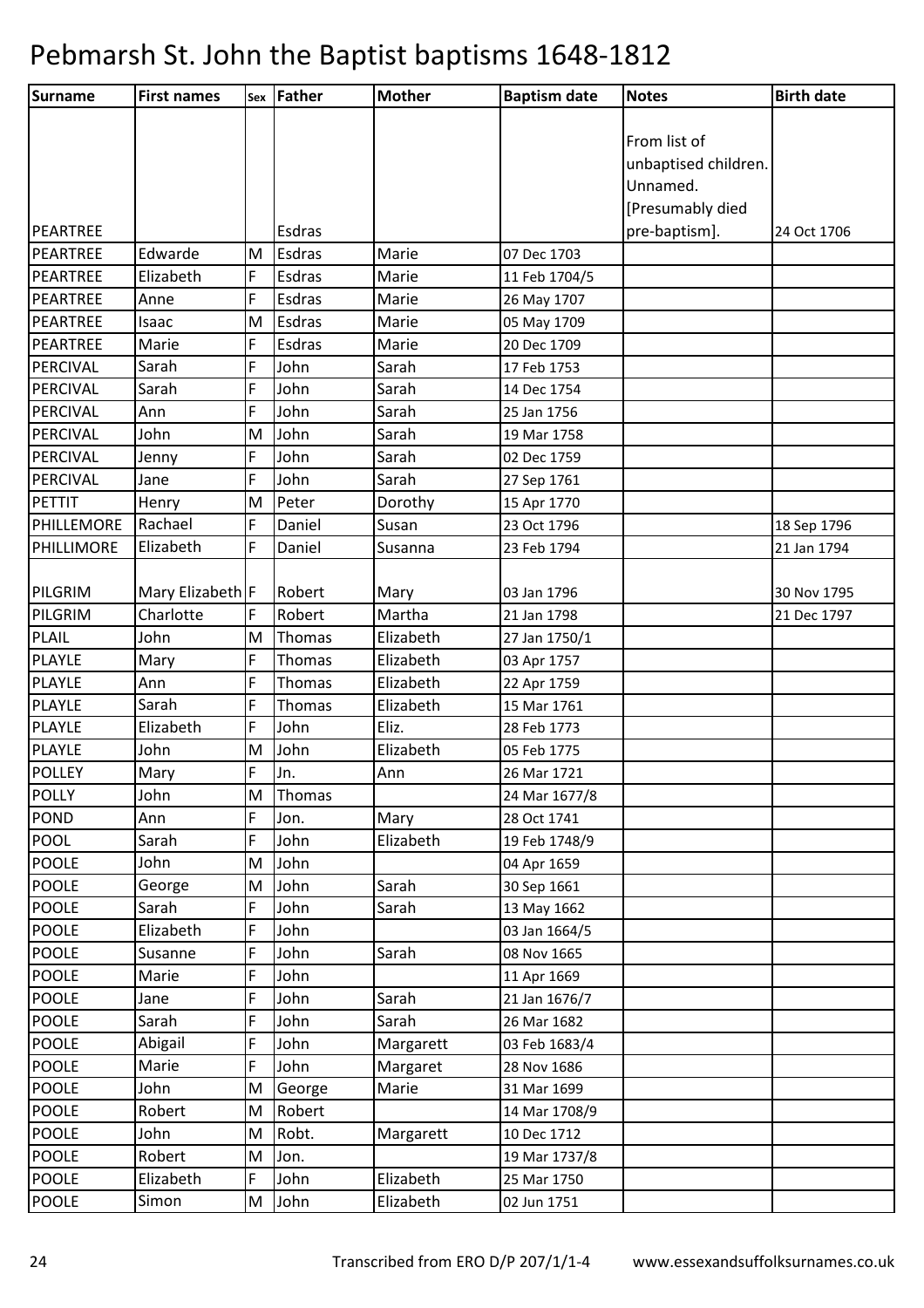# Pebmarsh St. John the Baptist baptisms 1648-1812

| Surname | First names | Sex | Father | Mother | Baptism date | Notes | Birth date |
|---|---|---|---|---|---|---|---|
| PEARTREE | | | Esdras | | | From list of unbaptised children. Unnamed. [Presumably died pre-baptism]. | 24 Oct 1706 |
| PEARTREE | Edwarde | M | Esdras | Marie | 07 Dec 1703 | | |
| PEARTREE | Elizabeth | F | Esdras | Marie | 11 Feb 1704/5 | | |
| PEARTREE | Anne | F | Esdras | Marie | 26 May 1707 | | |
| PEARTREE | Isaac | M | Esdras | Marie | 05 May 1709 | | |
| PEARTREE | Marie | F | Esdras | Marie | 20 Dec 1709 | | |
| PERCIVAL | Sarah | F | John | Sarah | 17 Feb 1753 | | |
| PERCIVAL | Sarah | F | John | Sarah | 14 Dec 1754 | | |
| PERCIVAL | Ann | F | John | Sarah | 25 Jan 1756 | | |
| PERCIVAL | John | M | John | Sarah | 19 Mar 1758 | | |
| PERCIVAL | Jenny | F | John | Sarah | 02 Dec 1759 | | |
| PERCIVAL | Jane | F | John | Sarah | 27 Sep 1761 | | |
| PETTIT | Henry | M | Peter | Dorothy | 15 Apr 1770 | | |
| PHILLEMORE | Rachael | F | Daniel | Susan | 23 Oct 1796 | | 18 Sep 1796 |
| PHILLIMORE | Elizabeth | F | Daniel | Susanna | 23 Feb 1794 | | 21 Jan 1794 |
| PILGRIM | Mary Elizabeth | F | Robert | Mary | 03 Jan 1796 | | 30 Nov 1795 |
| PILGRIM | Charlotte | F | Robert | Martha | 21 Jan 1798 | | 21 Dec 1797 |
| PLAIL | John | M | Thomas | Elizabeth | 27 Jan 1750/1 | | |
| PLAYLE | Mary | F | Thomas | Elizabeth | 03 Apr 1757 | | |
| PLAYLE | Ann | F | Thomas | Elizabeth | 22 Apr 1759 | | |
| PLAYLE | Sarah | F | Thomas | Elizabeth | 15 Mar 1761 | | |
| PLAYLE | Elizabeth | F | John | Eliz. | 28 Feb 1773 | | |
| PLAYLE | John | M | John | Elizabeth | 05 Feb 1775 | | |
| POLLEY | Mary | F | Jn. | Ann | 26 Mar 1721 | | |
| POLLY | John | M | Thomas | | 24 Mar 1677/8 | | |
| POND | Ann | F | Jon. | Mary | 28 Oct 1741 | | |
| POOL | Sarah | F | John | Elizabeth | 19 Feb 1748/9 | | |
| POOLE | John | M | John | | 04 Apr 1659 | | |
| POOLE | George | M | John | Sarah | 30 Sep 1661 | | |
| POOLE | Sarah | F | John | Sarah | 13 May 1662 | | |
| POOLE | Elizabeth | F | John | | 03 Jan 1664/5 | | |
| POOLE | Susanne | F | John | Sarah | 08 Nov 1665 | | |
| POOLE | Marie | F | John | | 11 Apr 1669 | | |
| POOLE | Jane | F | John | Sarah | 21 Jan 1676/7 | | |
| POOLE | Sarah | F | John | Sarah | 26 Mar 1682 | | |
| POOLE | Abigail | F | John | Margarett | 03 Feb 1683/4 | | |
| POOLE | Marie | F | John | Margaret | 28 Nov 1686 | | |
| POOLE | John | M | George | Marie | 31 Mar 1699 | | |
| POOLE | Robert | M | Robert | | 14 Mar 1708/9 | | |
| POOLE | John | M | Robt. | Margarett | 10 Dec 1712 | | |
| POOLE | Robert | M | Jon. | | 19 Mar 1737/8 | | |
| POOLE | Elizabeth | F | John | Elizabeth | 25 Mar 1750 | | |
| POOLE | Simon | M | John | Elizabeth | 02 Jun 1751 | | |

Transcribed from ERO D/P 207/1/1-4 www.essexandsuffolksurnames.co.uk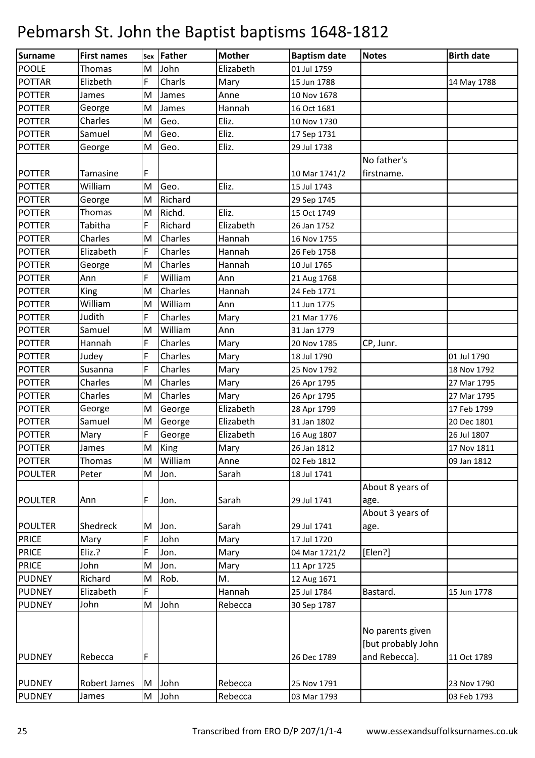# Pebmarsh St. John the Baptist baptisms 1648-1812

| Surname | First names | Sex | Father | Mother | Baptism date | Notes | Birth date |
|---|---|---|---|---|---|---|---|
| POOLE | Thomas | M | John | Elizabeth | 01 Jul 1759 | | |
| POTTAR | Elizbeth | F | Charls | Mary | 15 Jun 1788 | | 14 May 1788 |
| POTTER | James | M | James | Anne | 10 Nov 1678 | | |
| POTTER | George | M | James | Hannah | 16 Oct 1681 | | |
| POTTER | Charles | M | Geo. | Eliz. | 10 Nov 1730 | | |
| POTTER | Samuel | M | Geo. | Eliz. | 17 Sep 1731 | | |
| POTTER | George | M | Geo. | Eliz. | 29 Jul 1738 | | |
| POTTER | Tamasine | F | | | 10 Mar 1741/2 | No father's firstname. | |
| POTTER | William | M | Geo. | Eliz. | 15 Jul 1743 | | |
| POTTER | George | M | Richard | | 29 Sep 1745 | | |
| POTTER | Thomas | M | Richd. | Eliz. | 15 Oct 1749 | | |
| POTTER | Tabitha | F | Richard | Elizabeth | 26 Jan 1752 | | |
| POTTER | Charles | M | Charles | Hannah | 16 Nov 1755 | | |
| POTTER | Elizabeth | F | Charles | Hannah | 26 Feb 1758 | | |
| POTTER | George | M | Charles | Hannah | 10 Jul 1765 | | |
| POTTER | Ann | F | William | Ann | 21 Aug 1768 | | |
| POTTER | King | M | Charles | Hannah | 24 Feb 1771 | | |
| POTTER | William | M | William | Ann | 11 Jun 1775 | | |
| POTTER | Judith | F | Charles | Mary | 21 Mar 1776 | | |
| POTTER | Samuel | M | William | Ann | 31 Jan 1779 | | |
| POTTER | Hannah | F | Charles | Mary | 20 Nov 1785 | CP, Junr. | |
| POTTER | Judey | F | Charles | Mary | 18 Jul 1790 | | 01 Jul 1790 |
| POTTER | Susanna | F | Charles | Mary | 25 Nov 1792 | | 18 Nov 1792 |
| POTTER | Charles | M | Charles | Mary | 26 Apr 1795 | | 27 Mar 1795 |
| POTTER | Charles | M | Charles | Mary | 26 Apr 1795 | | 27 Mar 1795 |
| POTTER | George | M | George | Elizabeth | 28 Apr 1799 | | 17 Feb 1799 |
| POTTER | Samuel | M | George | Elizabeth | 31 Jan 1802 | | 20 Dec 1801 |
| POTTER | Mary | F | George | Elizabeth | 16 Aug 1807 | | 26 Jul 1807 |
| POTTER | James | M | King | Mary | 26 Jan 1812 | | 17 Nov 1811 |
| POTTER | Thomas | M | William | Anne | 02 Feb 1812 | | 09 Jan 1812 |
| POULTER | Peter | M | Jon. | Sarah | 18 Jul 1741 | | |
| POULTER | Ann | F | Jon. | Sarah | 29 Jul 1741 | About 8 years of age. | |
| POULTER | Shedreck | M | Jon. | Sarah | 29 Jul 1741 | About 3 years of age. | |
| PRICE | Mary | F | John | Mary | 17 Jul 1720 | | |
| PRICE | Eliz.? | F | Jon. | Mary | 04 Mar 1721/2 | [Elen?] | |
| PRICE | John | M | Jon. | Mary | 11 Apr 1725 | | |
| PUDNEY | Richard | M | Rob. | M. | 12 Aug 1671 | | |
| PUDNEY | Elizabeth | F | | Hannah | 25 Jul 1784 | Bastard. | 15 Jun 1778 |
| PUDNEY | John | M | John | Rebecca | 30 Sep 1787 | | |
| PUDNEY | Rebecca | F | | | 26 Dec 1789 | No parents given [but probably John and Rebecca]. | 11 Oct 1789 |
| PUDNEY | Robert James | M | John | Rebecca | 25 Nov 1791 | | 23 Nov 1790 |
| PUDNEY | James | M | John | Rebecca | 03 Mar 1793 | | 03 Feb 1793 |

Transcribed from ERO D/P 207/1/1-4 www.essexandsuffolksurnames.co.uk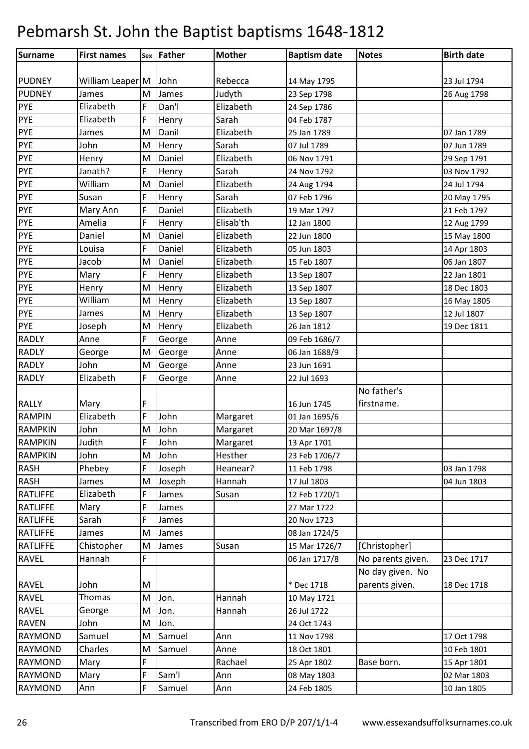# Pebmarsh St. John the Baptist baptisms 1648-1812

| Surname | First names | Sex | Father | Mother | Baptism date | Notes | Birth date |
|---|---|---|---|---|---|---|---|
| PUDNEY | William Leaper | M | John | Rebecca | 14 May 1795 | | 23 Jul 1794 |
| PUDNEY | James | M | James | Judyth | 23 Sep 1798 | | 26 Aug 1798 |
| PYE | Elizabeth | F | Dan'l | Elizabeth | 24 Sep 1786 | | |
| PYE | Elizabeth | F | Henry | Sarah | 04 Feb 1787 | | |
| PYE | James | M | Danil | Elizabeth | 25 Jan 1789 | | 07 Jan 1789 |
| PYE | John | M | Henry | Sarah | 07 Jul 1789 | | 07 Jun 1789 |
| PYE | Henry | M | Daniel | Elizabeth | 06 Nov 1791 | | 29 Sep 1791 |
| PYE | Janath? | F | Henry | Sarah | 24 Nov 1792 | | 03 Nov 1792 |
| PYE | William | M | Daniel | Elizabeth | 24 Aug 1794 | | 24 Jul 1794 |
| PYE | Susan | F | Henry | Sarah | 07 Feb 1796 | | 20 May 1795 |
| PYE | Mary Ann | F | Daniel | Elizabeth | 19 Mar 1797 | | 21 Feb 1797 |
| PYE | Amelia | F | Henry | Elisab'th | 12 Jan 1800 | | 12 Aug 1799 |
| PYE | Daniel | M | Daniel | Elizabeth | 22 Jun 1800 | | 15 May 1800 |
| PYE | Louisa | F | Daniel | Elizabeth | 05 Jun 1803 | | 14 Apr 1803 |
| PYE | Jacob | M | Daniel | Elizabeth | 15 Feb 1807 | | 06 Jan 1807 |
| PYE | Mary | F | Henry | Elizabeth | 13 Sep 1807 | | 22 Jan 1801 |
| PYE | Henry | M | Henry | Elizabeth | 13 Sep 1807 | | 18 Dec 1803 |
| PYE | William | M | Henry | Elizabeth | 13 Sep 1807 | | 16 May 1805 |
| PYE | James | M | Henry | Elizabeth | 13 Sep 1807 | | 12 Jul 1807 |
| PYE | Joseph | M | Henry | Elizabeth | 26 Jan 1812 | | 19 Dec 1811 |
| RADLY | Anne | F | George | Anne | 09 Feb 1686/7 | | |
| RADLY | George | M | George | Anne | 06 Jan 1688/9 | | |
| RADLY | John | M | George | Anne | 23 Jun 1691 | | |
| RADLY | Elizabeth | F | George | Anne | 22 Jul 1693 | | |
| RALLY | Mary | F | | | 16 Jun 1745 | No father's firstname. | |
| RAMPIN | Elizabeth | F | John | Margaret | 01 Jan 1695/6 | | |
| RAMPKIN | John | M | John | Margaret | 20 Mar 1697/8 | | |
| RAMPKIN | Judith | F | John | Margaret | 13 Apr 1701 | | |
| RAMPKIN | John | M | John | Hesther | 23 Feb 1706/7 | | |
| RASH | Phebey | F | Joseph | Heanear? | 11 Feb 1798 | | 03 Jan 1798 |
| RASH | James | M | Joseph | Hannah | 17 Jul 1803 | | 04 Jun 1803 |
| RATLIFFE | Elizabeth | F | James | Susan | 12 Feb 1720/1 | | |
| RATLIFFE | Mary | F | James | | 27 Mar 1722 | | |
| RATLIFFE | Sarah | F | James | | 20 Nov 1723 | | |
| RATLIFFE | James | M | James | | 08 Jan 1724/5 | | |
| RATLIFFE | Chistopher | M | James | Susan | 15 Mar 1726/7 | [Christopher] | |
| RAVEL | Hannah | F | | | 06 Jan 1717/8 | No parents given. | 23 Dec 1717 |
| RAVEL | John | M | | | * Dec 1718 | No day given. No parents given. | 18 Dec 1718 |
| RAVEL | Thomas | M | Jon. | Hannah | 10 May 1721 | | |
| RAVEL | George | M | Jon. | Hannah | 26 Jul 1722 | | |
| RAVEN | John | M | Jon. | | 24 Oct 1743 | | |
| RAYMOND | Samuel | M | Samuel | Ann | 11 Nov 1798 | | 17 Oct 1798 |
| RAYMOND | Charles | M | Samuel | Anne | 18 Oct 1801 | | 10 Feb 1801 |
| RAYMOND | Mary | F | | Rachael | 25 Apr 1802 | Base born. | 15 Apr 1801 |
| RAYMOND | Mary | F | Sam'l | Ann | 08 May 1803 | | 02 Mar 1803 |
| RAYMOND | Ann | F | Samuel | Ann | 24 Feb 1805 | | 10 Jan 1805 |

Transcribed from ERO D/P 207/1/1-4 www.essexandsuffolksurnames.co.uk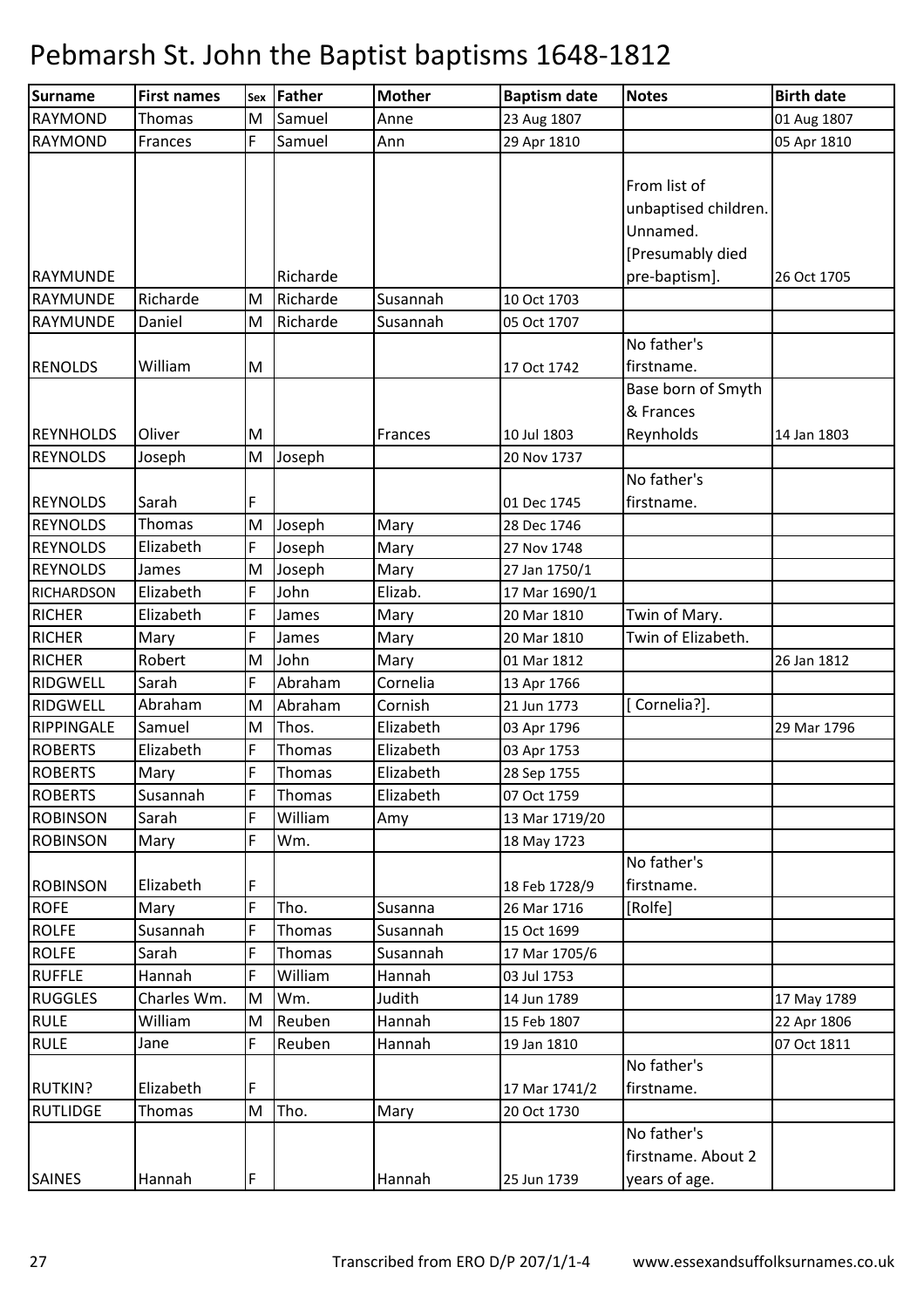# Pebmarsh St. John the Baptist baptisms 1648-1812

| Surname | First names | Sex | Father | Mother | Baptism date | Notes | Birth date |
|---|---|---|---|---|---|---|---|
| RAYMOND | Thomas | M | Samuel | Anne | 23 Aug 1807 | | 01 Aug 1807 |
| RAYMOND | Frances | F | Samuel | Ann | 29 Apr 1810 | | 05 Apr 1810 |
| RAYMUNDE | | | Richarde | | | From list of unbaptised children. Unnamed. [Presumably died pre-baptism]. | 26 Oct 1705 |
| RAYMUNDE | Richarde | M | Richarde | Susannah | 10 Oct 1703 | | |
| RAYMUNDE | Daniel | M | Richarde | Susannah | 05 Oct 1707 | | |
| RENOLDS | William | M | | | 17 Oct 1742 | No father's firstname. | |
| REYNHOLDS | Oliver | M | | Frances | 10 Jul 1803 | Base born of Smyth & Frances Reynholds | 14 Jan 1803 |
| REYNOLDS | Joseph | M | Joseph | | 20 Nov 1737 | | |
| REYNOLDS | Sarah | F | | | 01 Dec 1745 | No father's firstname. | |
| REYNOLDS | Thomas | M | Joseph | Mary | 28 Dec 1746 | | |
| REYNOLDS | Elizabeth | F | Joseph | Mary | 27 Nov 1748 | | |
| REYNOLDS | James | M | Joseph | Mary | 27 Jan 1750/1 | | |
| RICHARDSON | Elizabeth | F | John | Elizab. | 17 Mar 1690/1 | | |
| RICHER | Elizabeth | F | James | Mary | 20 Mar 1810 | Twin of Mary. | |
| RICHER | Mary | F | James | Mary | 20 Mar 1810 | Twin of Elizabeth. | |
| RICHER | Robert | M | John | Mary | 01 Mar 1812 | | 26 Jan 1812 |
| RIDGWELL | Sarah | F | Abraham | Cornelia | 13 Apr 1766 | | |
| RIDGWELL | Abraham | M | Abraham | Cornish | 21 Jun 1773 | [ Cornelia?]. | |
| RIPPINGALE | Samuel | M | Thos. | Elizabeth | 03 Apr 1796 | | 29 Mar 1796 |
| ROBERTS | Elizabeth | F | Thomas | Elizabeth | 03 Apr 1753 | | |
| ROBERTS | Mary | F | Thomas | Elizabeth | 28 Sep 1755 | | |
| ROBERTS | Susannah | F | Thomas | Elizabeth | 07 Oct 1759 | | |
| ROBINSON | Sarah | F | William | Amy | 13 Mar 1719/20 | | |
| ROBINSON | Mary | F | Wm. | | 18 May 1723 | | |
| ROBINSON | Elizabeth | F | | | 18 Feb 1728/9 | No father's firstname. | |
| ROFE | Mary | F | Tho. | Susanna | 26 Mar 1716 | [Rolfe] | |
| ROLFE | Susannah | F | Thomas | Susannah | 15 Oct 1699 | | |
| ROLFE | Sarah | F | Thomas | Susannah | 17 Mar 1705/6 | | |
| RUFFLE | Hannah | F | William | Hannah | 03 Jul 1753 | | |
| RUGGLES | Charles Wm. | M | Wm. | Judith | 14 Jun 1789 | | 17 May 1789 |
| RULE | William | M | Reuben | Hannah | 15 Feb 1807 | | 22 Apr 1806 |
| RULE | Jane | F | Reuben | Hannah | 19 Jan 1810 | | 07 Oct 1811 |
| RUTKIN? | Elizabeth | F | | | 17 Mar 1741/2 | No father's firstname. | |
| RUTLIDGE | Thomas | M | Tho. | Mary | 20 Oct 1730 | | |
| SAINES | Hannah | F | | Hannah | 25 Jun 1739 | No father's firstname. About 2 years of age. | |

Transcribed from ERO D/P 207/1/1-4 www.essexandsuffolksurnames.co.uk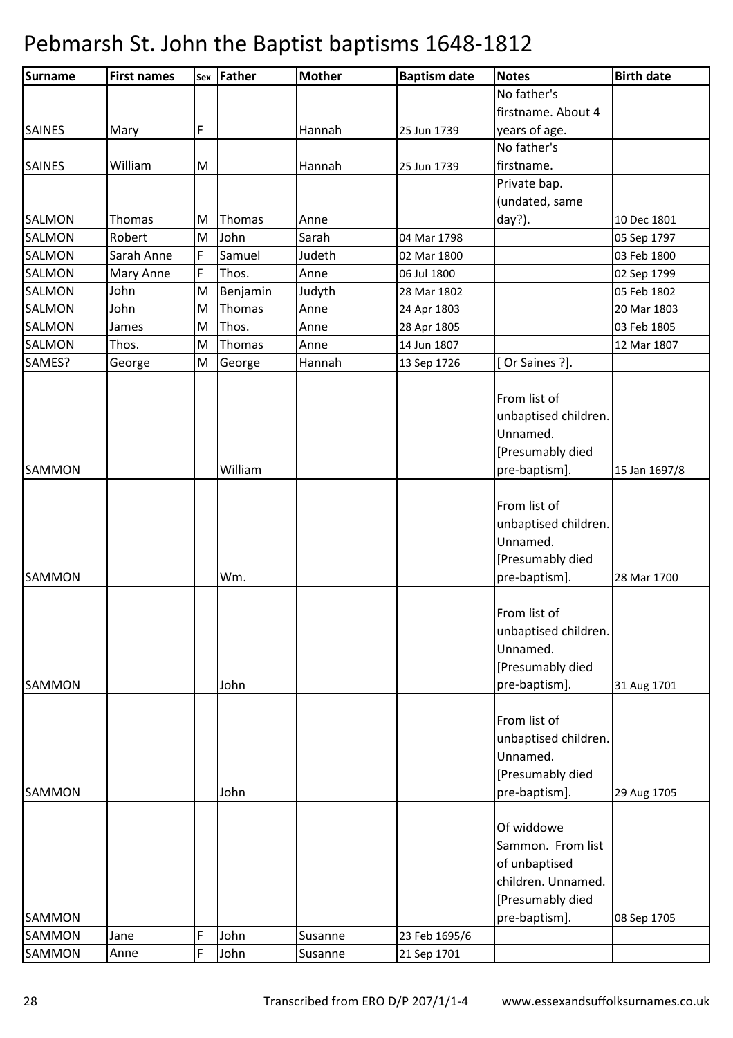# Pebmarsh St. John the Baptist baptisms 1648-1812

| Surname | First names | Sex | Father | Mother | Baptism date | Notes | Birth date |
|---|---|---|---|---|---|---|---|
| SAINES | Mary | F | | Hannah | 25 Jun 1739 | No father's firstname. About 4 years of age. | |
| SAINES | William | M | | Hannah | 25 Jun 1739 | No father's firstname. | |
| SALMON | Thomas | M | Thomas | Anne | | Private bap. (undated, same day?). | 10 Dec 1801 |
| SALMON | Robert | M | John | Sarah | 04 Mar 1798 | | 05 Sep 1797 |
| SALMON | Sarah Anne | F | Samuel | Judeth | 02 Mar 1800 | | 03 Feb 1800 |
| SALMON | Mary Anne | F | Thos. | Anne | 06 Jul 1800 | | 02 Sep 1799 |
| SALMON | John | M | Benjamin | Judyth | 28 Mar 1802 | | 05 Feb 1802 |
| SALMON | John | M | Thomas | Anne | 24 Apr 1803 | | 20 Mar 1803 |
| SALMON | James | M | Thos. | Anne | 28 Apr 1805 | | 03 Feb 1805 |
| SALMON | Thos. | M | Thomas | Anne | 14 Jun 1807 | | 12 Mar 1807 |
| SAMES? | George | M | George | Hannah | 13 Sep 1726 | [ Or Saines ?]. | |
| SAMMON | | | William | | | From list of unbaptised children. Unnamed. [Presumably died pre-baptism]. | 15 Jan 1697/8 |
| SAMMON | | | Wm. | | | From list of unbaptised children. Unnamed. [Presumably died pre-baptism]. | 28 Mar 1700 |
| SAMMON | | | John | | | From list of unbaptised children. Unnamed. [Presumably died pre-baptism]. | 31 Aug 1701 |
| SAMMON | | | John | | | From list of unbaptised children. Unnamed. [Presumably died pre-baptism]. | 29 Aug 1705 |
| SAMMON | | | | | | Of widdowe Sammon. From list of unbaptised children. Unnamed. [Presumably died pre-baptism]. | 08 Sep 1705 |
| SAMMON | Jane | F | John | Susanne | 23 Feb 1695/6 | | |
| SAMMON | Anne | F | John | Susanne | 21 Sep 1701 | | |

Transcribed from ERO D/P 207/1/1-4 www.essexandsuffolksurnames.co.uk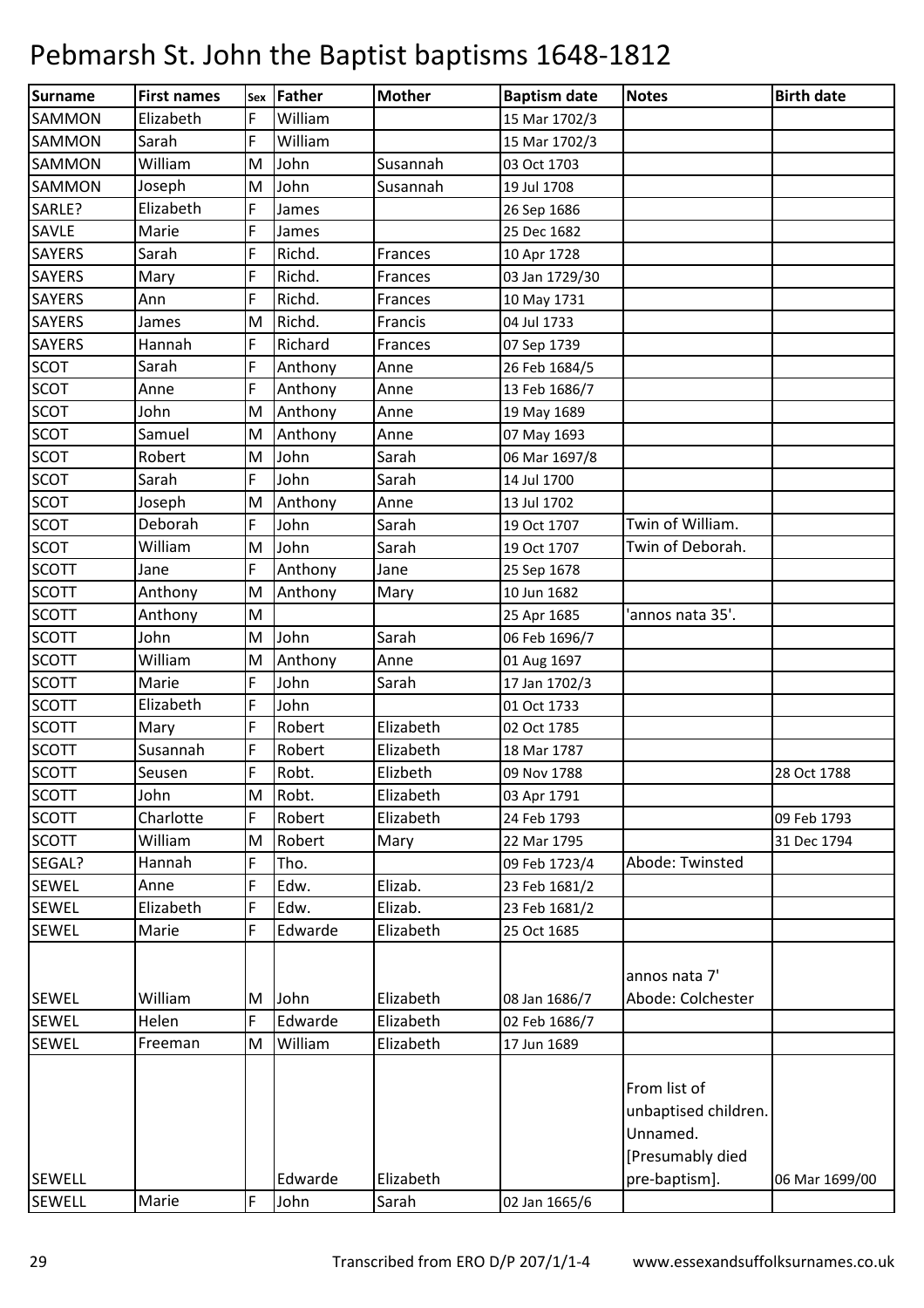# Pebmarsh St. John the Baptist baptisms 1648-1812

| Surname | First names | Sex | Father | Mother | Baptism date | Notes | Birth date |
|---|---|---|---|---|---|---|---|
| SAMMON | Elizabeth | F | William | | 15 Mar 1702/3 | | |
| SAMMON | Sarah | F | William | | 15 Mar 1702/3 | | |
| SAMMON | William | M | John | Susannah | 03 Oct 1703 | | |
| SAMMON | Joseph | M | John | Susannah | 19 Jul 1708 | | |
| SARLE? | Elizabeth | F | James | | 26 Sep 1686 | | |
| SAVLE | Marie | F | James | | 25 Dec 1682 | | |
| SAYERS | Sarah | F | Richd. | Frances | 10 Apr 1728 | | |
| SAYERS | Mary | F | Richd. | Frances | 03 Jan 1729/30 | | |
| SAYERS | Ann | F | Richd. | Frances | 10 May 1731 | | |
| SAYERS | James | M | Richd. | Francis | 04 Jul 1733 | | |
| SAYERS | Hannah | F | Richard | Frances | 07 Sep 1739 | | |
| SCOT | Sarah | F | Anthony | Anne | 26 Feb 1684/5 | | |
| SCOT | Anne | F | Anthony | Anne | 13 Feb 1686/7 | | |
| SCOT | John | M | Anthony | Anne | 19 May 1689 | | |
| SCOT | Samuel | M | Anthony | Anne | 07 May 1693 | | |
| SCOT | Robert | M | John | Sarah | 06 Mar 1697/8 | | |
| SCOT | Sarah | F | John | Sarah | 14 Jul 1700 | | |
| SCOT | Joseph | M | Anthony | Anne | 13 Jul 1702 | | |
| SCOT | Deborah | F | John | Sarah | 19 Oct 1707 | Twin of William. | |
| SCOT | William | M | John | Sarah | 19 Oct 1707 | Twin of Deborah. | |
| SCOTT | Jane | F | Anthony | Jane | 25 Sep 1678 | | |
| SCOTT | Anthony | M | Anthony | Mary | 10 Jun 1682 | | |
| SCOTT | Anthony | M | | | 25 Apr 1685 | 'annos nata 35'. | |
| SCOTT | John | M | John | Sarah | 06 Feb 1696/7 | | |
| SCOTT | William | M | Anthony | Anne | 01 Aug 1697 | | |
| SCOTT | Marie | F | John | Sarah | 17 Jan 1702/3 | | |
| SCOTT | Elizabeth | F | John | | 01 Oct 1733 | | |
| SCOTT | Mary | F | Robert | Elizabeth | 02 Oct 1785 | | |
| SCOTT | Susannah | F | Robert | Elizabeth | 18 Mar 1787 | | |
| SCOTT | Seusen | F | Robt. | Elizbeth | 09 Nov 1788 | | 28 Oct 1788 |
| SCOTT | John | M | Robt. | Elizabeth | 03 Apr 1791 | | |
| SCOTT | Charlotte | F | Robert | Elizabeth | 24 Feb 1793 | | 09 Feb 1793 |
| SCOTT | William | M | Robert | Mary | 22 Mar 1795 | | 31 Dec 1794 |
| SEGAL? | Hannah | F | Tho. | | 09 Feb 1723/4 | Abode: Twinsted | |
| SEWEL | Anne | F | Edw. | Elizab. | 23 Feb 1681/2 | | |
| SEWEL | Elizabeth | F | Edw. | Elizab. | 23 Feb 1681/2 | | |
| SEWEL | Marie | F | Edwarde | Elizabeth | 25 Oct 1685 | | |
| SEWEL | William | M | John | Elizabeth | 08 Jan 1686/7 | annos nata 7' Abode: Colchester | |
| SEWEL | Helen | F | Edwarde | Elizabeth | 02 Feb 1686/7 | | |
| SEWEL | Freeman | M | William | Elizabeth | 17 Jun 1689 | | |
| SEWELL | | | Edwarde | Elizabeth | | From list of unbaptised children. Unnamed. [Presumably died pre-baptism]. | 06 Mar 1699/00 |
| SEWELL | Marie | F | John | Sarah | 02 Jan 1665/6 | | |

Transcribed from ERO D/P 207/1/1-4 www.essexandsuffolksurnames.co.uk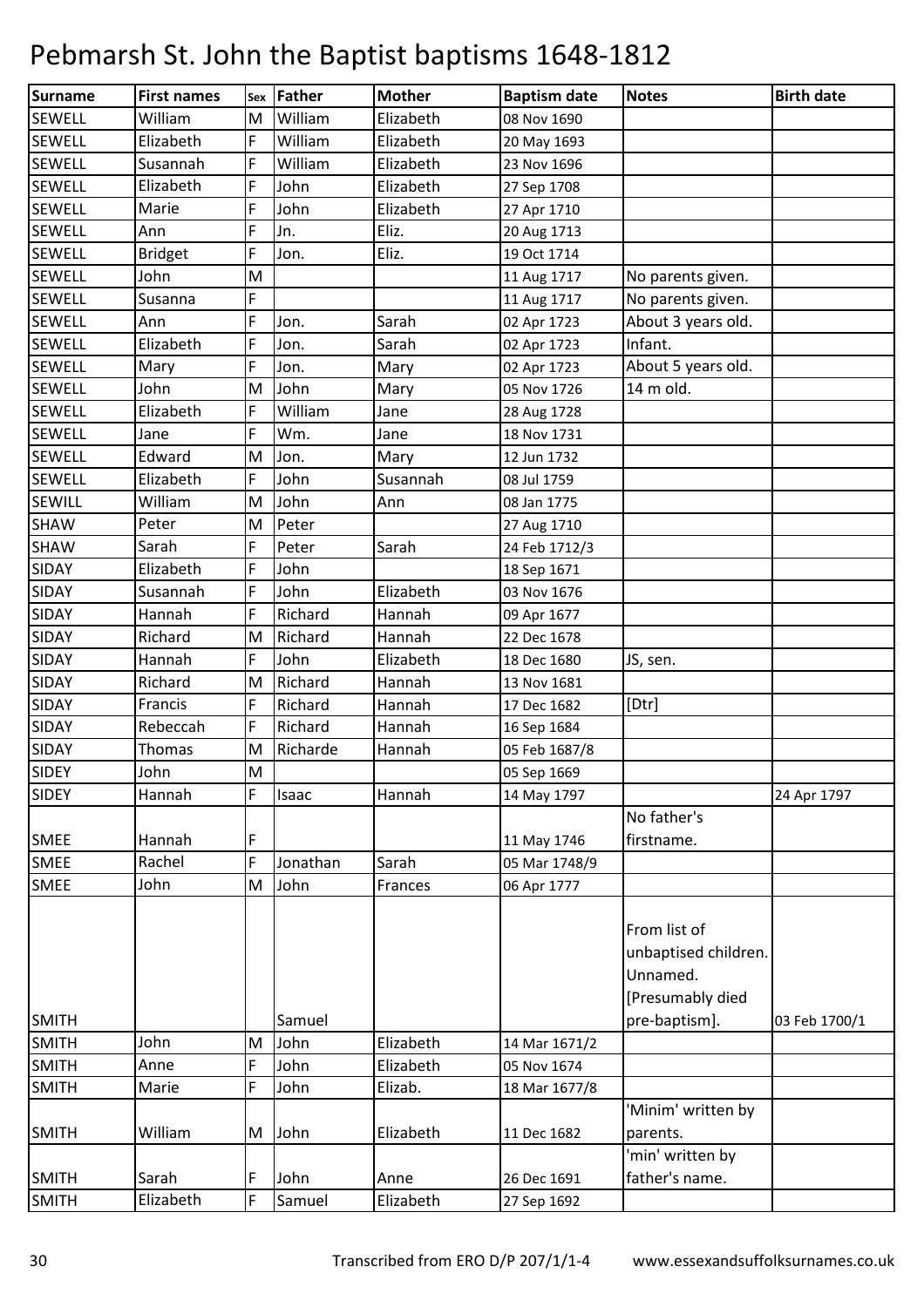# Pebmarsh St. John the Baptist baptisms 1648-1812

| Surname | First names | Sex | Father | Mother | Baptism date | Notes | Birth date |
|---|---|---|---|---|---|---|---|
| SEWELL | William | M | William | Elizabeth | 08 Nov 1690 | | |
| SEWELL | Elizabeth | F | William | Elizabeth | 20 May 1693 | | |
| SEWELL | Susannah | F | William | Elizabeth | 23 Nov 1696 | | |
| SEWELL | Elizabeth | F | John | Elizabeth | 27 Sep 1708 | | |
| SEWELL | Marie | F | John | Elizabeth | 27 Apr 1710 | | |
| SEWELL | Ann | F | Jn. | Eliz. | 20 Aug 1713 | | |
| SEWELL | Bridget | F | Jon. | Eliz. | 19 Oct 1714 | | |
| SEWELL | John | M | | | 11 Aug 1717 | No parents given. | |
| SEWELL | Susanna | F | | | 11 Aug 1717 | No parents given. | |
| SEWELL | Ann | F | Jon. | Sarah | 02 Apr 1723 | About 3 years old. | |
| SEWELL | Elizabeth | F | Jon. | Sarah | 02 Apr 1723 | Infant. | |
| SEWELL | Mary | F | Jon. | Mary | 02 Apr 1723 | About 5 years old. | |
| SEWELL | John | M | John | Mary | 05 Nov 1726 | 14 m old. | |
| SEWELL | Elizabeth | F | William | Jane | 28 Aug 1728 | | |
| SEWELL | Jane | F | Wm. | Jane | 18 Nov 1731 | | |
| SEWELL | Edward | M | Jon. | Mary | 12 Jun 1732 | | |
| SEWELL | Elizabeth | F | John | Susannah | 08 Jul 1759 | | |
| SEWILL | William | M | John | Ann | 08 Jan 1775 | | |
| SHAW | Peter | M | Peter | | 27 Aug 1710 | | |
| SHAW | Sarah | F | Peter | Sarah | 24 Feb 1712/3 | | |
| SIDAY | Elizabeth | F | John | | 18 Sep 1671 | | |
| SIDAY | Susannah | F | John | Elizabeth | 03 Nov 1676 | | |
| SIDAY | Hannah | F | Richard | Hannah | 09 Apr 1677 | | |
| SIDAY | Richard | M | Richard | Hannah | 22 Dec 1678 | | |
| SIDAY | Hannah | F | John | Elizabeth | 18 Dec 1680 | JS, sen. | |
| SIDAY | Richard | M | Richard | Hannah | 13 Nov 1681 | | |
| SIDAY | Francis | F | Richard | Hannah | 17 Dec 1682 | [Dtr] | |
| SIDAY | Rebeccah | F | Richard | Hannah | 16 Sep 1684 | | |
| SIDAY | Thomas | M | Richarde | Hannah | 05 Feb 1687/8 | | |
| SIDEY | John | M | | | 05 Sep 1669 | | |
| SIDEY | Hannah | F | Isaac | Hannah | 14 May 1797 | | 24 Apr 1797 |
| SMEE | Hannah | F | | | 11 May 1746 | No father's firstname. | |
| SMEE | Rachel | F | Jonathan | Sarah | 05 Mar 1748/9 | | |
| SMEE | John | M | John | Frances | 06 Apr 1777 | | |
| SMITH | | | Samuel | | | From list of unbaptised children. Unnamed. [Presumably died pre-baptism]. | 03 Feb 1700/1 |
| SMITH | John | M | John | Elizabeth | 14 Mar 1671/2 | | |
| SMITH | Anne | F | John | Elizabeth | 05 Nov 1674 | | |
| SMITH | Marie | F | John | Elizab. | 18 Mar 1677/8 | | |
| SMITH | William | M | John | Elizabeth | 11 Dec 1682 | 'Minim' written by parents. | |
| SMITH | Sarah | F | John | Anne | 26 Dec 1691 | 'min' written by father's name. | |
| SMITH | Elizabeth | F | Samuel | Elizabeth | 27 Sep 1692 | | |

Transcribed from ERO D/P 207/1/1-4 www.essexandsuffolksurnames.co.uk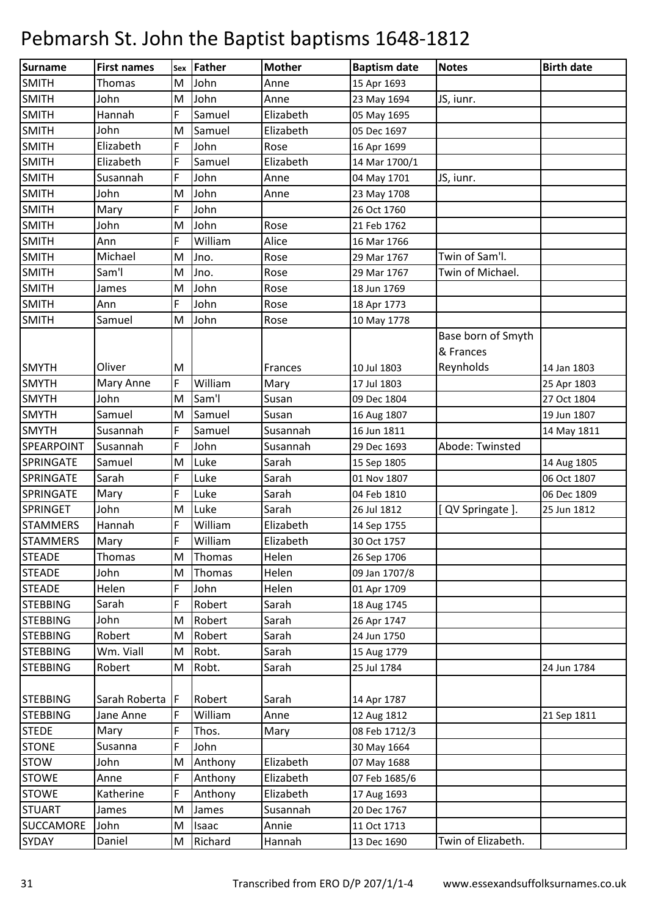# Pebmarsh St. John the Baptist baptisms 1648-1812

| Surname | First names | Sex | Father | Mother | Baptism date | Notes | Birth date |
|---|---|---|---|---|---|---|---|
| SMITH | Thomas | M | John | Anne | 15 Apr 1693 | | |
| SMITH | John | M | John | Anne | 23 May 1694 | JS, iunr. | |
| SMITH | Hannah | F | Samuel | Elizabeth | 05 May 1695 | | |
| SMITH | John | M | Samuel | Elizabeth | 05 Dec 1697 | | |
| SMITH | Elizabeth | F | John | Rose | 16 Apr 1699 | | |
| SMITH | Elizabeth | F | Samuel | Elizabeth | 14 Mar 1700/1 | | |
| SMITH | Susannah | F | John | Anne | 04 May 1701 | JS, iunr. | |
| SMITH | John | M | John | Anne | 23 May 1708 | | |
| SMITH | Mary | F | John | | 26 Oct 1760 | | |
| SMITH | John | M | John | Rose | 21 Feb 1762 | | |
| SMITH | Ann | F | William | Alice | 16 Mar 1766 | | |
| SMITH | Michael | M | Jno. | Rose | 29 Mar 1767 | Twin of Sam'l. | |
| SMITH | Sam'l | M | Jno. | Rose | 29 Mar 1767 | Twin of Michael. | |
| SMITH | James | M | John | Rose | 18 Jun 1769 | | |
| SMITH | Ann | F | John | Rose | 18 Apr 1773 | | |
| SMITH | Samuel | M | John | Rose | 10 May 1778 | | |
| SMYTH | Oliver | M | | Frances | 10 Jul 1803 | Base born of Smyth & Frances Reynholds | 14 Jan 1803 |
| SMYTH | Mary Anne | F | William | Mary | 17 Jul 1803 | | 25 Apr 1803 |
| SMYTH | John | M | Sam'l | Susan | 09 Dec 1804 | | 27 Oct 1804 |
| SMYTH | Samuel | M | Samuel | Susan | 16 Aug 1807 | | 19 Jun 1807 |
| SMYTH | Susannah | F | Samuel | Susannah | 16 Jun 1811 | | 14 May 1811 |
| SPEARPOINT | Susannah | F | John | Susannah | 29 Dec 1693 | Abode: Twinsted | |
| SPRINGATE | Samuel | M | Luke | Sarah | 15 Sep 1805 | | 14 Aug 1805 |
| SPRINGATE | Sarah | F | Luke | Sarah | 01 Nov 1807 | | 06 Oct 1807 |
| SPRINGATE | Mary | F | Luke | Sarah | 04 Feb 1810 | | 06 Dec 1809 |
| SPRINGET | John | M | Luke | Sarah | 26 Jul 1812 | [ QV Springate ]. | 25 Jun 1812 |
| STAMMERS | Hannah | F | William | Elizabeth | 14 Sep 1755 | | |
| STAMMERS | Mary | F | William | Elizabeth | 30 Oct 1757 | | |
| STEADE | Thomas | M | Thomas | Helen | 26 Sep 1706 | | |
| STEADE | John | M | Thomas | Helen | 09 Jan 1707/8 | | |
| STEADE | Helen | F | John | Helen | 01 Apr 1709 | | |
| STEBBING | Sarah | F | Robert | Sarah | 18 Aug 1745 | | |
| STEBBING | John | M | Robert | Sarah | 26 Apr 1747 | | |
| STEBBING | Robert | M | Robert | Sarah | 24 Jun 1750 | | |
| STEBBING | Wm. Viall | M | Robt. | Sarah | 15 Aug 1779 | | |
| STEBBING | Robert | M | Robt. | Sarah | 25 Jul 1784 | | 24 Jun 1784 |
| STEBBING | Sarah Roberta | F | Robert | Sarah | 14 Apr 1787 | | |
| STEBBING | Jane Anne | F | William | Anne | 12 Aug 1812 | | 21 Sep 1811 |
| STEDE | Mary | F | Thos. | Mary | 08 Feb 1712/3 | | |
| STONE | Susanna | F | John | | 30 May 1664 | | |
| STOW | John | M | Anthony | Elizabeth | 07 May 1688 | | |
| STOWE | Anne | F | Anthony | Elizabeth | 07 Feb 1685/6 | | |
| STOWE | Katherine | F | Anthony | Elizabeth | 17 Aug 1693 | | |
| STUART | James | M | James | Susannah | 20 Dec 1767 | | |
| SUCCAMORE | John | M | Isaac | Annie | 11 Oct 1713 | | |
| SYDAY | Daniel | M | Richard | Hannah | 13 Dec 1690 | Twin of Elizabeth. | |

Transcribed from ERO D/P 207/1/1-4 www.essexandsuffolksurnames.co.uk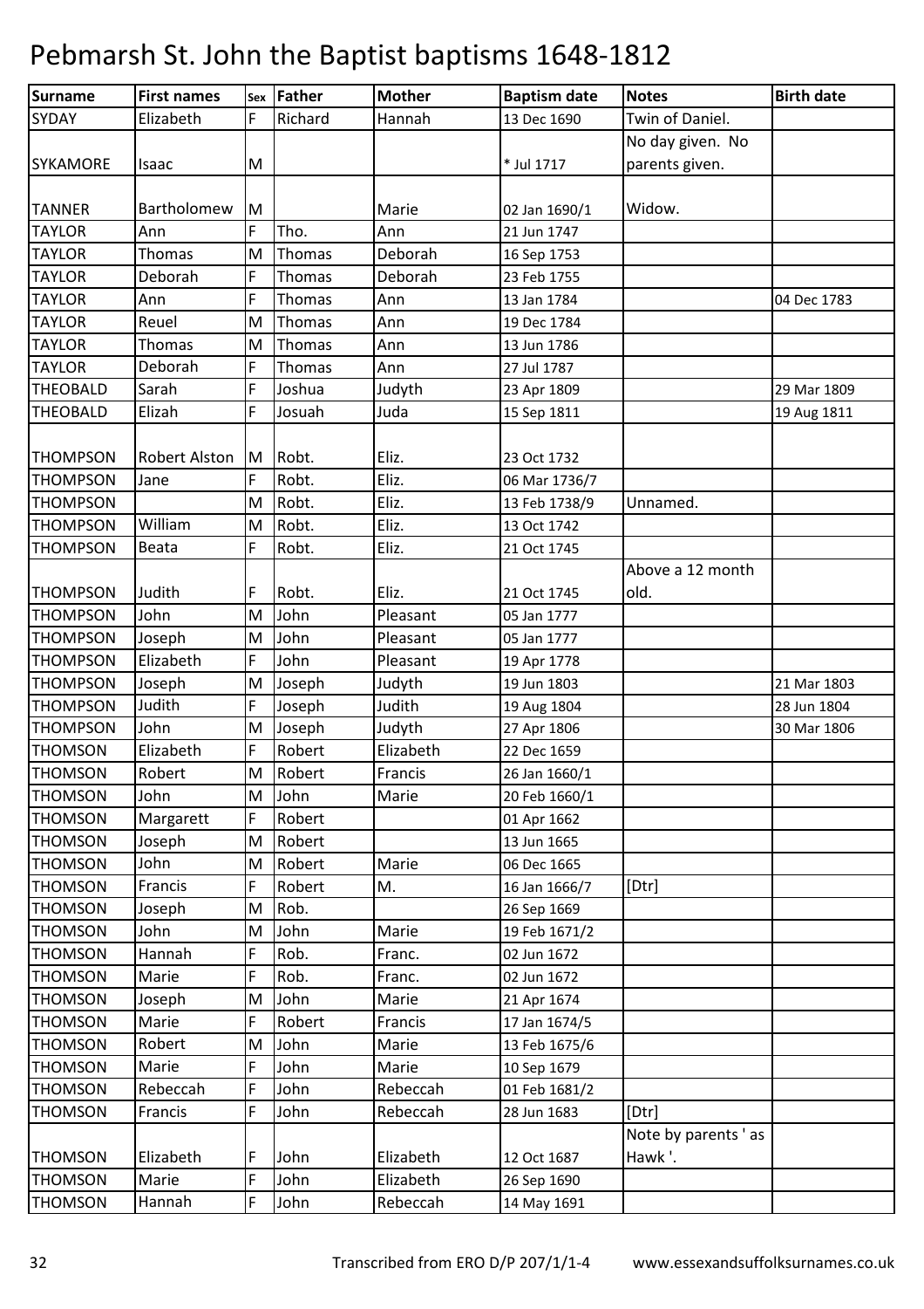# Pebmarsh St. John the Baptist baptisms 1648-1812

| Surname | First names | Sex | Father | Mother | Baptism date | Notes | Birth date |
|---|---|---|---|---|---|---|---|
| SYDAY | Elizabeth | F | Richard | Hannah | 13 Dec 1690 | Twin of Daniel. | |
| SYKAMORE | Isaac | M | | | * Jul 1717 | No day given. No parents given. | |
| TANNER | Bartholomew | M | | Marie | 02 Jan 1690/1 | Widow. | |
| TAYLOR | Ann | F | Tho. | Ann | 21 Jun 1747 | | |
| TAYLOR | Thomas | M | Thomas | Deborah | 16 Sep 1753 | | |
| TAYLOR | Deborah | F | Thomas | Deborah | 23 Feb 1755 | | |
| TAYLOR | Ann | F | Thomas | Ann | 13 Jan 1784 | | 04 Dec 1783 |
| TAYLOR | Reuel | M | Thomas | Ann | 19 Dec 1784 | | |
| TAYLOR | Thomas | M | Thomas | Ann | 13 Jun 1786 | | |
| TAYLOR | Deborah | F | Thomas | Ann | 27 Jul 1787 | | |
| THEOBALD | Sarah | F | Joshua | Judyth | 23 Apr 1809 | | 29 Mar 1809 |
| THEOBALD | Elizah | F | Josuah | Juda | 15 Sep 1811 | | 19 Aug 1811 |
| THOMPSON | Robert Alston | M | Robt. | Eliz. | 23 Oct 1732 | | |
| THOMPSON | Jane | F | Robt. | Eliz. | 06 Mar 1736/7 | | |
| THOMPSON | | M | Robt. | Eliz. | 13 Feb 1738/9 | Unnamed. | |
| THOMPSON | William | M | Robt. | Eliz. | 13 Oct 1742 | | |
| THOMPSON | Beata | F | Robt. | Eliz. | 21 Oct 1745 | | |
| THOMPSON | Judith | F | Robt. | Eliz. | 21 Oct 1745 | Above a 12 month old. | |
| THOMPSON | John | M | John | Pleasant | 05 Jan 1777 | | |
| THOMPSON | Joseph | M | John | Pleasant | 05 Jan 1777 | | |
| THOMPSON | Elizabeth | F | John | Pleasant | 19 Apr 1778 | | |
| THOMPSON | Joseph | M | Joseph | Judyth | 19 Jun 1803 | | 21 Mar 1803 |
| THOMPSON | Judith | F | Joseph | Judith | 19 Aug 1804 | | 28 Jun 1804 |
| THOMPSON | John | M | Joseph | Judyth | 27 Apr 1806 | | 30 Mar 1806 |
| THOMSON | Elizabeth | F | Robert | Elizabeth | 22 Dec 1659 | | |
| THOMSON | Robert | M | Robert | Francis | 26 Jan 1660/1 | | |
| THOMSON | John | M | John | Marie | 20 Feb 1660/1 | | |
| THOMSON | Margarett | F | Robert | | 01 Apr 1662 | | |
| THOMSON | Joseph | M | Robert | | 13 Jun 1665 | | |
| THOMSON | John | M | Robert | Marie | 06 Dec 1665 | | |
| THOMSON | Francis | F | Robert | M. | 16 Jan 1666/7 | [Dtr] | |
| THOMSON | Joseph | M | Rob. | | 26 Sep 1669 | | |
| THOMSON | John | M | John | Marie | 19 Feb 1671/2 | | |
| THOMSON | Hannah | F | Rob. | Franc. | 02 Jun 1672 | | |
| THOMSON | Marie | F | Rob. | Franc. | 02 Jun 1672 | | |
| THOMSON | Joseph | M | John | Marie | 21 Apr 1674 | | |
| THOMSON | Marie | F | Robert | Francis | 17 Jan 1674/5 | | |
| THOMSON | Robert | M | John | Marie | 13 Feb 1675/6 | | |
| THOMSON | Marie | F | John | Marie | 10 Sep 1679 | | |
| THOMSON | Rebeccah | F | John | Rebeccah | 01 Feb 1681/2 | | |
| THOMSON | Francis | F | John | Rebeccah | 28 Jun 1683 | [Dtr] | |
| THOMSON | Elizabeth | F | John | Elizabeth | 12 Oct 1687 | Note by parents ' as Hawk '. | |
| THOMSON | Marie | F | John | Elizabeth | 26 Sep 1690 | | |
| THOMSON | Hannah | F | John | Rebeccah | 14 May 1691 | | |

Transcribed from ERO D/P 207/1/1-4 www.essexandsuffolksurnames.co.uk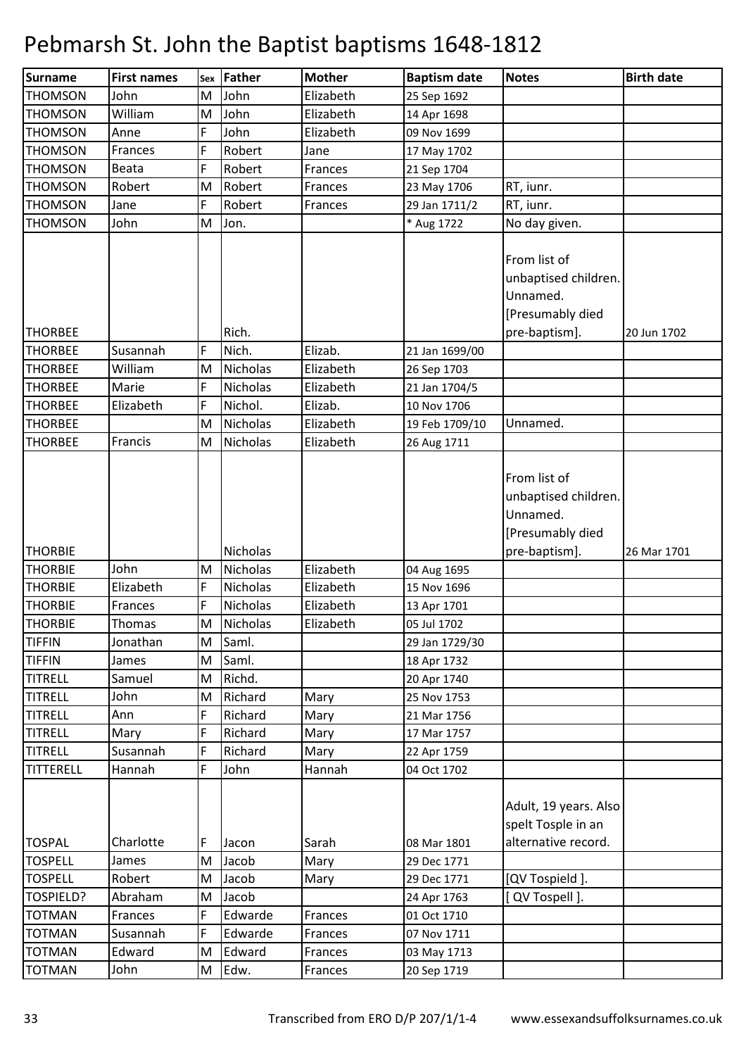# Pebmarsh St. John the Baptist baptisms 1648-1812

| Surname | First names | Sex | Father | Mother | Baptism date | Notes | Birth date |
|---|---|---|---|---|---|---|---|
| THOMSON | John | M | John | Elizabeth | 25 Sep 1692 | | |
| THOMSON | William | M | John | Elizabeth | 14 Apr 1698 | | |
| THOMSON | Anne | F | John | Elizabeth | 09 Nov 1699 | | |
| THOMSON | Frances | F | Robert | Jane | 17 May 1702 | | |
| THOMSON | Beata | F | Robert | Frances | 21 Sep 1704 | | |
| THOMSON | Robert | M | Robert | Frances | 23 May 1706 | RT, iunr. | |
| THOMSON | Jane | F | Robert | Frances | 29 Jan 1711/2 | RT, iunr. | |
| THOMSON | John | M | Jon. | | * Aug 1722 | No day given. | |
| THORBEE | | | Rich. | | | From list of unbaptised children. Unnamed. [Presumably died pre-baptism]. | 20 Jun 1702 |
| THORBEE | Susannah | F | Nich. | Elizab. | 21 Jan 1699/00 | | |
| THORBEE | William | M | Nicholas | Elizabeth | 26 Sep 1703 | | |
| THORBEE | Marie | F | Nicholas | Elizabeth | 21 Jan 1704/5 | | |
| THORBEE | Elizabeth | F | Nichol. | Elizab. | 10 Nov 1706 | | |
| THORBEE | | M | Nicholas | Elizabeth | 19 Feb 1709/10 | Unnamed. | |
| THORBEE | Francis | M | Nicholas | Elizabeth | 26 Aug 1711 | | |
| THORBIE | | | Nicholas | | | From list of unbaptised children. Unnamed. [Presumably died pre-baptism]. | 26 Mar 1701 |
| THORBIE | John | M | Nicholas | Elizabeth | 04 Aug 1695 | | |
| THORBIE | Elizabeth | F | Nicholas | Elizabeth | 15 Nov 1696 | | |
| THORBIE | Frances | F | Nicholas | Elizabeth | 13 Apr 1701 | | |
| THORBIE | Thomas | M | Nicholas | Elizabeth | 05 Jul 1702 | | |
| TIFFIN | Jonathan | M | Saml. | | 29 Jan 1729/30 | | |
| TIFFIN | James | M | Saml. | | 18 Apr 1732 | | |
| TITRELL | Samuel | M | Richd. | | 20 Apr 1740 | | |
| TITRELL | John | M | Richard | Mary | 25 Nov 1753 | | |
| TITRELL | Ann | F | Richard | Mary | 21 Mar 1756 | | |
| TITRELL | Mary | F | Richard | Mary | 17 Mar 1757 | | |
| TITRELL | Susannah | F | Richard | Mary | 22 Apr 1759 | | |
| TITTERELL | Hannah | F | John | Hannah | 04 Oct 1702 | | |
| TOSPAL | Charlotte | F | Jacon | Sarah | 08 Mar 1801 | Adult, 19 years. Also spelt Tosple in an alternative record. | |
| TOSPELL | James | M | Jacob | Mary | 29 Dec 1771 | | |
| TOSPELL | Robert | M | Jacob | Mary | 29 Dec 1771 | [QV Tospield ]. | |
| TOSPIELD? | Abraham | M | Jacob | | 24 Apr 1763 | [ QV Tospell ]. | |
| TOTMAN | Frances | F | Edwarde | Frances | 01 Oct 1710 | | |
| TOTMAN | Susannah | F | Edwarde | Frances | 07 Nov 1711 | | |
| TOTMAN | Edward | M | Edward | Frances | 03 May 1713 | | |
| TOTMAN | John | M | Edw. | Frances | 20 Sep 1719 | | |

Transcribed from ERO D/P 207/1/1-4 www.essexandsuffolksurnames.co.uk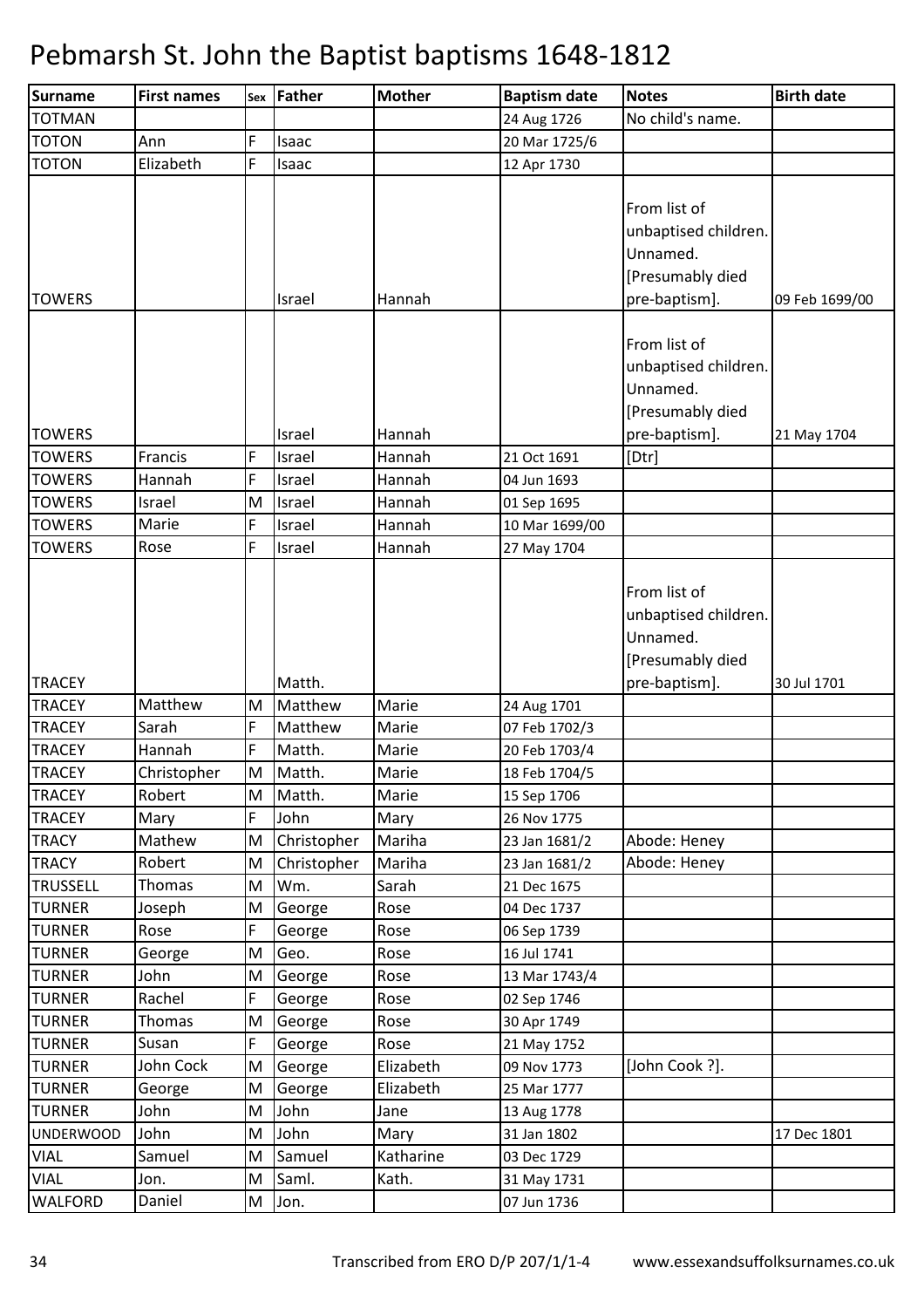# Pebmarsh St. John the Baptist baptisms 1648-1812

| Surname | First names | Sex | Father | Mother | Baptism date | Notes | Birth date |
|---|---|---|---|---|---|---|---|
| TOTMAN | | | | | 24 Aug 1726 | No child's name. | |
| TOTON | Ann | F | Isaac | | 20 Mar 1725/6 | | |
| TOTON | Elizabeth | F | Isaac | | 12 Apr 1730 | | |
| TOWERS | | | Israel | Hannah | | From list of unbaptised children. Unnamed. [Presumably died pre-baptism]. | 09 Feb 1699/00 |
| TOWERS | | | Israel | Hannah | | From list of unbaptised children. Unnamed. [Presumably died pre-baptism]. | 21 May 1704 |
| TOWERS | Francis | F | Israel | Hannah | 21 Oct 1691 | [Dtr] | |
| TOWERS | Hannah | F | Israel | Hannah | 04 Jun 1693 | | |
| TOWERS | Israel | M | Israel | Hannah | 01 Sep 1695 | | |
| TOWERS | Marie | F | Israel | Hannah | 10 Mar 1699/00 | | |
| TOWERS | Rose | F | Israel | Hannah | 27 May 1704 | | |
| TRACEY | | | Matth. | | | From list of unbaptised children. Unnamed. [Presumably died pre-baptism]. | 30 Jul 1701 |
| TRACEY | Matthew | M | Matthew | Marie | 24 Aug 1701 | | |
| TRACEY | Sarah | F | Matthew | Marie | 07 Feb 1702/3 | | |
| TRACEY | Hannah | F | Matth. | Marie | 20 Feb 1703/4 | | |
| TRACEY | Christopher | M | Matth. | Marie | 18 Feb 1704/5 | | |
| TRACEY | Robert | M | Matth. | Marie | 15 Sep 1706 | | |
| TRACEY | Mary | F | John | Mary | 26 Nov 1775 | | |
| TRACY | Mathew | M | Christopher | Mariha | 23 Jan 1681/2 | Abode: Heney | |
| TRACY | Robert | M | Christopher | Mariha | 23 Jan 1681/2 | Abode: Heney | |
| TRUSSELL | Thomas | M | Wm. | Sarah | 21 Dec 1675 | | |
| TURNER | Joseph | M | George | Rose | 04 Dec 1737 | | |
| TURNER | Rose | F | George | Rose | 06 Sep 1739 | | |
| TURNER | George | M | Geo. | Rose | 16 Jul 1741 | | |
| TURNER | John | M | George | Rose | 13 Mar 1743/4 | | |
| TURNER | Rachel | F | George | Rose | 02 Sep 1746 | | |
| TURNER | Thomas | M | George | Rose | 30 Apr 1749 | | |
| TURNER | Susan | F | George | Rose | 21 May 1752 | | |
| TURNER | John Cock | M | George | Elizabeth | 09 Nov 1773 | [John Cook ?]. | |
| TURNER | George | M | George | Elizabeth | 25 Mar 1777 | | |
| TURNER | John | M | John | Jane | 13 Aug 1778 | | |
| UNDERWOOD | John | M | John | Mary | 31 Jan 1802 | | 17 Dec 1801 |
| VIAL | Samuel | M | Samuel | Katharine | 03 Dec 1729 | | |
| VIAL | Jon. | M | Saml. | Kath. | 31 May 1731 | | |
| WALFORD | Daniel | M | Jon. | | 07 Jun 1736 | | |

Transcribed from ERO D/P 207/1/1-4    www.essexandsuffolksurnames.co.uk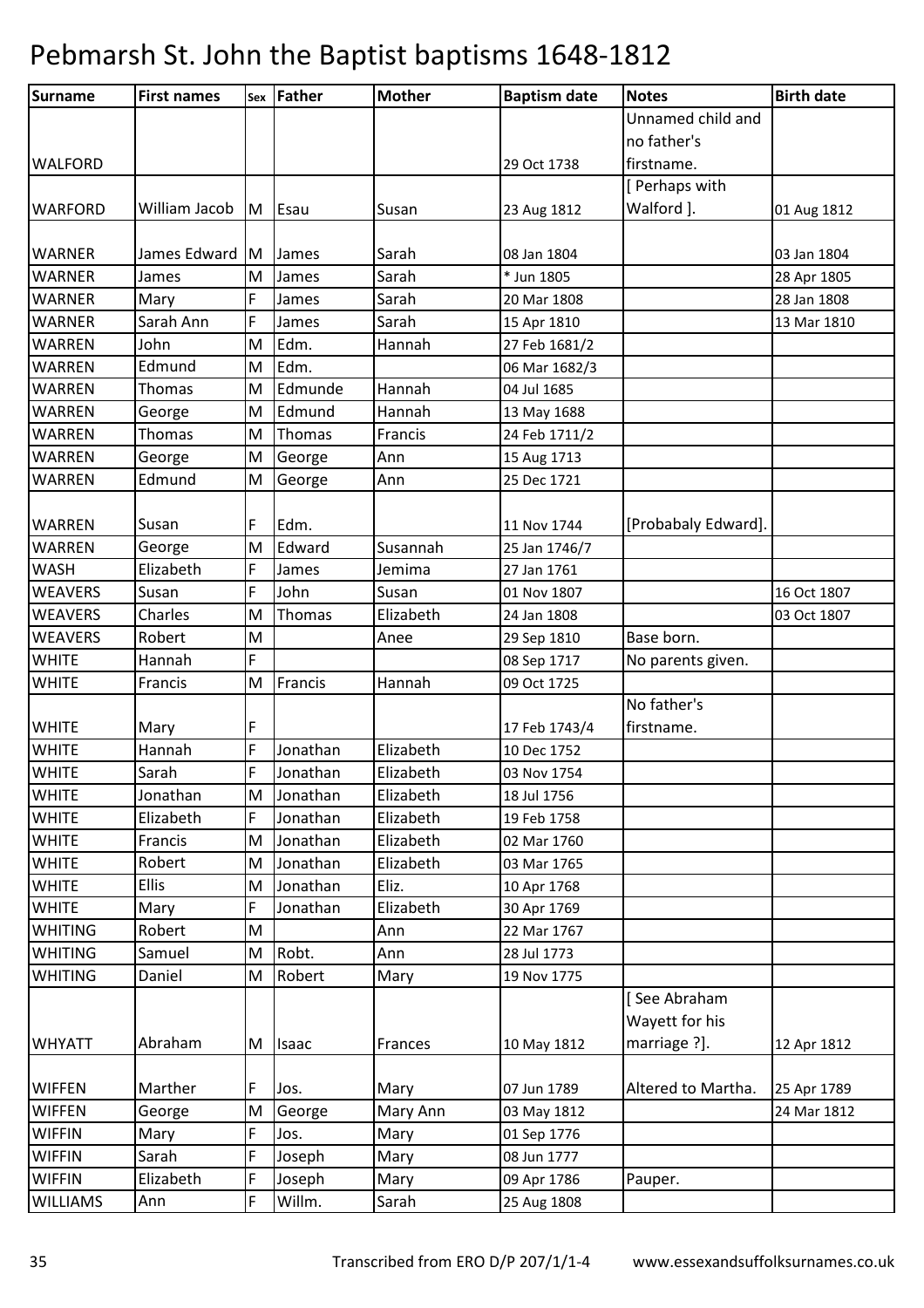# Pebmarsh St. John the Baptist baptisms 1648-1812

| Surname | First names | Sex | Father | Mother | Baptism date | Notes | Birth date |
|---|---|---|---|---|---|---|---|
| WALFORD | | | | | 29 Oct 1738 | Unnamed child and no father's firstname. | |
| WARFORD | William Jacob | M | Esau | Susan | 23 Aug 1812 | [ Perhaps with Walford ]. | 01 Aug 1812 |
| WARNER | James Edward | M | James | Sarah | 08 Jan 1804 | | 03 Jan 1804 |
| WARNER | James | M | James | Sarah | * Jun 1805 | | 28 Apr 1805 |
| WARNER | Mary | F | James | Sarah | 20 Mar 1808 | | 28 Jan 1808 |
| WARNER | Sarah Ann | F | James | Sarah | 15 Apr 1810 | | 13 Mar 1810 |
| WARREN | John | M | Edm. | Hannah | 27 Feb 1681/2 | | |
| WARREN | Edmund | M | Edm. | | 06 Mar 1682/3 | | |
| WARREN | Thomas | M | Edmunde | Hannah | 04 Jul 1685 | | |
| WARREN | George | M | Edmund | Hannah | 13 May 1688 | | |
| WARREN | Thomas | M | Thomas | Francis | 24 Feb 1711/2 | | |
| WARREN | George | M | George | Ann | 15 Aug 1713 | | |
| WARREN | Edmund | M | George | Ann | 25 Dec 1721 | | |
| WARREN | Susan | F | Edm. | | 11 Nov 1744 | [Probabaly Edward]. | |
| WARREN | George | M | Edward | Susannah | 25 Jan 1746/7 | | |
| WASH | Elizabeth | F | James | Jemima | 27 Jan 1761 | | |
| WEAVERS | Susan | F | John | Susan | 01 Nov 1807 | | 16 Oct 1807 |
| WEAVERS | Charles | M | Thomas | Elizabeth | 24 Jan 1808 | | 03 Oct 1807 |
| WEAVERS | Robert | M | | Anee | 29 Sep 1810 | Base born. | |
| WHITE | Hannah | F | | | 08 Sep 1717 | No parents given. | |
| WHITE | Francis | M | Francis | Hannah | 09 Oct 1725 | | |
| WHITE | Mary | F | | | 17 Feb 1743/4 | No father's firstname. | |
| WHITE | Hannah | F | Jonathan | Elizabeth | 10 Dec 1752 | | |
| WHITE | Sarah | F | Jonathan | Elizabeth | 03 Nov 1754 | | |
| WHITE | Jonathan | M | Jonathan | Elizabeth | 18 Jul 1756 | | |
| WHITE | Elizabeth | F | Jonathan | Elizabeth | 19 Feb 1758 | | |
| WHITE | Francis | M | Jonathan | Elizabeth | 02 Mar 1760 | | |
| WHITE | Robert | M | Jonathan | Elizabeth | 03 Mar 1765 | | |
| WHITE | Ellis | M | Jonathan | Eliz. | 10 Apr 1768 | | |
| WHITE | Mary | F | Jonathan | Elizabeth | 30 Apr 1769 | | |
| WHITING | Robert | M | | Ann | 22 Mar 1767 | | |
| WHITING | Samuel | M | Robt. | Ann | 28 Jul 1773 | | |
| WHITING | Daniel | M | Robert | Mary | 19 Nov 1775 | | |
| WHYATT | Abraham | M | Isaac | Frances | 10 May 1812 | [ See Abraham Wayett for his marriage ?]. | 12 Apr 1812 |
| WIFFEN | Marther | F | Jos. | Mary | 07 Jun 1789 | Altered to Martha. | 25 Apr 1789 |
| WIFFEN | George | M | George | Mary Ann | 03 May 1812 | | 24 Mar 1812 |
| WIFFIN | Mary | F | Jos. | Mary | 01 Sep 1776 | | |
| WIFFIN | Sarah | F | Joseph | Mary | 08 Jun 1777 | | |
| WIFFIN | Elizabeth | F | Joseph | Mary | 09 Apr 1786 | Pauper. | |
| WILLIAMS | Ann | F | Willm. | Sarah | 25 Aug 1808 | | |

Transcribed from ERO D/P 207/1/1-4 www.essexandsuffolksurnames.co.uk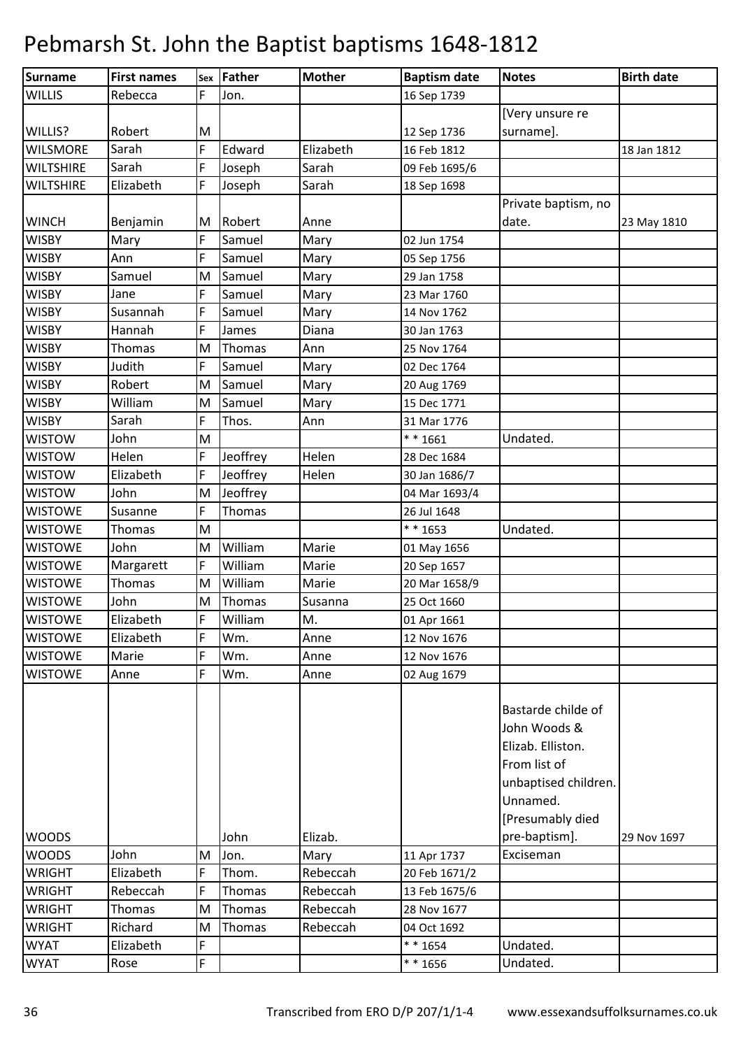# Pebmarsh St. John the Baptist baptisms 1648-1812

| Surname | First names | Sex | Father | Mother | Baptism date | Notes | Birth date |
|---|---|---|---|---|---|---|---|
| WILLIS | Rebecca | F | Jon. | | 16 Sep 1739 | | |
| WILLIS? | Robert | M | | | 12 Sep 1736 | [Very unsure re surname]. | |
| WILSMORE | Sarah | F | Edward | Elizabeth | 16 Feb 1812 | | 18 Jan 1812 |
| WILTSHIRE | Sarah | F | Joseph | Sarah | 09 Feb 1695/6 | | |
| WILTSHIRE | Elizabeth | F | Joseph | Sarah | 18 Sep 1698 | | |
| WINCH | Benjamin | M | Robert | Anne | | Private baptism, no date. | 23 May 1810 |
| WISBY | Mary | F | Samuel | Mary | 02 Jun 1754 | | |
| WISBY | Ann | F | Samuel | Mary | 05 Sep 1756 | | |
| WISBY | Samuel | M | Samuel | Mary | 29 Jan 1758 | | |
| WISBY | Jane | F | Samuel | Mary | 23 Mar 1760 | | |
| WISBY | Susannah | F | Samuel | Mary | 14 Nov 1762 | | |
| WISBY | Hannah | F | James | Diana | 30 Jan 1763 | | |
| WISBY | Thomas | M | Thomas | Ann | 25 Nov 1764 | | |
| WISBY | Judith | F | Samuel | Mary | 02 Dec 1764 | | |
| WISBY | Robert | M | Samuel | Mary | 20 Aug 1769 | | |
| WISBY | William | M | Samuel | Mary | 15 Dec 1771 | | |
| WISBY | Sarah | F | Thos. | Ann | 31 Mar 1776 | | |
| WISTOW | John | M | | | * * 1661 | Undated. | |
| WISTOW | Helen | F | Jeoffrey | Helen | 28 Dec 1684 | | |
| WISTOW | Elizabeth | F | Jeoffrey | Helen | 30 Jan 1686/7 | | |
| WISTOW | John | M | Jeoffrey | | 04 Mar 1693/4 | | |
| WISTOWE | Susanne | F | Thomas | | 26 Jul 1648 | | |
| WISTOWE | Thomas | M | | | * * 1653 | Undated. | |
| WISTOWE | John | M | William | Marie | 01 May 1656 | | |
| WISTOWE | Margarett | F | William | Marie | 20 Sep 1657 | | |
| WISTOWE | Thomas | M | William | Marie | 20 Mar 1658/9 | | |
| WISTOWE | John | M | Thomas | Susanna | 25 Oct 1660 | | |
| WISTOWE | Elizabeth | F | William | M. | 01 Apr 1661 | | |
| WISTOWE | Elizabeth | F | Wm. | Anne | 12 Nov 1676 | | |
| WISTOWE | Marie | F | Wm. | Anne | 12 Nov 1676 | | |
| WISTOWE | Anne | F | Wm. | Anne | 02 Aug 1679 | | |
| WOODS | | | John | Elizab. | | Bastarde childe of John Woods & Elizab. Elliston. From list of unbaptised children. Unnamed. [Presumably died pre-baptism]. | 29 Nov 1697 |
| WOODS | John | M | Jon. | Mary | 11 Apr 1737 | Exciseman | |
| WRIGHT | Elizabeth | F | Thom. | Rebeccah | 20 Feb 1671/2 | | |
| WRIGHT | Rebeccah | F | Thomas | Rebeccah | 13 Feb 1675/6 | | |
| WRIGHT | Thomas | M | Thomas | Rebeccah | 28 Nov 1677 | | |
| WRIGHT | Richard | M | Thomas | Rebeccah | 04 Oct 1692 | | |
| WYAT | Elizabeth | F | | | * * 1654 | Undated. | |
| WYAT | Rose | F | | | * * 1656 | Undated. | |

Transcribed from ERO D/P 207/1/1-4 www.essexandsuffolksurnames.co.uk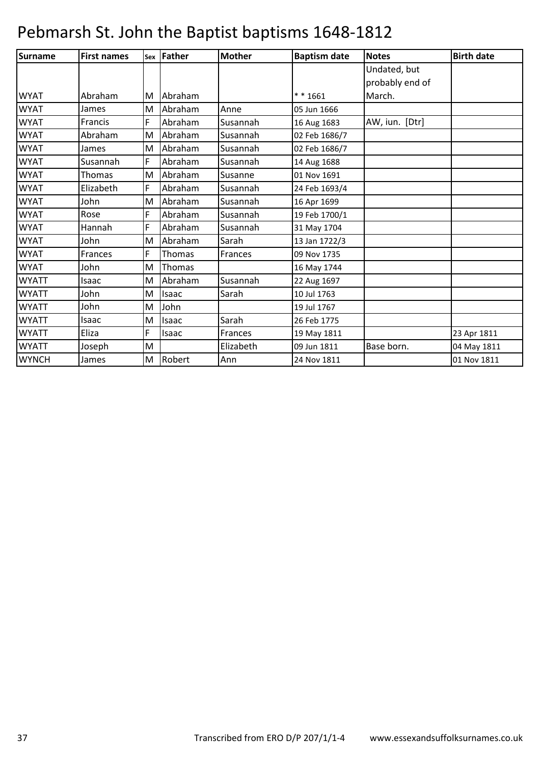# Pebmarsh St. John the Baptist baptisms 1648-1812

| Surname | First names | Sex | Father | Mother | Baptism date | Notes | Birth date |
|---|---|---|---|---|---|---|---|
| WYAT | Abraham | M | Abraham | | * * 1661 | Undated, but probably end of March. | |
| WYAT | James | M | Abraham | Anne | 05 Jun 1666 | | |
| WYAT | Francis | F | Abraham | Susannah | 16 Aug 1683 | AW, iun. [Dtr] | |
| WYAT | Abraham | M | Abraham | Susannah | 02 Feb 1686/7 | | |
| WYAT | James | M | Abraham | Susannah | 02 Feb 1686/7 | | |
| WYAT | Susannah | F | Abraham | Susannah | 14 Aug 1688 | | |
| WYAT | Thomas | M | Abraham | Susanne | 01 Nov 1691 | | |
| WYAT | Elizabeth | F | Abraham | Susannah | 24 Feb 1693/4 | | |
| WYAT | John | M | Abraham | Susannah | 16 Apr 1699 | | |
| WYAT | Rose | F | Abraham | Susannah | 19 Feb 1700/1 | | |
| WYAT | Hannah | F | Abraham | Susannah | 31 May 1704 | | |
| WYAT | John | M | Abraham | Sarah | 13 Jan 1722/3 | | |
| WYAT | Frances | F | Thomas | Frances | 09 Nov 1735 | | |
| WYAT | John | M | Thomas | | 16 May 1744 | | |
| WYATT | Isaac | M | Abraham | Susannah | 22 Aug 1697 | | |
| WYATT | John | M | Isaac | Sarah | 10 Jul 1763 | | |
| WYATT | John | M | John | | 19 Jul 1767 | | |
| WYATT | Isaac | M | Isaac | Sarah | 26 Feb 1775 | | |
| WYATT | Eliza | F | Isaac | Frances | 19 May 1811 | | 23 Apr 1811 |
| WYATT | Joseph | M | | Elizabeth | 09 Jun 1811 | Base born. | 04 May 1811 |
| WYNCH | James | M | Robert | Ann | 24 Nov 1811 | | 01 Nov 1811 |

Transcribed from ERO D/P 207/1/1-4 www.essexandsuffolksurnames.co.uk